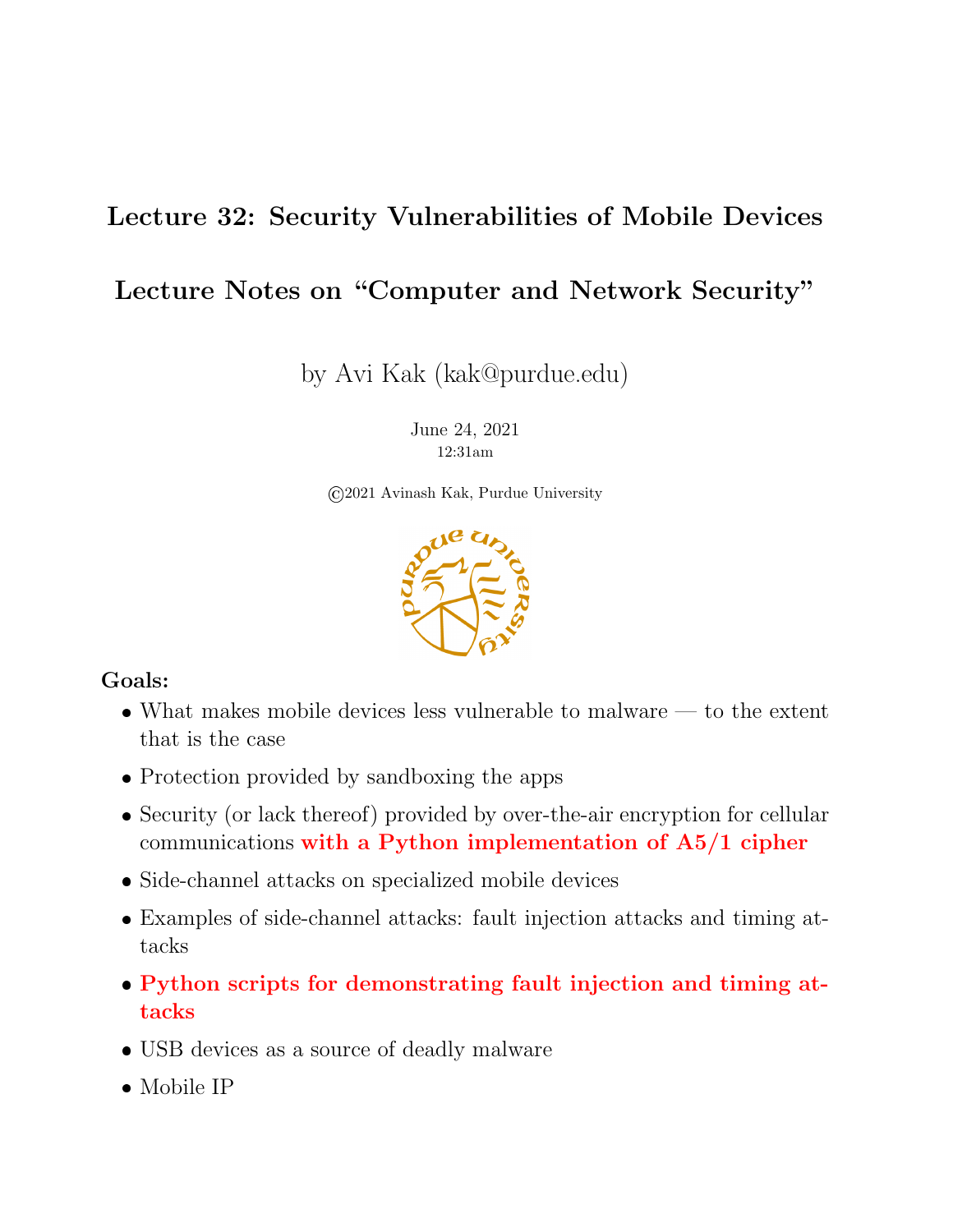# Lecture 32: Security Vulnerabilities of Mobile Devices

## Lecture Notes on "Computer and Network Security"

by Avi Kak (kak@purdue.edu)

June 24, 2021
12:31am

©2021 Avinash Kak, Purdue University

**Goals:**

- What makes mobile devices less vulnerable to malware — to the extent that is the case
- Protection provided by sandboxing the apps
- Security (or lack thereof) provided by over-the-air encryption for cellular communications **with a Python implementation of A5/1 cipher**
- Side-channel attacks on specialized mobile devices
- Examples of side-channel attacks: fault injection attacks and timing attacks
- **Python scripts for demonstrating fault injection and timing attacks**
- USB devices as a source of deadly malware
- Mobile IP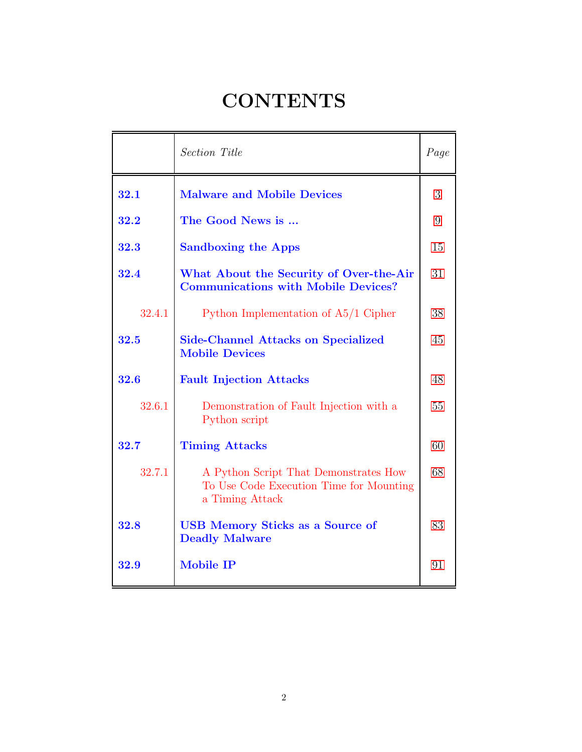# CONTENTS

| | *Section Title* | *Page* |
|---|---|---|
| **32.1** | **Malware and Mobile Devices** | 3 |
| **32.2** | **The Good News is ...** | 9 |
| **32.3** | **Sandboxing the Apps** | 15 |
| **32.4** | **What About the Security of Over-the-Air Communications with Mobile Devices?** | 31 |
| 32.4.1 | Python Implementation of A5/1 Cipher | 38 |
| **32.5** | **Side-Channel Attacks on Specialized Mobile Devices** | 45 |
| **32.6** | **Fault Injection Attacks** | 48 |
| 32.6.1 | Demonstration of Fault Injection with a Python script | 55 |
| **32.7** | **Timing Attacks** | 60 |
| 32.7.1 | A Python Script That Demonstrates How To Use Code Execution Time for Mounting a Timing Attack | 68 |
| **32.8** | **USB Memory Sticks as a Source of Deadly Malware** | 83 |
| **32.9** | **Mobile IP** | 91 |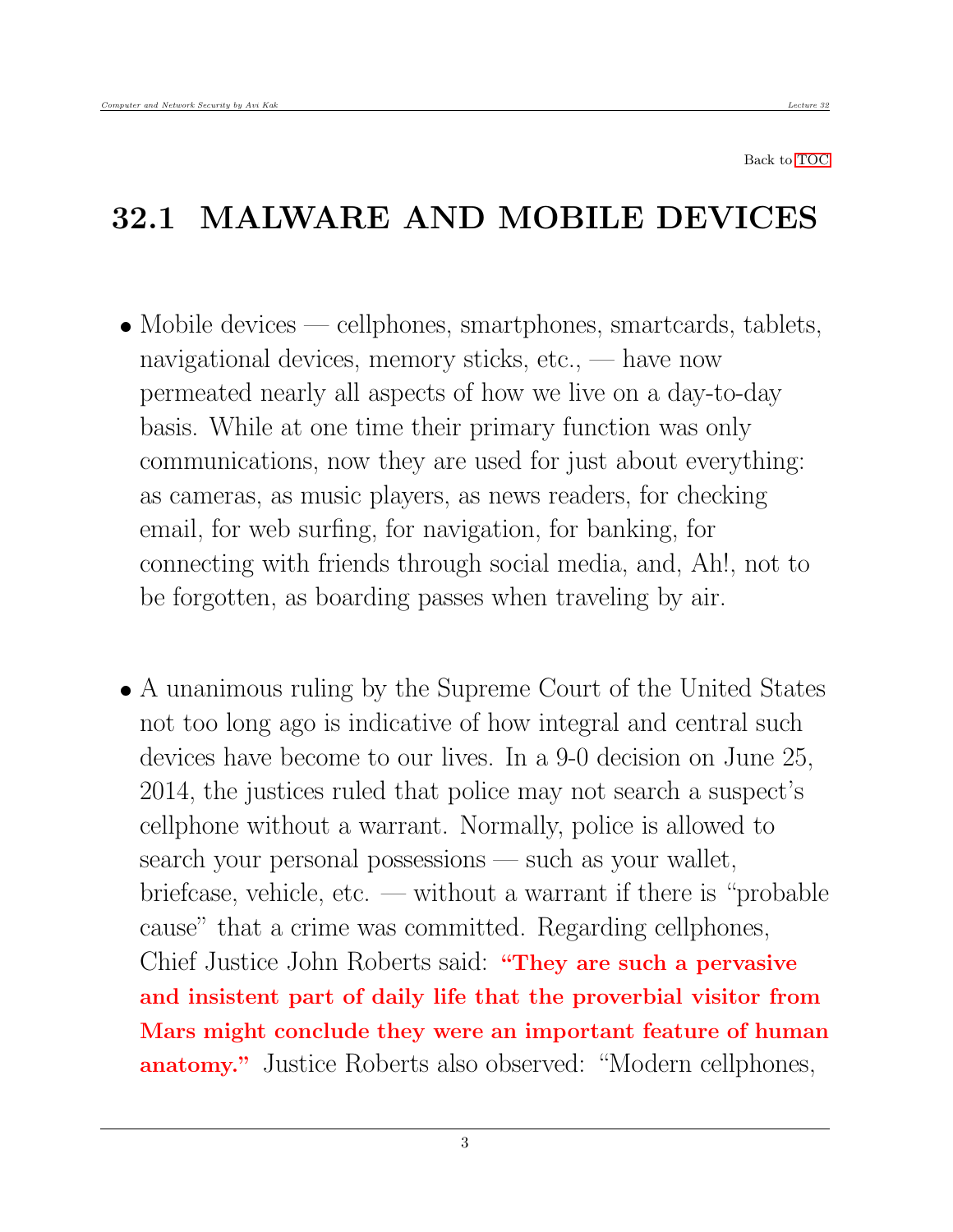Back to TOC

# 32.1 MALWARE AND MOBILE DEVICES

- Mobile devices — cellphones, smartphones, smartcards, tablets, navigational devices, memory sticks, etc., — have now permeated nearly all aspects of how we live on a day-to-day basis. While at one time their primary function was only communications, now they are used for just about everything: as cameras, as music players, as news readers, for checking email, for web surfing, for navigation, for banking, for connecting with friends through social media, and, Ah!, not to be forgotten, as boarding passes when traveling by air.

- A unanimous ruling by the Supreme Court of the United States not too long ago is indicative of how integral and central such devices have become to our lives. In a 9-0 decision on June 25, 2014, the justices ruled that police may not search a suspect's cellphone without a warrant. Normally, police is allowed to search your personal possessions — such as your wallet, briefcase, vehicle, etc. — without a warrant if there is "probable cause" that a crime was committed. Regarding cellphones, Chief Justice John Roberts said: **"They are such a pervasive and insistent part of daily life that the proverbial visitor from Mars might conclude they were an important feature of human anatomy."** Justice Roberts also observed: "Modern cellphones,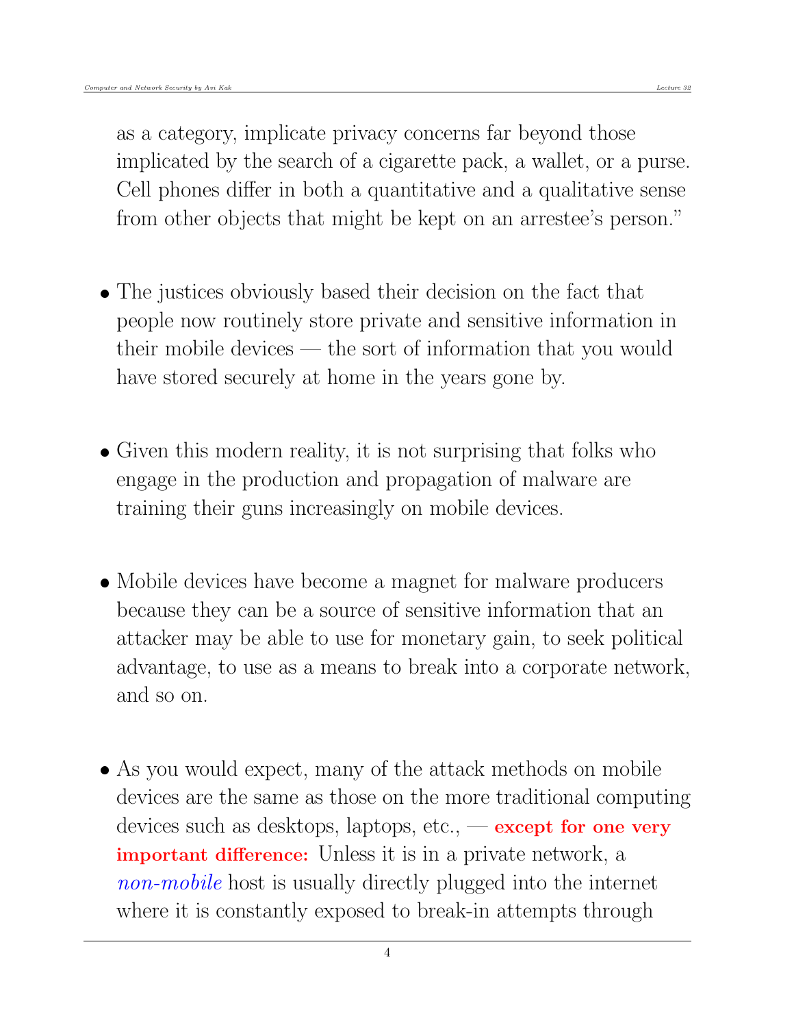as a category, implicate privacy concerns far beyond those implicated by the search of a cigarette pack, a wallet, or a purse. Cell phones differ in both a quantitative and a qualitative sense from other objects that might be kept on an arrestee's person."

- The justices obviously based their decision on the fact that people now routinely store private and sensitive information in their mobile devices — the sort of information that you would have stored securely at home in the years gone by.

- Given this modern reality, it is not surprising that folks who engage in the production and propagation of malware are training their guns increasingly on mobile devices.

- Mobile devices have become a magnet for malware producers because they can be a source of sensitive information that an attacker may be able to use for monetary gain, to seek political advantage, to use as a means to break into a corporate network, and so on.

- As you would expect, many of the attack methods on mobile devices are the same as those on the more traditional computing devices such as desktops, laptops, etc., — **except for one very important difference:** Unless it is in a private network, a *non-mobile* host is usually directly plugged into the internet where it is constantly exposed to break-in attempts through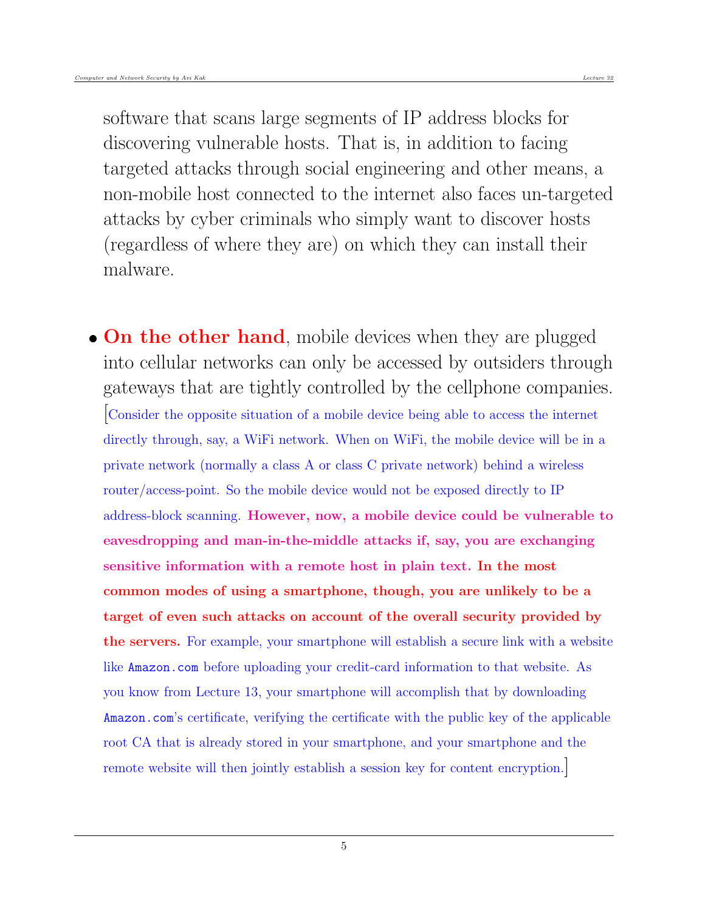software that scans large segments of IP address blocks for discovering vulnerable hosts. That is, in addition to facing targeted attacks through social engineering and other means, a non-mobile host connected to the internet also faces un-targeted attacks by cyber criminals who simply want to discover hosts (regardless of where they are) on which they can install their malware.

- **On the other hand**, mobile devices when they are plugged into cellular networks can only be accessed by outsiders through gateways that are tightly controlled by the cellphone companies. [Consider the opposite situation of a mobile device being able to access the internet directly through, say, a WiFi network. When on WiFi, the mobile device will be in a private network (normally a class A or class C private network) behind a wireless router/access-point. So the mobile device would not be exposed directly to IP address-block scanning. **However, now, a mobile device could be vulnerable to eavesdropping and man-in-the-middle attacks if, say, you are exchanging sensitive information with a remote host in plain text. In the most common modes of using a smartphone, though, you are unlikely to be a target of even such attacks on account of the overall security provided by the servers.** For example, your smartphone will establish a secure link with a website like `Amazon.com` before uploading your credit-card information to that website. As you know from Lecture 13, your smartphone will accomplish that by downloading `Amazon.com`'s certificate, verifying the certificate with the public key of the applicable root CA that is already stored in your smartphone, and your smartphone and the remote website will then jointly establish a session key for content encryption.]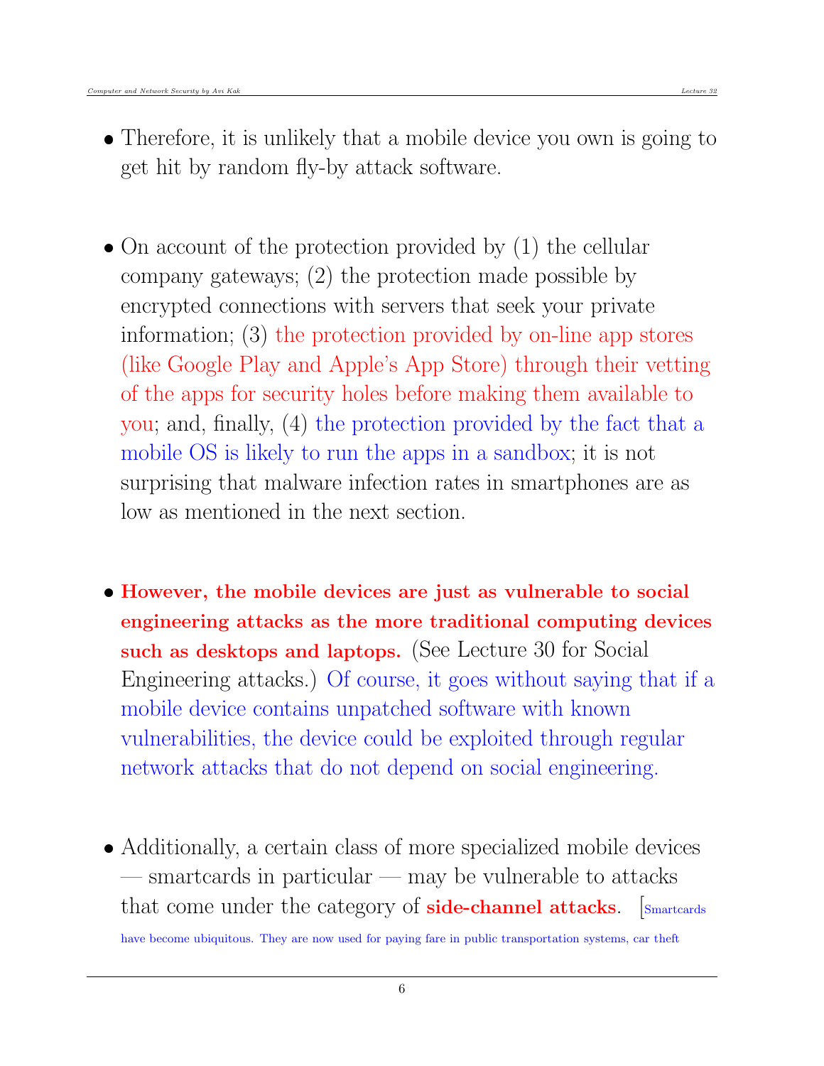- Therefore, it is unlikely that a mobile device you own is going to get hit by random fly-by attack software.

- On account of the protection provided by (1) the cellular company gateways; (2) the protection made possible by encrypted connections with servers that seek your private information; (3) the protection provided by on-line app stores (like Google Play and Apple's App Store) through their vetting of the apps for security holes before making them available to you; and, finally, (4) the protection provided by the fact that a mobile OS is likely to run the apps in a sandbox; it is not surprising that malware infection rates in smartphones are as low as mentioned in the next section.

- **However, the mobile devices are just as vulnerable to social engineering attacks as the more traditional computing devices such as desktops and laptops.** (See Lecture 30 for Social Engineering attacks.) Of course, it goes without saying that if a mobile device contains unpatched software with known vulnerabilities, the device could be exploited through regular network attacks that do not depend on social engineering.

- Additionally, a certain class of more specialized mobile devices — smartcards in particular — may be vulnerable to attacks that come under the category of **side-channel attacks**. [Smartcards have become ubiquitous. They are now used for paying fare in public transportation systems, car theft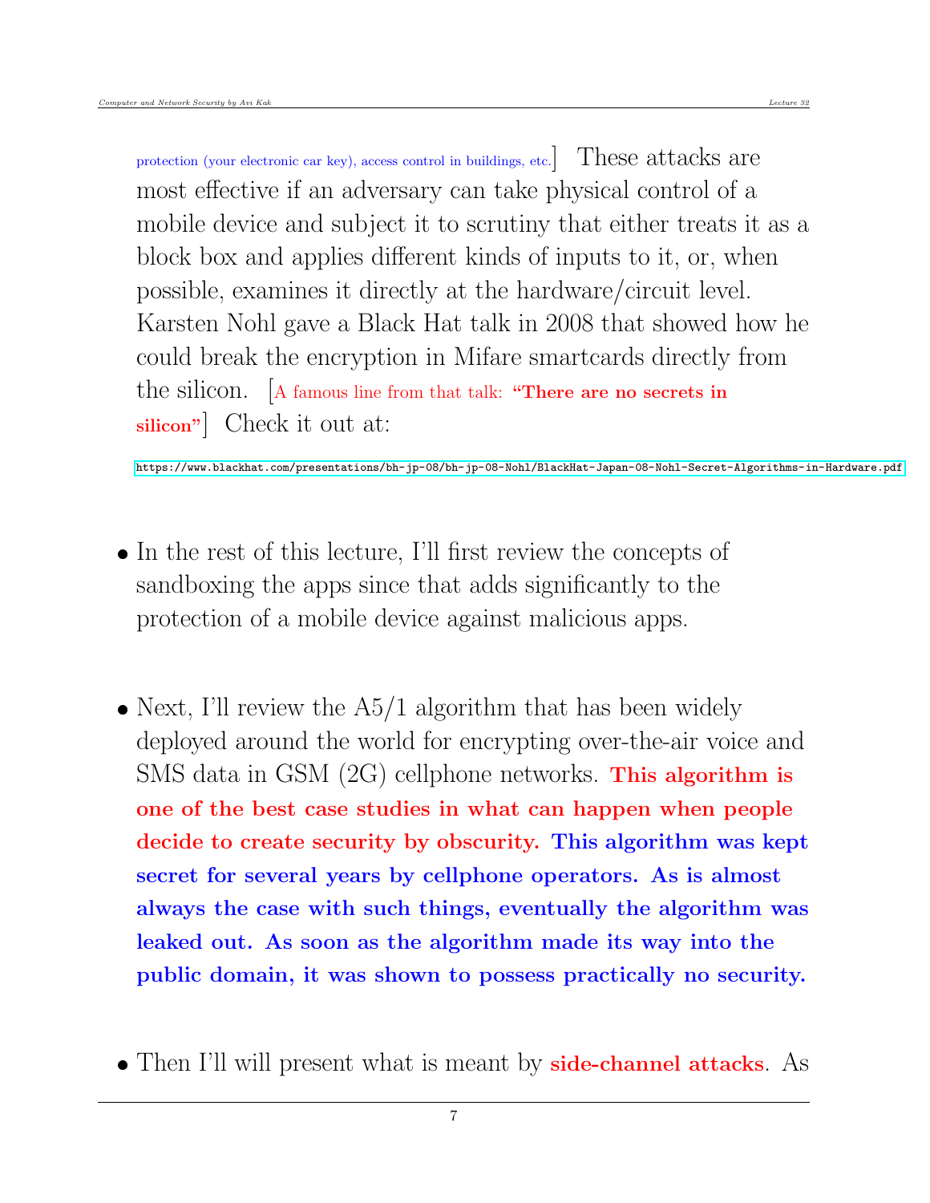protection (your electronic car key), access control in buildings, etc.] These attacks are most effective if an adversary can take physical control of a mobile device and subject it to scrutiny that either treats it as a block box and applies different kinds of inputs to it, or, when possible, examines it directly at the hardware/circuit level. Karsten Nohl gave a Black Hat talk in 2008 that showed how he could break the encryption in Mifare smartcards directly from the silicon. [A famous line from that talk: **"There are no secrets in silicon"**] Check it out at:

https://www.blackhat.com/presentations/bh-jp-08/bh-jp-08-Nohl/BlackHat-Japan-08-Nohl-Secret-Algorithms-in-Hardware.pdf

- In the rest of this lecture, I'll first review the concepts of sandboxing the apps since that adds significantly to the protection of a mobile device against malicious apps.

- Next, I'll review the A5/1 algorithm that has been widely deployed around the world for encrypting over-the-air voice and SMS data in GSM (2G) cellphone networks. **This algorithm is one of the best case studies in what can happen when people decide to create security by obscurity. This algorithm was kept secret for several years by cellphone operators. As is almost always the case with such things, eventually the algorithm was leaked out. As soon as the algorithm made its way into the public domain, it was shown to possess practically no security.**

- Then I'll will present what is meant by **side-channel attacks**. As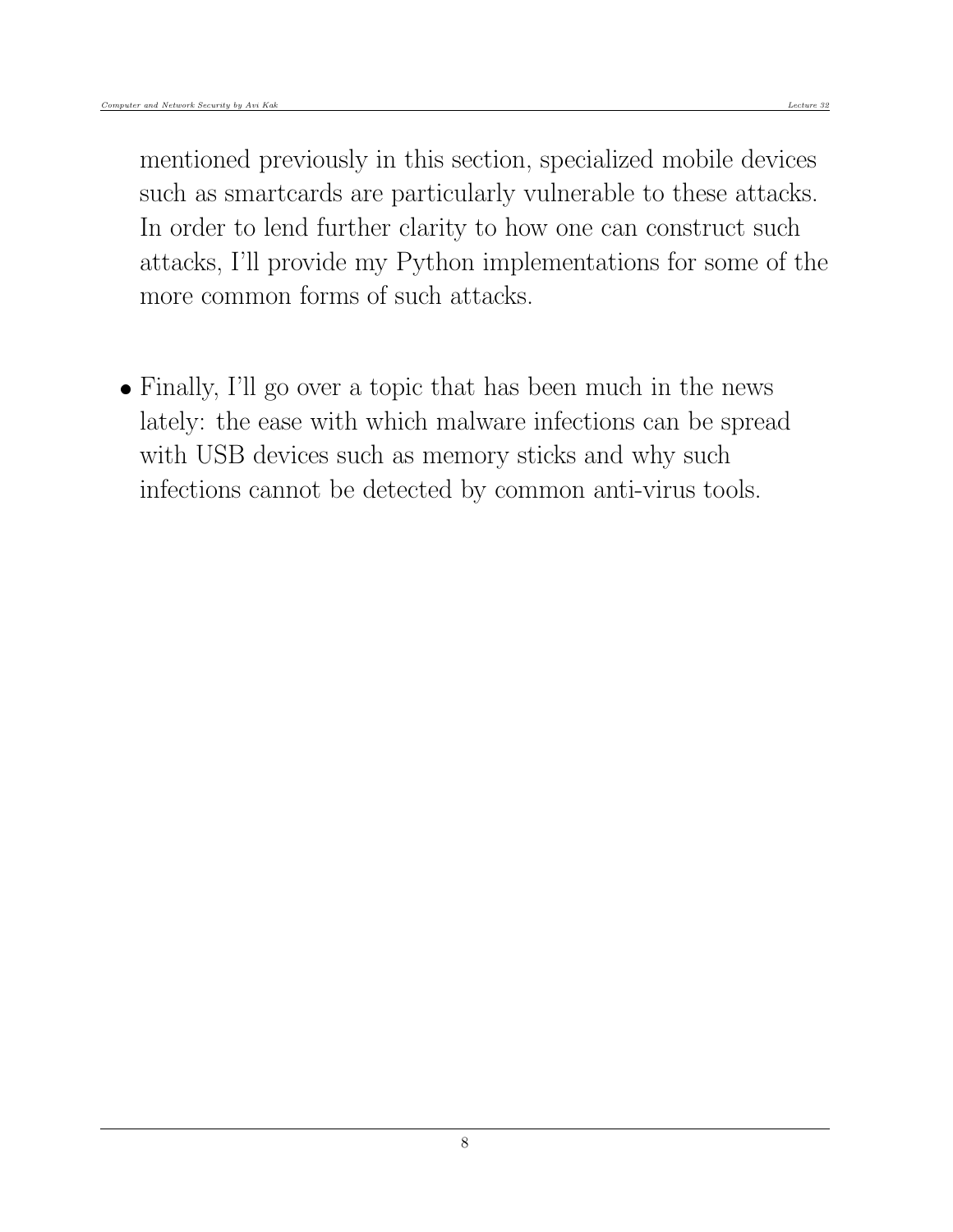mentioned previously in this section, specialized mobile devices such as smartcards are particularly vulnerable to these attacks. In order to lend further clarity to how one can construct such attacks, I'll provide my Python implementations for some of the more common forms of such attacks.

- Finally, I'll go over a topic that has been much in the news lately: the ease with which malware infections can be spread with USB devices such as memory sticks and why such infections cannot be detected by common anti-virus tools.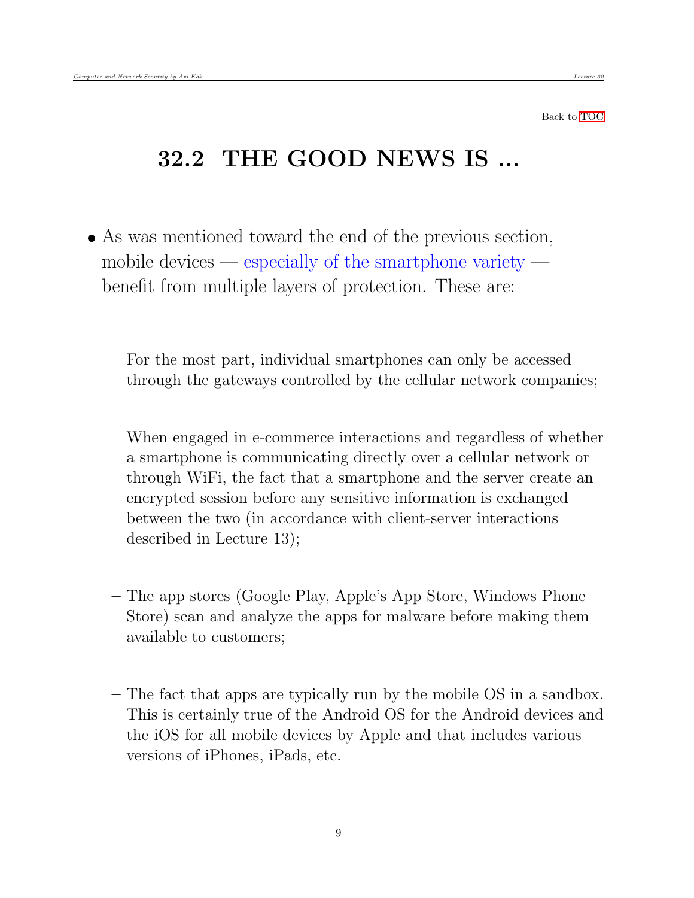Back to TOC

## 32.2 THE GOOD NEWS IS ...

- As was mentioned toward the end of the previous section, mobile devices — especially of the smartphone variety — benefit from multiple layers of protection. These are:

  – For the most part, individual smartphones can only be accessed through the gateways controlled by the cellular network companies;

  – When engaged in e-commerce interactions and regardless of whether a smartphone is communicating directly over a cellular network or through WiFi, the fact that a smartphone and the server create an encrypted session before any sensitive information is exchanged between the two (in accordance with client-server interactions described in Lecture 13);

  – The app stores (Google Play, Apple's App Store, Windows Phone Store) scan and analyze the apps for malware before making them available to customers;

  – The fact that apps are typically run by the mobile OS in a sandbox. This is certainly true of the Android OS for the Android devices and the iOS for all mobile devices by Apple and that includes various versions of iPhones, iPads, etc.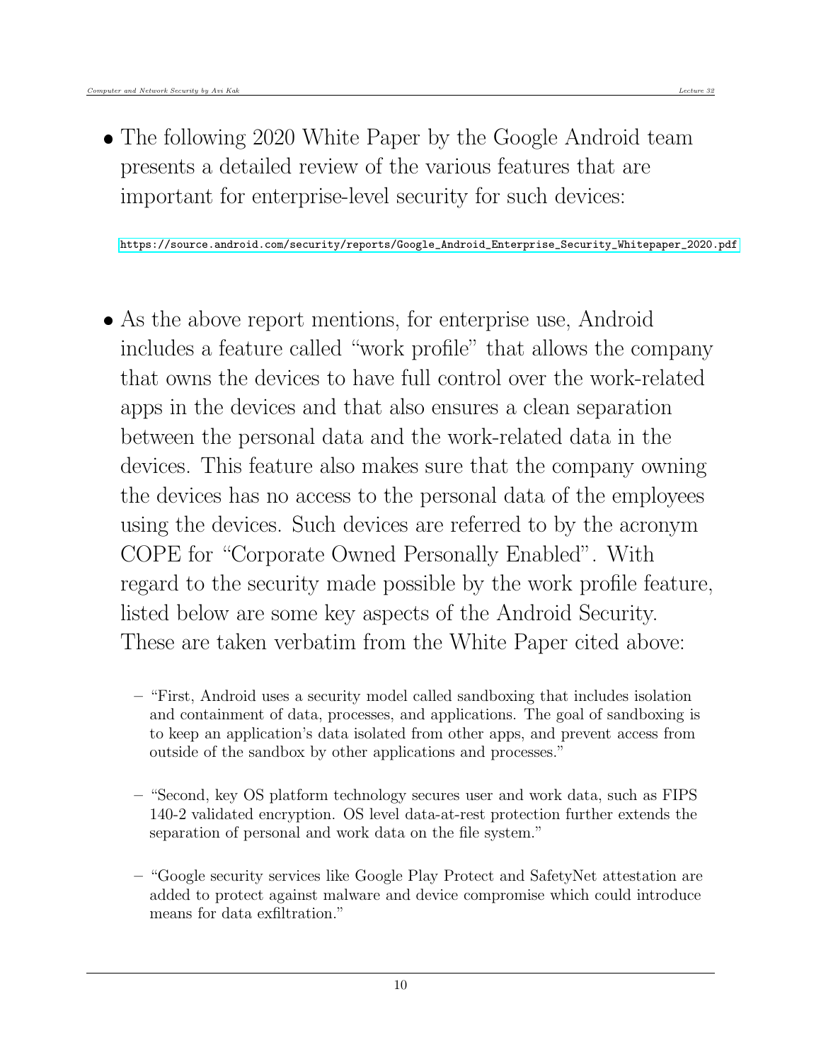- The following 2020 White Paper by the Google Android team presents a detailed review of the various features that are important for enterprise-level security for such devices:

https://source.android.com/security/reports/Google_Android_Enterprise_Security_Whitepaper_2020.pdf

- As the above report mentions, for enterprise use, Android includes a feature called "work profile" that allows the company that owns the devices to have full control over the work-related apps in the devices and that also ensures a clean separation between the personal data and the work-related data in the devices. This feature also makes sure that the company owning the devices has no access to the personal data of the employees using the devices. Such devices are referred to by the acronym COPE for "Corporate Owned Personally Enabled". With regard to the security made possible by the work profile feature, listed below are some key aspects of the Android Security. These are taken verbatim from the White Paper cited above:

  – "First, Android uses a security model called sandboxing that includes isolation and containment of data, processes, and applications. The goal of sandboxing is to keep an application's data isolated from other apps, and prevent access from outside of the sandbox by other applications and processes."

  – "Second, key OS platform technology secures user and work data, such as FIPS 140-2 validated encryption. OS level data-at-rest protection further extends the separation of personal and work data on the file system."

  – "Google security services like Google Play Protect and SafetyNet attestation are added to protect against malware and device compromise which could introduce means for data exfiltration."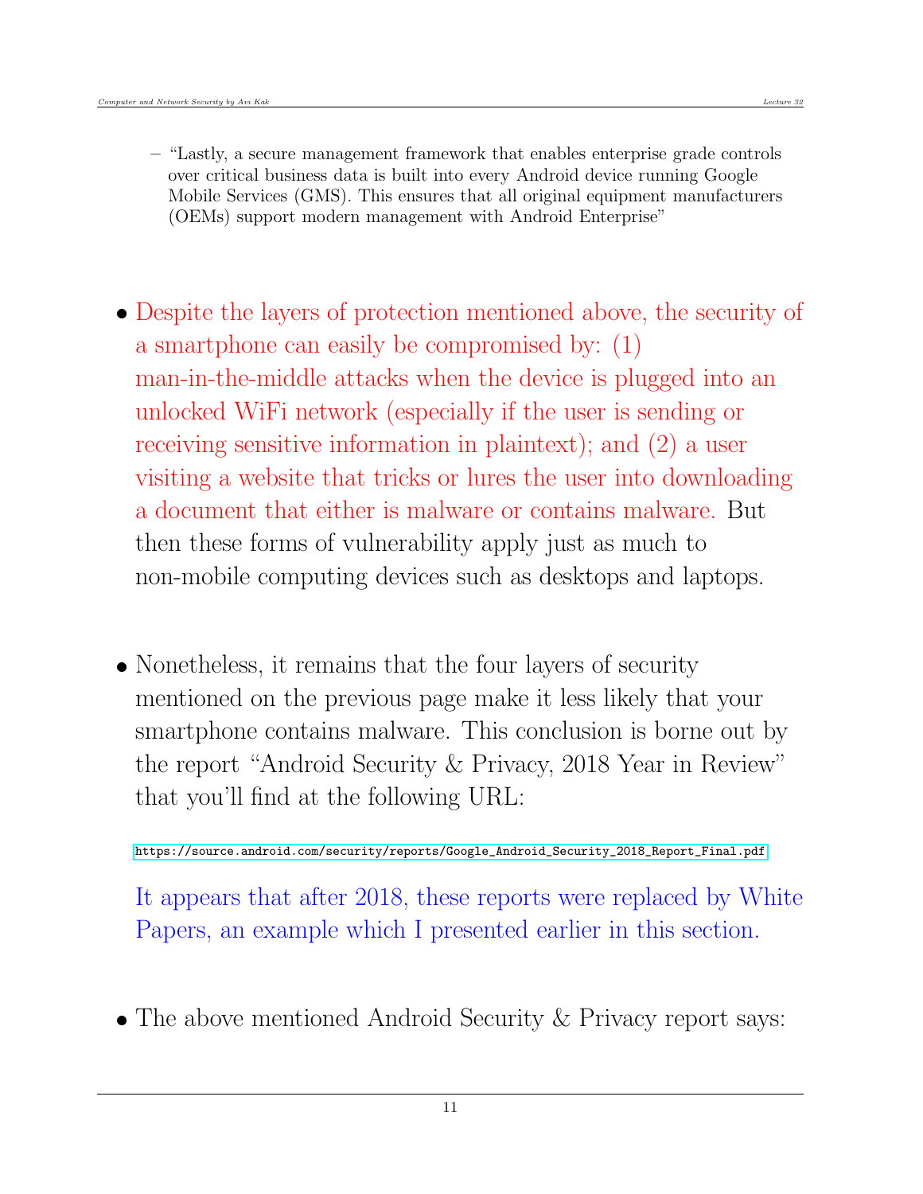- "Lastly, a secure management framework that enables enterprise grade controls over critical business data is built into every Android device running Google Mobile Services (GMS). This ensures that all original equipment manufacturers (OEMs) support modern management with Android Enterprise"

- Despite the layers of protection mentioned above, the security of a smartphone can easily be compromised by: (1) man-in-the-middle attacks when the device is plugged into an unlocked WiFi network (especially if the user is sending or receiving sensitive information in plaintext); and (2) a user visiting a website that tricks or lures the user into downloading a document that either is malware or contains malware. But then these forms of vulnerability apply just as much to non-mobile computing devices such as desktops and laptops.

- Nonetheless, it remains that the four layers of security mentioned on the previous page make it less likely that your smartphone contains malware. This conclusion is borne out by the report "Android Security & Privacy, 2018 Year in Review" that you'll find at the following URL:

  https://source.android.com/security/reports/Google_Android_Security_2018_Report_Final.pdf

  It appears that after 2018, these reports were replaced by White Papers, an example which I presented earlier in this section.

- The above mentioned Android Security & Privacy report says: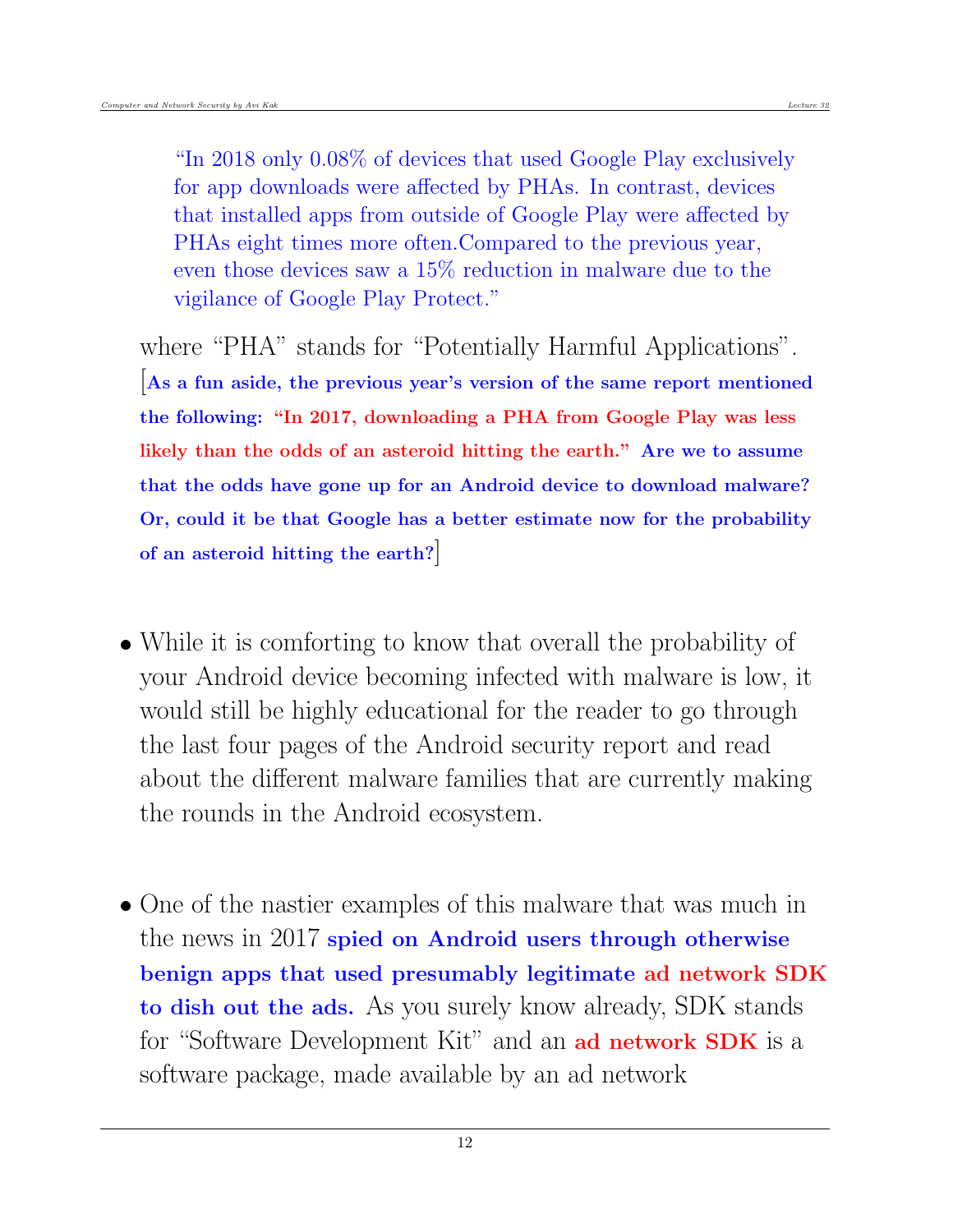> "In 2018 only 0.08% of devices that used Google Play exclusively for app downloads were affected by PHAs. In contrast, devices that installed apps from outside of Google Play were affected by PHAs eight times more often.Compared to the previous year, even those devices saw a 15% reduction in malware due to the vigilance of Google Play Protect."

where "PHA" stands for "Potentially Harmful Applications". [**As a fun aside, the previous year's version of the same report mentioned the following: "In 2017, downloading a PHA from Google Play was less likely than the odds of an asteroid hitting the earth." Are we to assume that the odds have gone up for an Android device to download malware? Or, could it be that Google has a better estimate now for the probability of an asteroid hitting the earth?**]

- While it is comforting to know that overall the probability of your Android device becoming infected with malware is low, it would still be highly educational for the reader to go through the last four pages of the Android security report and read about the different malware families that are currently making the rounds in the Android ecosystem.

- One of the nastier examples of this malware that was much in the news in 2017 **spied on Android users through otherwise benign apps that used presumably legitimate ad network SDK to dish out the ads.** As you surely know already, SDK stands for "Software Development Kit" and an **ad network SDK** is a software package, made available by an ad network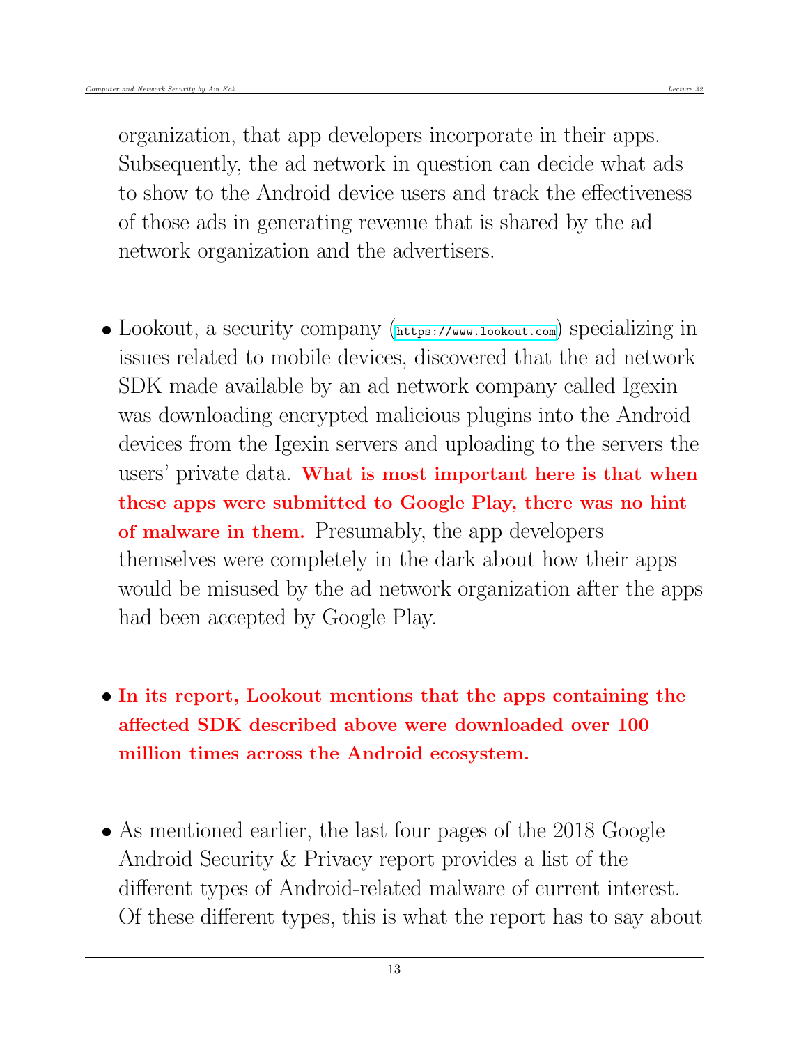organization, that app developers incorporate in their apps. Subsequently, the ad network in question can decide what ads to show to the Android device users and track the effectiveness of those ads in generating revenue that is shared by the ad network organization and the advertisers.

- Lookout, a security company (https://www.lookout.com) specializing in issues related to mobile devices, discovered that the ad network SDK made available by an ad network company called Igexin was downloading encrypted malicious plugins into the Android devices from the Igexin servers and uploading to the servers the users' private data. **What is most important here is that when these apps were submitted to Google Play, there was no hint of malware in them.** Presumably, the app developers themselves were completely in the dark about how their apps would be misused by the ad network organization after the apps had been accepted by Google Play.

- **In its report, Lookout mentions that the apps containing the affected SDK described above were downloaded over 100 million times across the Android ecosystem.**

- As mentioned earlier, the last four pages of the 2018 Google Android Security & Privacy report provides a list of the different types of Android-related malware of current interest. Of these different types, this is what the report has to say about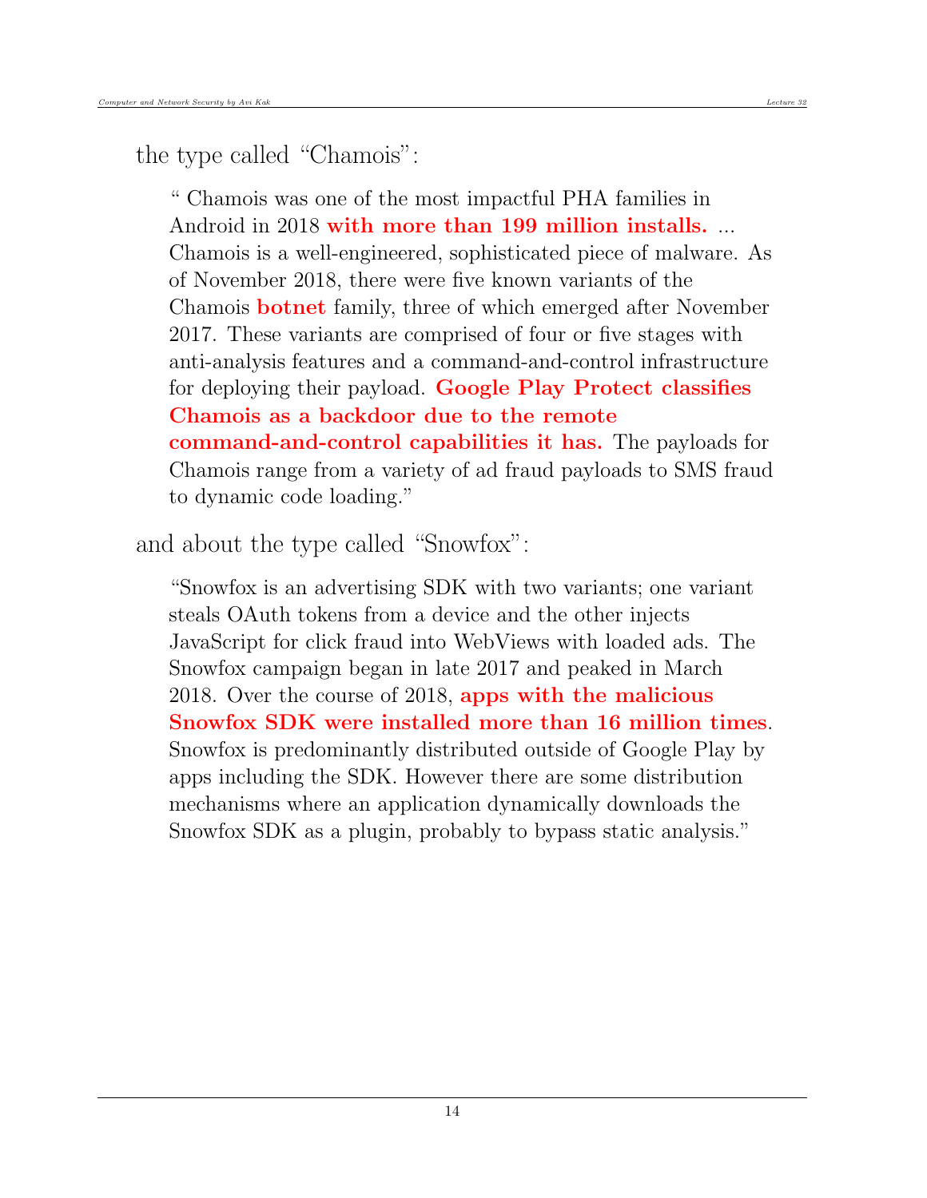the type called “Chamois”:

> “ Chamois was one of the most impactful PHA families in Android in 2018 **with more than 199 million installs.** ... Chamois is a well-engineered, sophisticated piece of malware. As of November 2018, there were five known variants of the Chamois **botnet** family, three of which emerged after November 2017. These variants are comprised of four or five stages with anti-analysis features and a command-and-control infrastructure for deploying their payload. **Google Play Protect classifies Chamois as a backdoor due to the remote command-and-control capabilities it has.** The payloads for Chamois range from a variety of ad fraud payloads to SMS fraud to dynamic code loading.”

and about the type called “Snowfox”:

> “Snowfox is an advertising SDK with two variants; one variant steals OAuth tokens from a device and the other injects JavaScript for click fraud into WebViews with loaded ads. The Snowfox campaign began in late 2017 and peaked in March 2018. Over the course of 2018, **apps with the malicious Snowfox SDK were installed more than 16 million times**. Snowfox is predominantly distributed outside of Google Play by apps including the SDK. However there are some distribution mechanisms where an application dynamically downloads the Snowfox SDK as a plugin, probably to bypass static analysis.”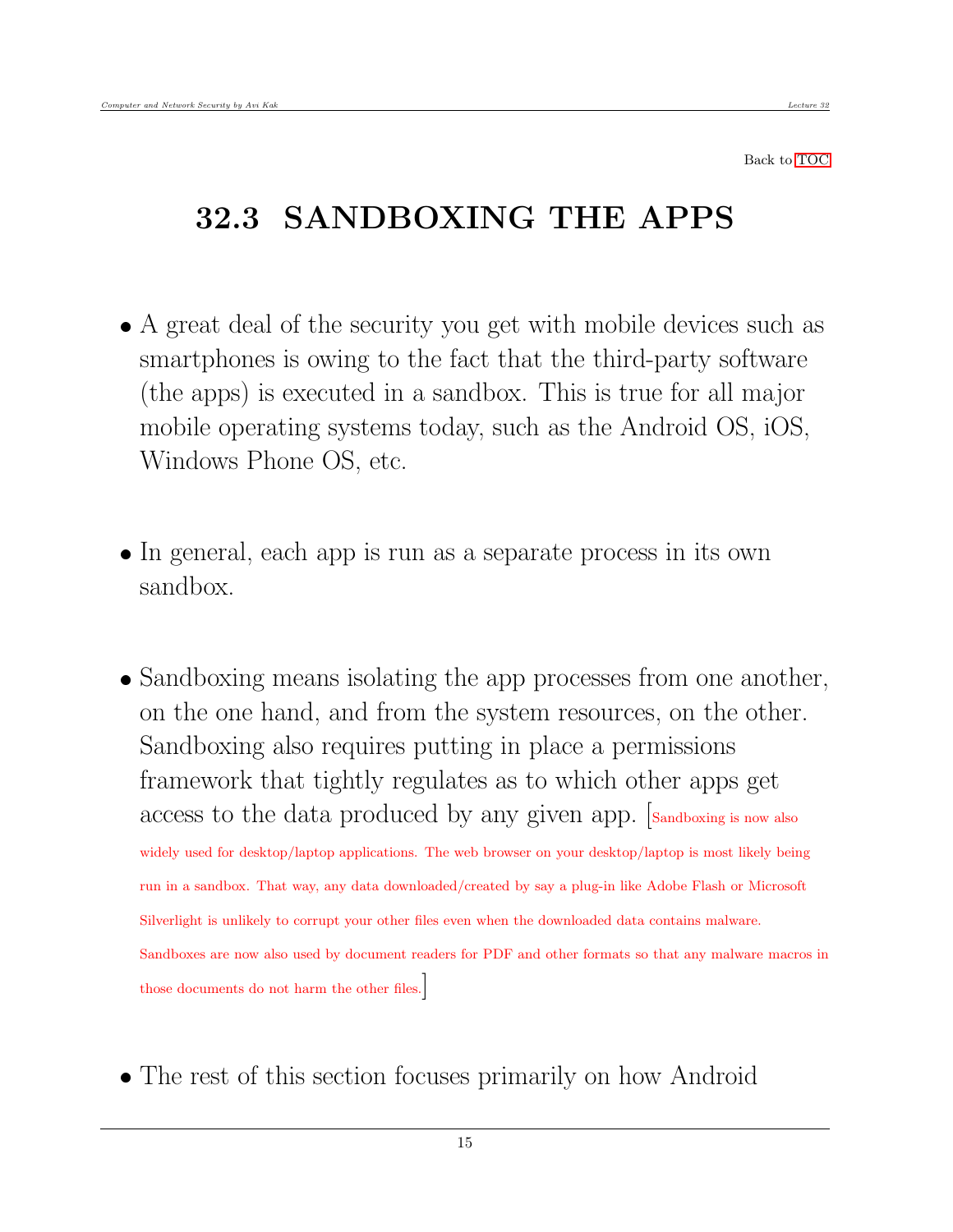Back to TOC

## 32.3 SANDBOXING THE APPS

- A great deal of the security you get with mobile devices such as smartphones is owing to the fact that the third-party software (the apps) is executed in a sandbox. This is true for all major mobile operating systems today, such as the Android OS, iOS, Windows Phone OS, etc.

- In general, each app is run as a separate process in its own sandbox.

- Sandboxing means isolating the app processes from one another, on the one hand, and from the system resources, on the other. Sandboxing also requires putting in place a permissions framework that tightly regulates as to which other apps get access to the data produced by any given app. [Sandboxing is now also widely used for desktop/laptop applications. The web browser on your desktop/laptop is most likely being run in a sandbox. That way, any data downloaded/created by say a plug-in like Adobe Flash or Microsoft Silverlight is unlikely to corrupt your other files even when the downloaded data contains malware. Sandboxes are now also used by document readers for PDF and other formats so that any malware macros in those documents do not harm the other files.]

- The rest of this section focuses primarily on how Android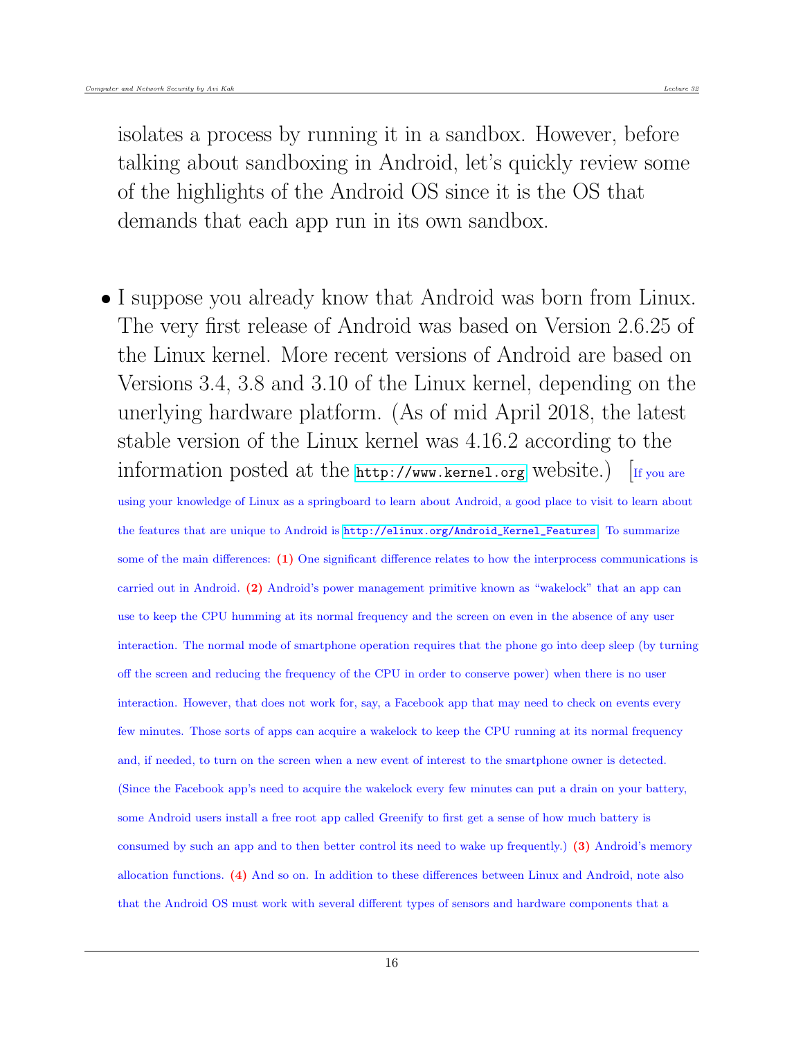isolates a process by running it in a sandbox. However, before talking about sandboxing in Android, let's quickly review some of the highlights of the Android OS since it is the OS that demands that each app run in its own sandbox.

- I suppose you already know that Android was born from Linux. The very first release of Android was based on Version 2.6.25 of the Linux kernel. More recent versions of Android are based on Versions 3.4, 3.8 and 3.10 of the Linux kernel, depending on the unerlying hardware platform. (As of mid April 2018, the latest stable version of the Linux kernel was 4.16.2 according to the information posted at the http://www.kernel.org website.) [If you are using your knowledge of Linux as a springboard to learn about Android, a good place to visit to learn about the features that are unique to Android is http://elinux.org/Android_Kernel_Features. To summarize some of the main differences: **(1)** One significant difference relates to how the interprocess communications is carried out in Android. **(2)** Android's power management primitive known as "wakelock" that an app can use to keep the CPU humming at its normal frequency and the screen on even in the absence of any user interaction. The normal mode of smartphone operation requires that the phone go into deep sleep (by turning off the screen and reducing the frequency of the CPU in order to conserve power) when there is no user interaction. However, that does not work for, say, a Facebook app that may need to check on events every few minutes. Those sorts of apps can acquire a wakelock to keep the CPU running at its normal frequency and, if needed, to turn on the screen when a new event of interest to the smartphone owner is detected. (Since the Facebook app's need to acquire the wakelock every few minutes can put a drain on your battery, some Android users install a free root app called Greenify to first get a sense of how much battery is consumed by such an app and to then better control its need to wake up frequently.) **(3)** Android's memory allocation functions. **(4)** And so on. In addition to these differences between Linux and Android, note also that the Android OS must work with several different types of sensors and hardware components that a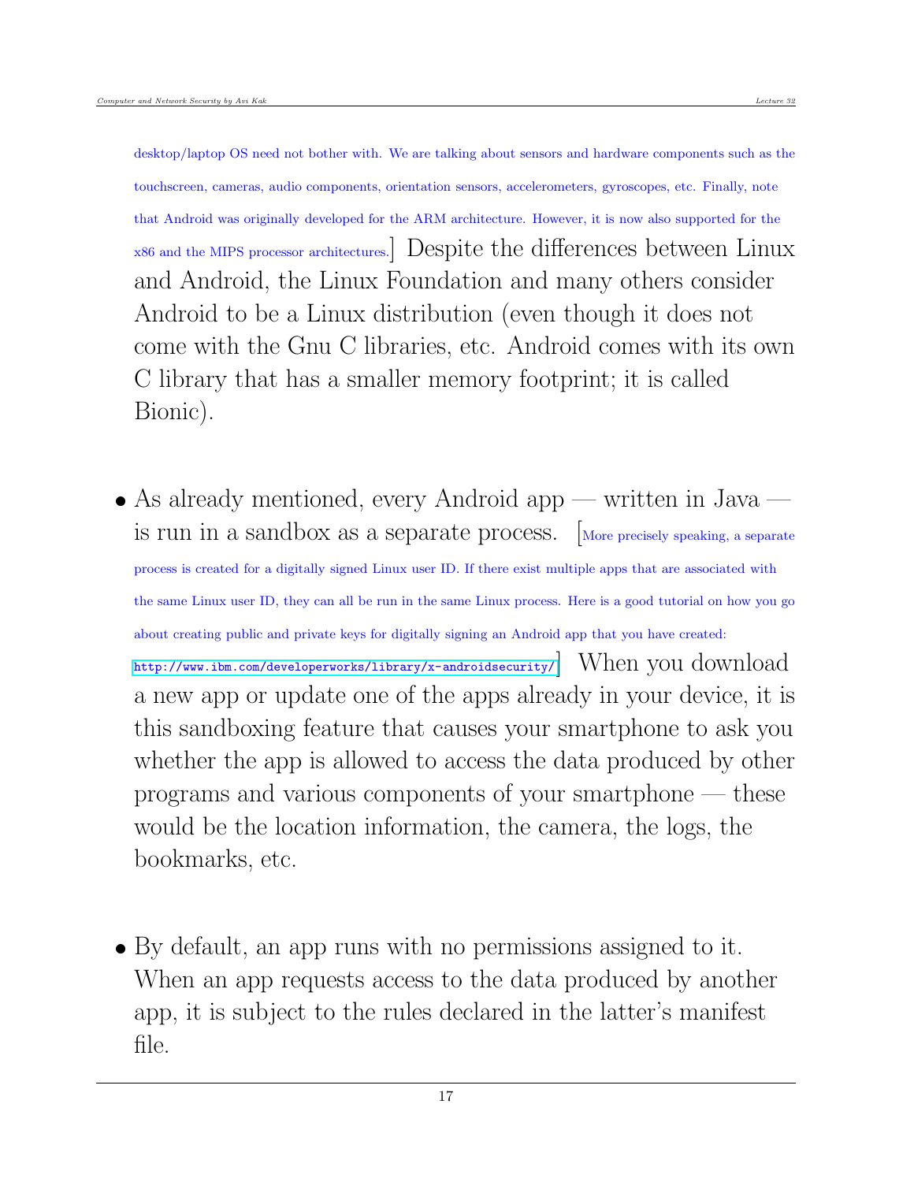desktop/laptop OS need not bother with. We are talking about sensors and hardware components such as the touchscreen, cameras, audio components, orientation sensors, accelerometers, gyroscopes, etc. Finally, note that Android was originally developed for the ARM architecture. However, it is now also supported for the x86 and the MIPS processor architectures.] Despite the differences between Linux and Android, the Linux Foundation and many others consider Android to be a Linux distribution (even though it does not come with the Gnu C libraries, etc. Android comes with its own C library that has a smaller memory footprint; it is called Bionic).

- As already mentioned, every Android app — written in Java — is run in a sandbox as a separate process. [More precisely speaking, a separate process is created for a digitally signed Linux user ID. If there exist multiple apps that are associated with the same Linux user ID, they can all be run in the same Linux process. Here is a good tutorial on how you go about creating public and private keys for digitally signing an Android app that you have created: http://www.ibm.com/developerworks/library/x-androidsecurity/] When you download a new app or update one of the apps already in your device, it is this sandboxing feature that causes your smartphone to ask you whether the app is allowed to access the data produced by other programs and various components of your smartphone — these would be the location information, the camera, the logs, the bookmarks, etc.

- By default, an app runs with no permissions assigned to it. When an app requests access to the data produced by another app, it is subject to the rules declared in the latter's manifest file.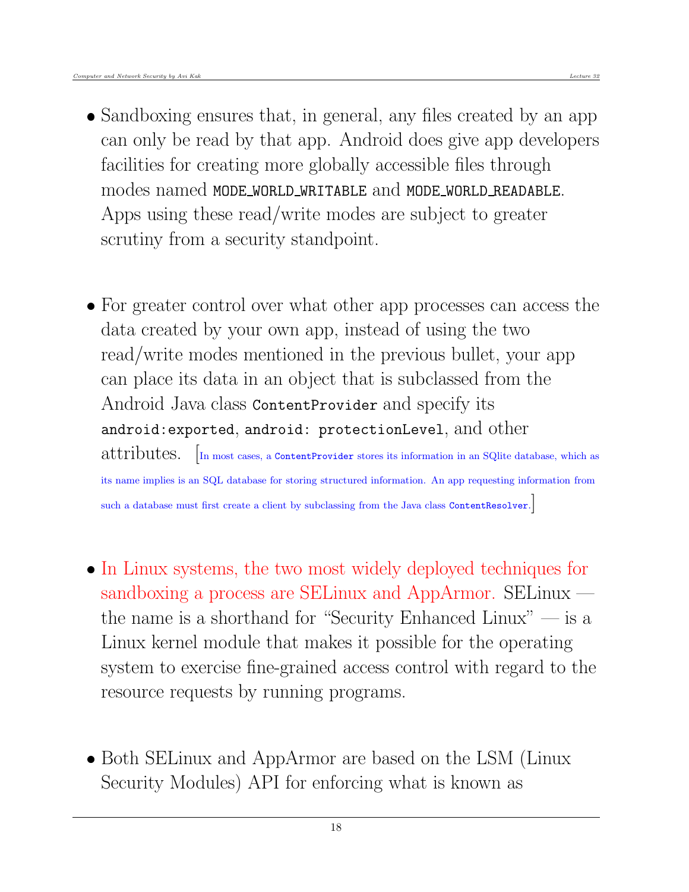- Sandboxing ensures that, in general, any files created by an app can only be read by that app. Android does give app developers facilities for creating more globally accessible files through modes named `MODE_WORLD_WRITABLE` and `MODE_WORLD_READABLE`. Apps using these read/write modes are subject to greater scrutiny from a security standpoint.

- For greater control over what other app processes can access the data created by your own app, instead of using the two read/write modes mentioned in the previous bullet, your app can place its data in an object that is subclassed from the Android Java class `ContentProvider` and specify its `android:exported`, `android: protectionLevel`, and other attributes. [In most cases, a `ContentProvider` stores its information in an SQlite database, which as its name implies is an SQL database for storing structured information. An app requesting information from such a database must first create a client by subclassing from the Java class `ContentResolver`.]

- In Linux systems, the two most widely deployed techniques for sandboxing a process are SELinux and AppArmor. SELinux — the name is a shorthand for "Security Enhanced Linux" — is a Linux kernel module that makes it possible for the operating system to exercise fine-grained access control with regard to the resource requests by running programs.

- Both SELinux and AppArmor are based on the LSM (Linux Security Modules) API for enforcing what is known as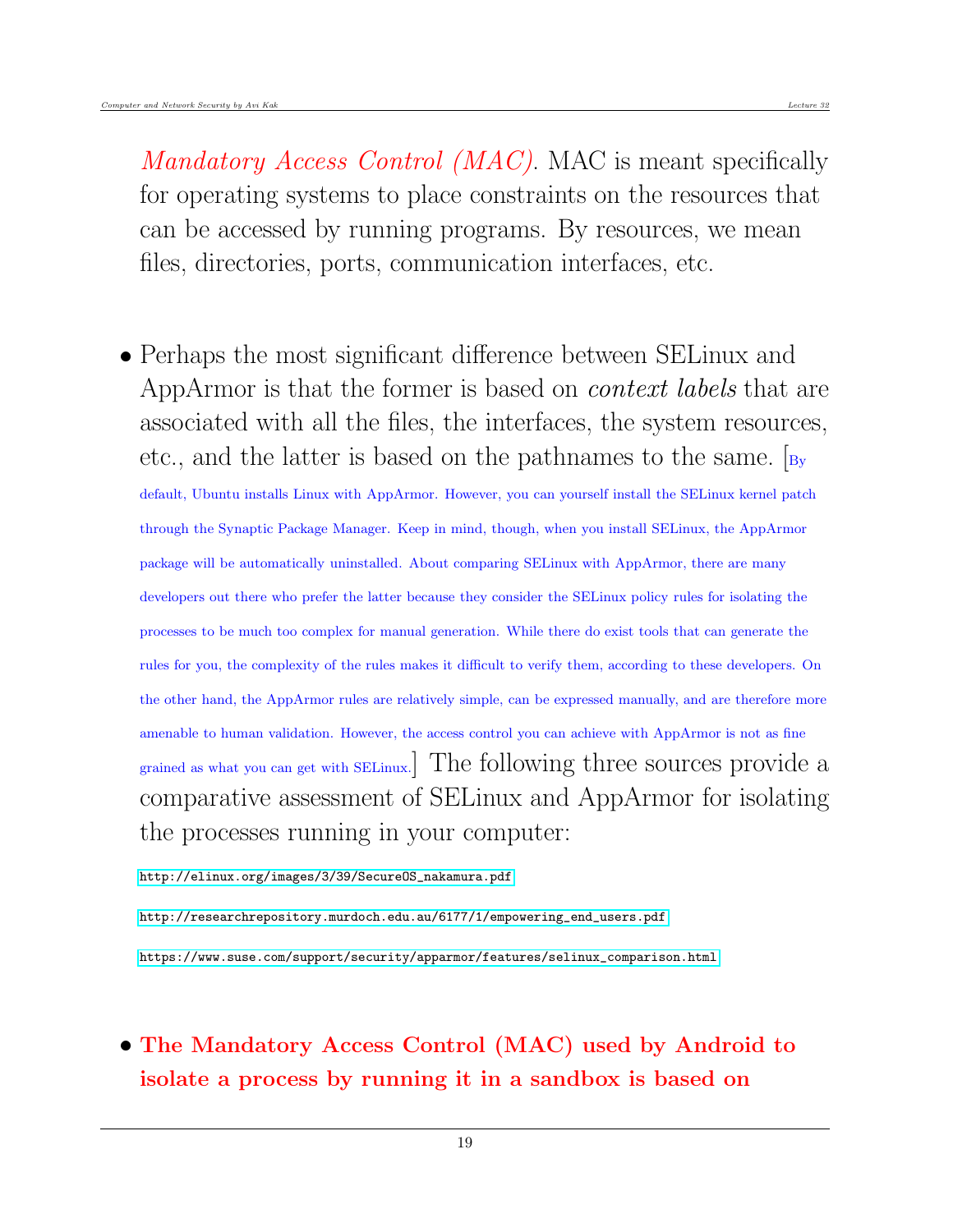*Mandatory Access Control (MAC)*. MAC is meant specifically for operating systems to place constraints on the resources that can be accessed by running programs. By resources, we mean files, directories, ports, communication interfaces, etc.

- Perhaps the most significant difference between SELinux and AppArmor is that the former is based on *context labels* that are associated with all the files, the interfaces, the system resources, etc., and the latter is based on the pathnames to the same. [By default, Ubuntu installs Linux with AppArmor. However, you can yourself install the SELinux kernel patch through the Synaptic Package Manager. Keep in mind, though, when you install SELinux, the AppArmor package will be automatically uninstalled. About comparing SELinux with AppArmor, there are many developers out there who prefer the latter because they consider the SELinux policy rules for isolating the processes to be much too complex for manual generation. While there do exist tools that can generate the rules for you, the complexity of the rules makes it difficult to verify them, according to these developers. On the other hand, the AppArmor rules are relatively simple, can be expressed manually, and are therefore more amenable to human validation. However, the access control you can achieve with AppArmor is not as fine grained as what you can get with SELinux.] The following three sources provide a comparative assessment of SELinux and AppArmor for isolating the processes running in your computer:

  http://elinux.org/images/3/39/SecureOS_nakamura.pdf

  http://researchrepository.murdoch.edu.au/6177/1/empowering_end_users.pdf

  https://www.suse.com/support/security/apparmor/features/selinux_comparison.html

- **The Mandatory Access Control (MAC) used by Android to isolate a process by running it in a sandbox is based on**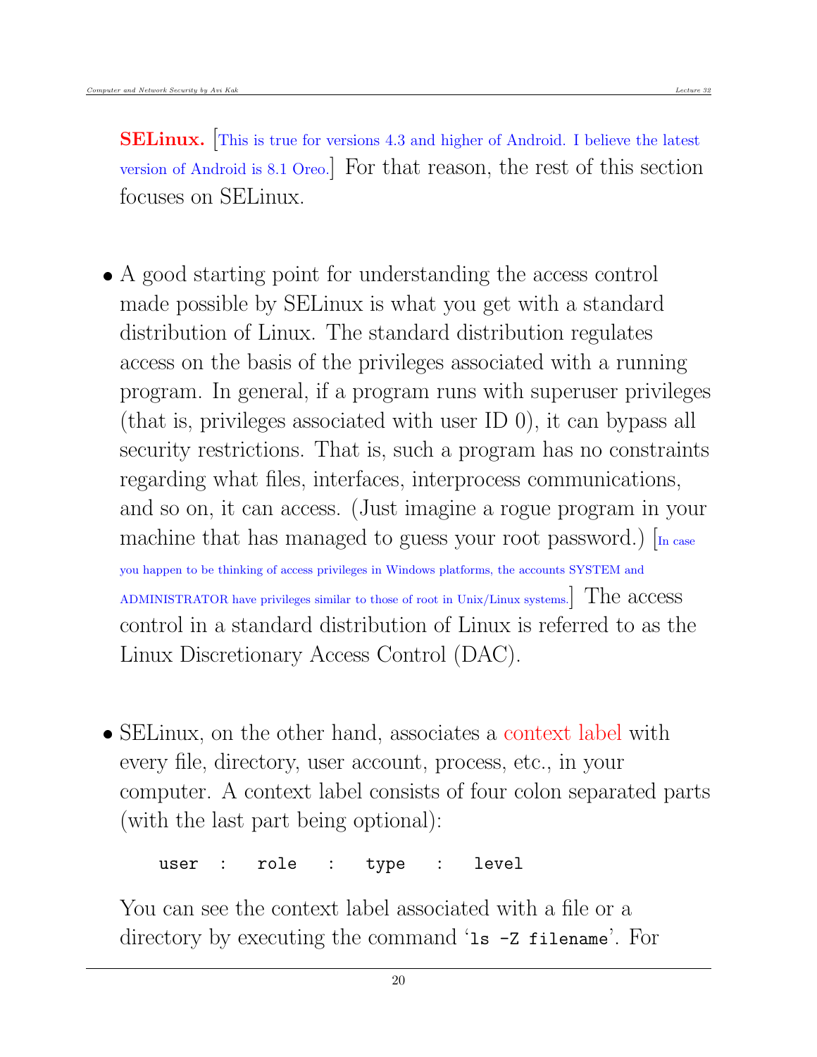**SELinux.** [This is true for versions 4.3 and higher of Android. I believe the latest version of Android is 8.1 Oreo.] For that reason, the rest of this section focuses on SELinux.

- A good starting point for understanding the access control made possible by SELinux is what you get with a standard distribution of Linux. The standard distribution regulates access on the basis of the privileges associated with a running program. In general, if a program runs with superuser privileges (that is, privileges associated with user ID 0), it can bypass all security restrictions. That is, such a program has no constraints regarding what files, interfaces, interprocess communications, and so on, it can access. (Just imagine a rogue program in your machine that has managed to guess your root password.) [In case you happen to be thinking of access privileges in Windows platforms, the accounts SYSTEM and ADMINISTRATOR have privileges similar to those of root in Unix/Linux systems.] The access control in a standard distribution of Linux is referred to as the Linux Discretionary Access Control (DAC).

- SELinux, on the other hand, associates a context label with every file, directory, user account, process, etc., in your computer. A context label consists of four colon separated parts (with the last part being optional):

```
user  :  role  :  type  :  level
```

  You can see the context label associated with a file or a directory by executing the command '`ls -Z filename`'. For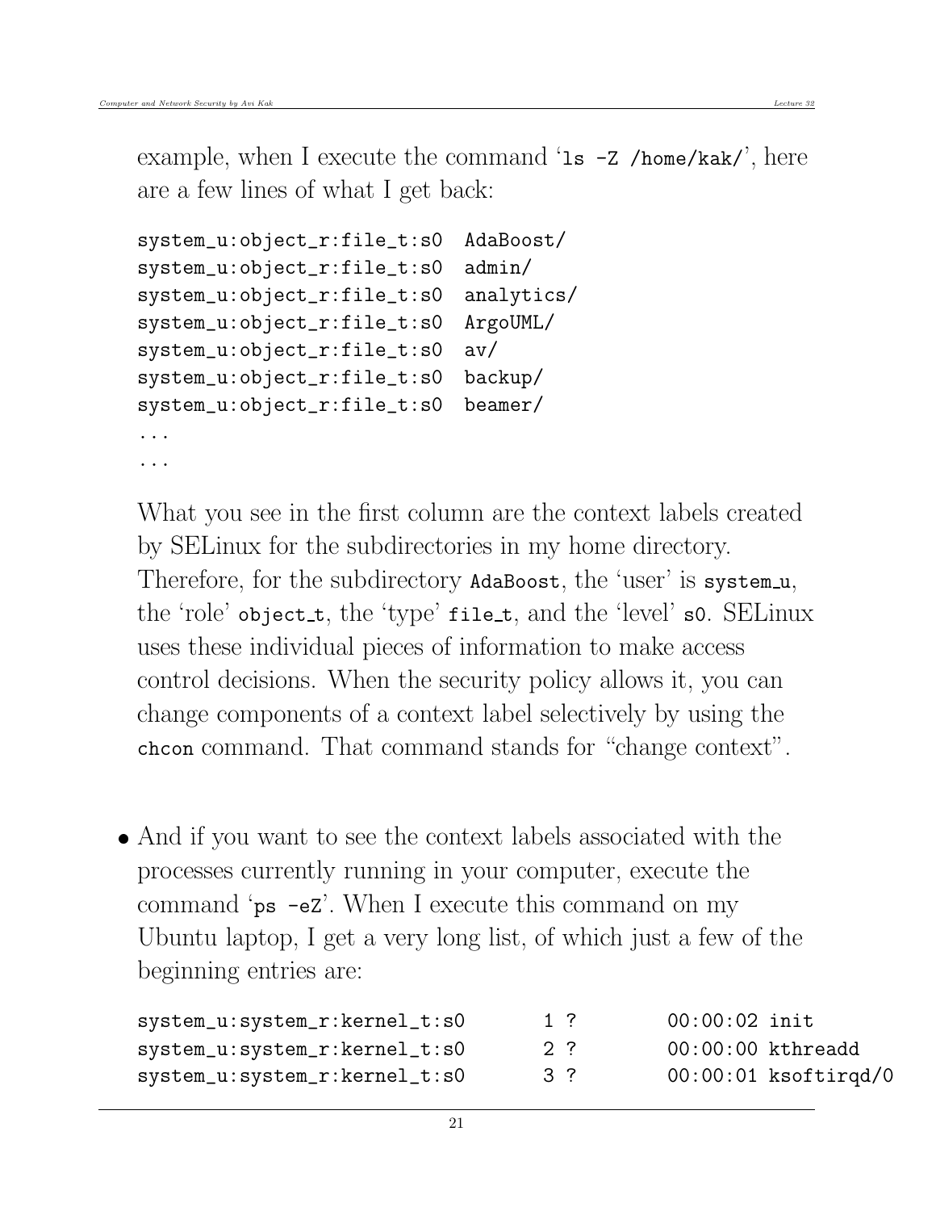example, when I execute the command '`ls -Z /home/kak/`', here are a few lines of what I get back:

```
system_u:object_r:file_t:s0  AdaBoost/
system_u:object_r:file_t:s0  admin/
system_u:object_r:file_t:s0  analytics/
system_u:object_r:file_t:s0  ArgoUML/
system_u:object_r:file_t:s0  av/
system_u:object_r:file_t:s0  backup/
system_u:object_r:file_t:s0  beamer/
...
...
```

What you see in the first column are the context labels created by SELinux for the subdirectories in my home directory. Therefore, for the subdirectory `AdaBoost`, the 'user' is `system_u`, the 'role' `object_t`, the 'type' `file_t`, and the 'level' `s0`. SELinux uses these individual pieces of information to make access control decisions. When the security policy allows it, you can change components of a context label selectively by using the `chcon` command. That command stands for "change context".

- And if you want to see the context labels associated with the processes currently running in your computer, execute the command '`ps -eZ`'. When I execute this command on my Ubuntu laptop, I get a very long list, of which just a few of the beginning entries are:

```
system_u:system_r:kernel_t:s0       1 ?        00:00:02 init
system_u:system_r:kernel_t:s0       2 ?        00:00:00 kthreadd
system_u:system_r:kernel_t:s0       3 ?        00:00:01 ksoftirqd/0
```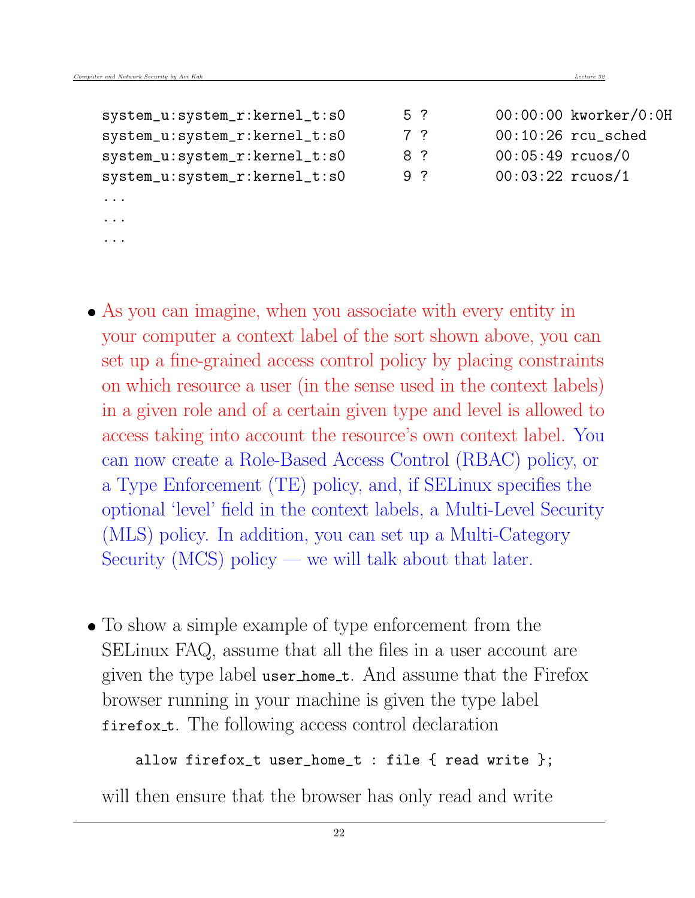```
system_u:system_r:kernel_t:s0       5 ?        00:00:00 kworker/0:0H
system_u:system_r:kernel_t:s0       7 ?        00:10:26 rcu_sched
system_u:system_r:kernel_t:s0       8 ?        00:05:49 rcuos/0
system_u:system_r:kernel_t:s0       9 ?        00:03:22 rcuos/1
...
...
...
```

- As you can imagine, when you associate with every entity in your computer a context label of the sort shown above, you can set up a fine-grained access control policy by placing constraints on which resource a user (in the sense used in the context labels) in a given role and of a certain given type and level is allowed to access taking into account the resource's own context label. You can now create a Role-Based Access Control (RBAC) policy, or a Type Enforcement (TE) policy, and, if SELinux specifies the optional 'level' field in the context labels, a Multi-Level Security (MLS) policy. In addition, you can set up a Multi-Category Security (MCS) policy — we will talk about that later.

- To show a simple example of type enforcement from the SELinux FAQ, assume that all the files in a user account are given the type label `user_home_t`. And assume that the Firefox browser running in your machine is given the type label `firefox_t`. The following access control declaration

  ```
  allow firefox_t user_home_t : file { read write };
  ```

  will then ensure that the browser has only read and write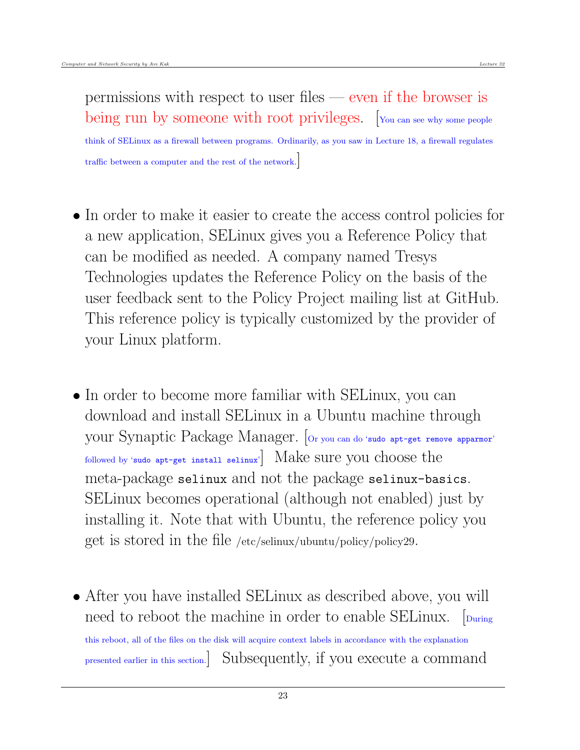permissions with respect to user files — even if the browser is being run by someone with root privileges. [You can see why some people think of SELinux as a firewall between programs. Ordinarily, as you saw in Lecture 18, a firewall regulates traffic between a computer and the rest of the network.]

- In order to make it easier to create the access control policies for a new application, SELinux gives you a Reference Policy that can be modified as needed. A company named Tresys Technologies updates the Reference Policy on the basis of the user feedback sent to the Policy Project mailing list at GitHub. This reference policy is typically customized by the provider of your Linux platform.

- In order to become more familiar with SELinux, you can download and install SELinux in a Ubuntu machine through your Synaptic Package Manager. [Or you can do '`sudo apt-get remove apparmor`' followed by '`sudo apt-get install selinux`'] Make sure you choose the meta-package `selinux` and not the package `selinux-basics`. SELinux becomes operational (although not enabled) just by installing it. Note that with Ubuntu, the reference policy you get is stored in the file /etc/selinux/ubuntu/policy/policy29.

- After you have installed SELinux as described above, you will need to reboot the machine in order to enable SELinux. [During this reboot, all of the files on the disk will acquire context labels in accordance with the explanation presented earlier in this section.] Subsequently, if you execute a command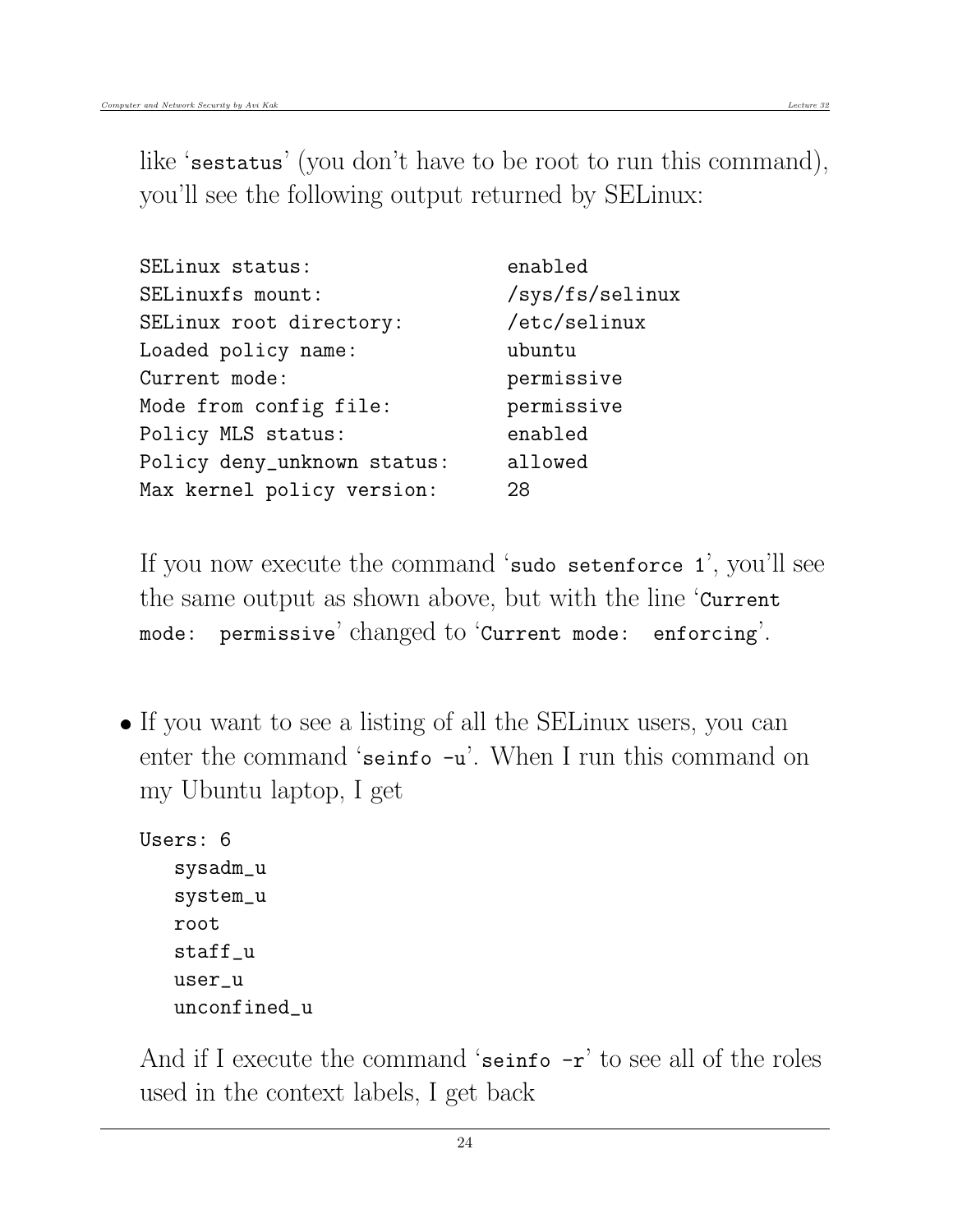like '`sestatus`' (you don't have to be root to run this command), you'll see the following output returned by SELinux:

```
SELinux status:                 enabled
SELinuxfs mount:                /sys/fs/selinux
SELinux root directory:         /etc/selinux
Loaded policy name:             ubuntu
Current mode:                   permissive
Mode from config file:          permissive
Policy MLS status:              enabled
Policy deny_unknown status:     allowed
Max kernel policy version:      28
```

If you now execute the command '`sudo setenforce 1`', you'll see the same output as shown above, but with the line '`Current mode: permissive`' changed to '`Current mode: enforcing`'.

- If you want to see a listing of all the SELinux users, you can enter the command '`seinfo -u`'. When I run this command on my Ubuntu laptop, I get

```
Users: 6
   sysadm_u
   system_u
   root
   staff_u
   user_u
   unconfined_u
```

  And if I execute the command '`seinfo -r`' to see all of the roles used in the context labels, I get back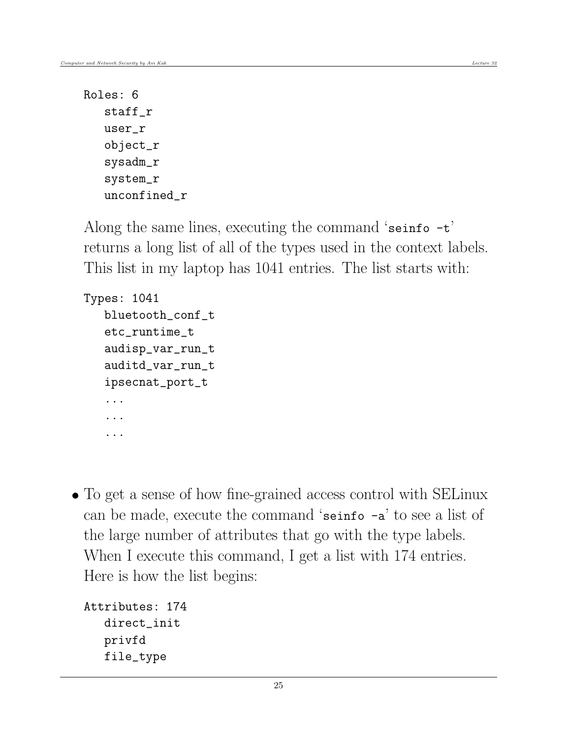```
Roles: 6
   staff_r
   user_r
   object_r
   sysadm_r
   system_r
   unconfined_r
```

Along the same lines, executing the command '`seinfo -t`' returns a long list of all of the types used in the context labels. This list in my laptop has 1041 entries. The list starts with:

```
Types: 1041
   bluetooth_conf_t
   etc_runtime_t
   audisp_var_run_t
   auditd_var_run_t
   ipsecnat_port_t
   ...
   ...
   ...
```

- To get a sense of how fine-grained access control with SELinux can be made, execute the command '`seinfo -a`' to see a list of the large number of attributes that go with the type labels. When I execute this command, I get a list with 174 entries. Here is how the list begins:

```
Attributes: 174
   direct_init
   privfd
   file_type
```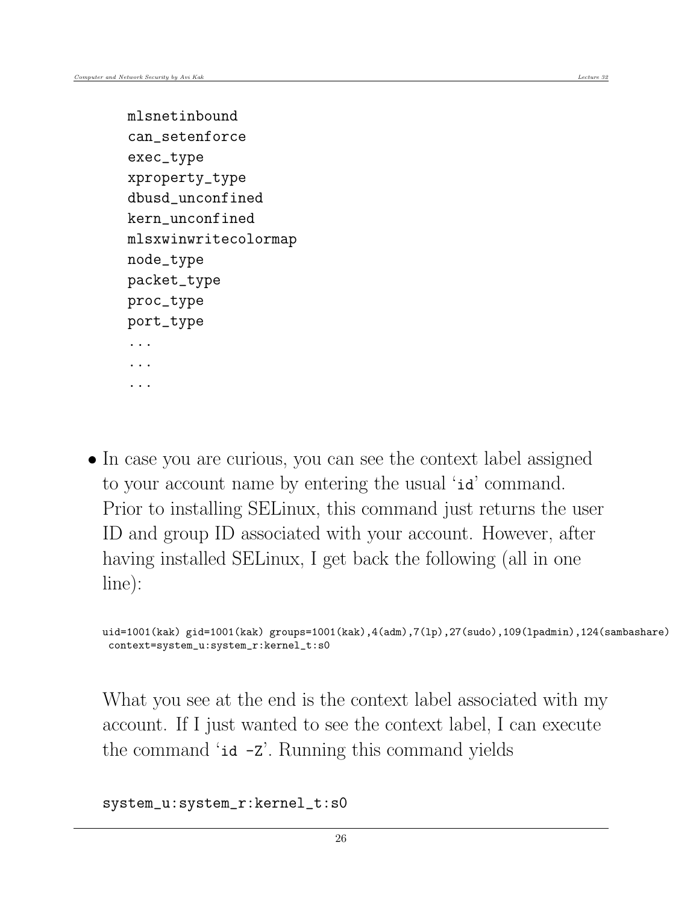```
mlsnetinbound
can_setenforce
exec_type
xproperty_type
dbusd_unconfined
kern_unconfined
mlsxwinwritecolormap
node_type
packet_type
proc_type
port_type
...
...
...
```

- In case you are curious, you can see the context label assigned to your account name by entering the usual '`id`' command. Prior to installing SELinux, this command just returns the user ID and group ID associated with your account. However, after having installed SELinux, I get back the following (all in one line):

  ```
  uid=1001(kak) gid=1001(kak) groups=1001(kak),4(adm),7(lp),27(sudo),109(lpadmin),124(sambashare)
   context=system_u:system_r:kernel_t:s0
  ```

  What you see at the end is the context label associated with my account. If I just wanted to see the context label, I can execute the command '`id -Z`'. Running this command yields

  ```
  system_u:system_r:kernel_t:s0
  ```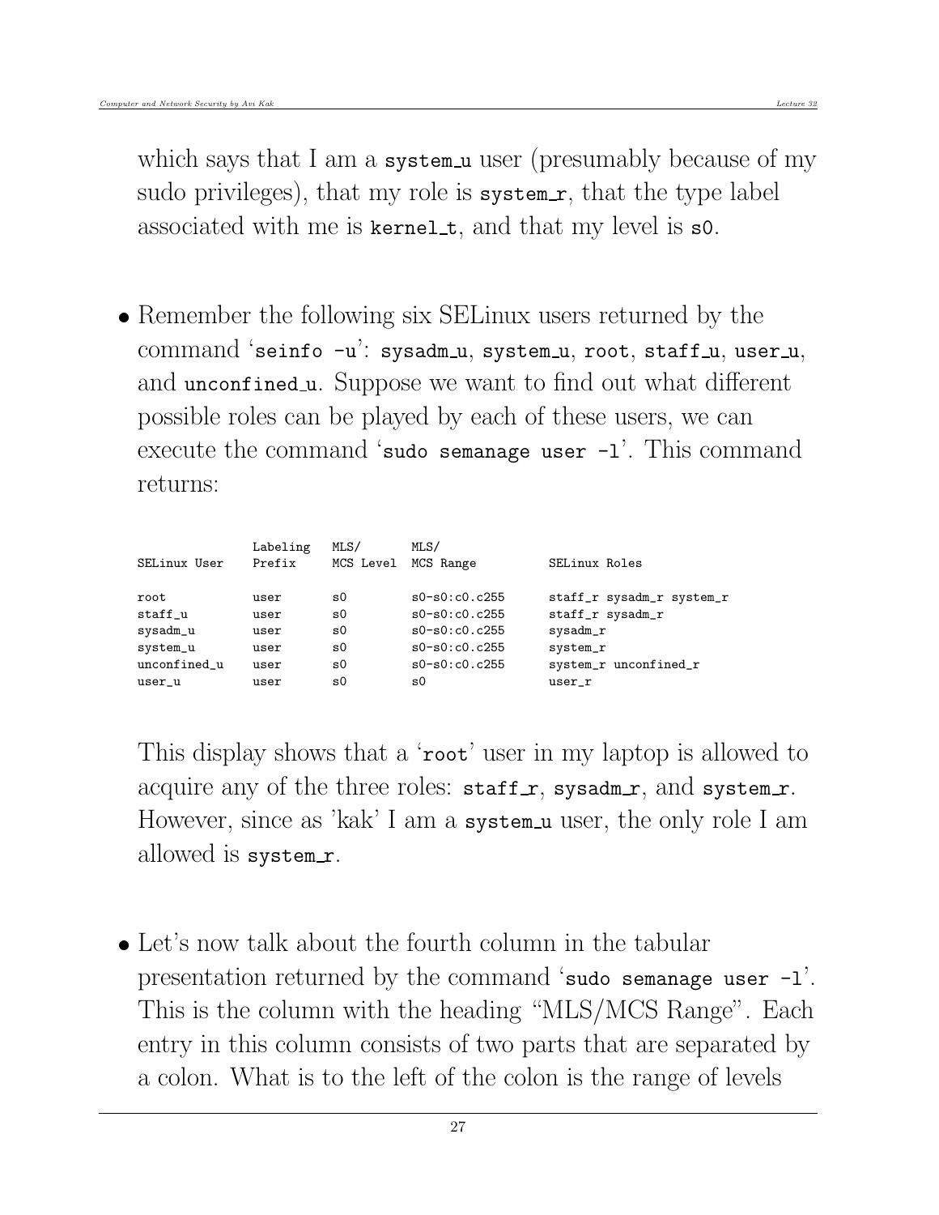which says that I am a `system_u` user (presumably because of my sudo privileges), that my role is `system_r`, that the type label associated with me is `kernel_t`, and that my level is `s0`.

- Remember the following six SELinux users returned by the command '`seinfo -u`': `sysadm_u`, `system_u`, `root`, `staff_u`, `user_u`, and `unconfined_u`. Suppose we want to find out what different possible roles can be played by each of these users, we can execute the command '`sudo semanage user -l`'. This command returns:

```
                Labeling   MLS/       MLS/
SELinux User    Prefix     MCS Level  MCS Range          SELinux Roles

root            user       s0         s0-s0:c0.c255      staff_r sysadm_r system_r
staff_u         user       s0         s0-s0:c0.c255      staff_r sysadm_r
sysadm_u        user       s0         s0-s0:c0.c255      sysadm_r
system_u        user       s0         s0-s0:c0.c255      system_r
unconfined_u    user       s0         s0-s0:c0.c255      system_r unconfined_r
user_u          user       s0         s0                 user_r
```

This display shows that a '`root`' user in my laptop is allowed to acquire any of the three roles: `staff_r`, `sysadm_r`, and `system_r`. However, since as 'kak' I am a `system_u` user, the only role I am allowed is `system_r`.

- Let's now talk about the fourth column in the tabular presentation returned by the command '`sudo semanage user -l`'. This is the column with the heading "MLS/MCS Range". Each entry in this column consists of two parts that are separated by a colon. What is to the left of the colon is the range of levels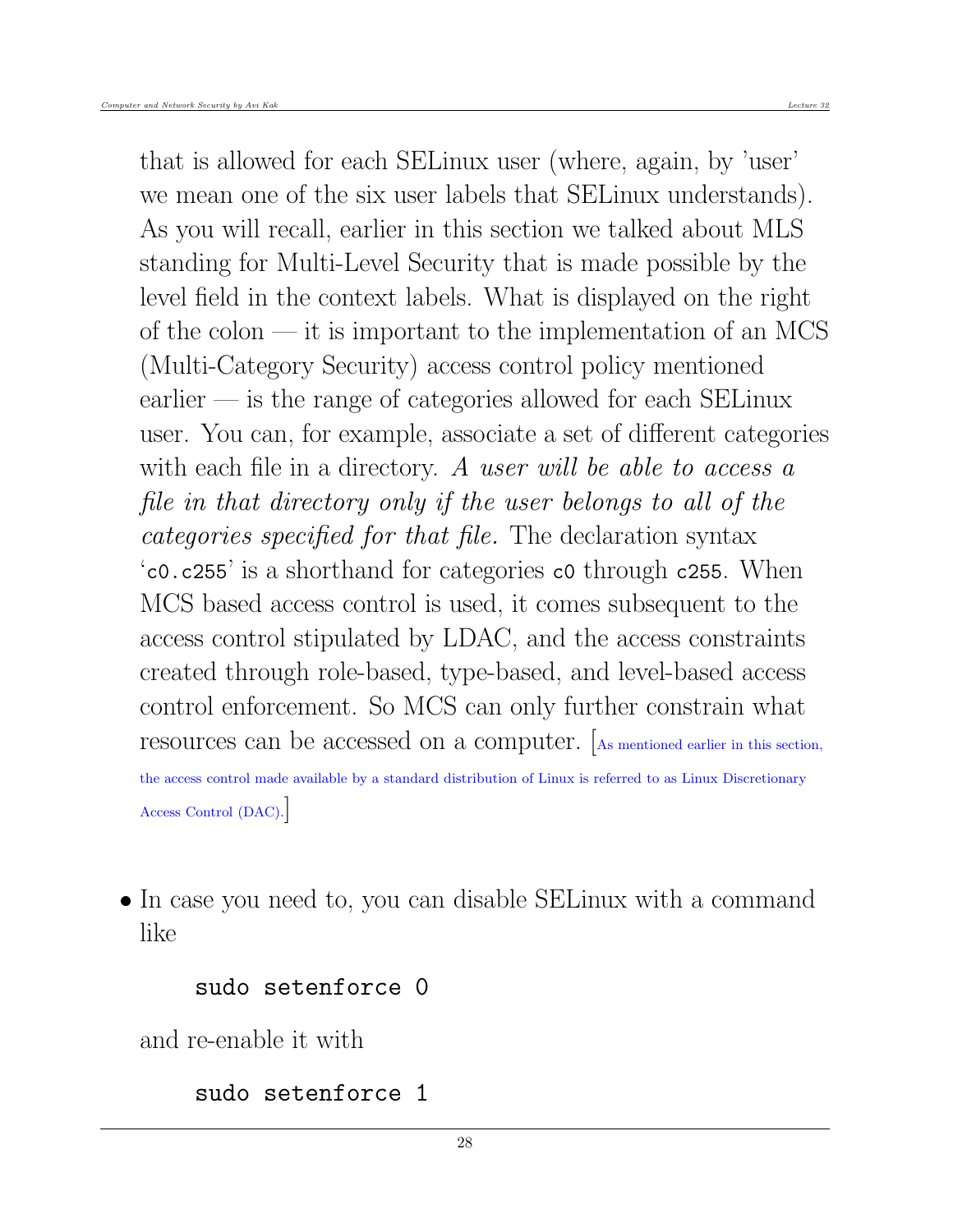that is allowed for each SELinux user (where, again, by 'user' we mean one of the six user labels that SELinux understands). As you will recall, earlier in this section we talked about MLS standing for Multi-Level Security that is made possible by the level field in the context labels. What is displayed on the right of the colon — it is important to the implementation of an MCS (Multi-Category Security) access control policy mentioned earlier — is the range of categories allowed for each SELinux user. You can, for example, associate a set of different categories with each file in a directory. *A user will be able to access a file in that directory only if the user belongs to all of the categories specified for that file.* The declaration syntax '`c0.c255`' is a shorthand for categories `c0` through `c255`. When MCS based access control is used, it comes subsequent to the access control stipulated by LDAC, and the access constraints created through role-based, type-based, and level-based access control enforcement. So MCS can only further constrain what resources can be accessed on a computer. [As mentioned earlier in this section, the access control made available by a standard distribution of Linux is referred to as Linux Discretionary Access Control (DAC).]

- In case you need to, you can disable SELinux with a command like

```
sudo setenforce 0
```

and re-enable it with

```
sudo setenforce 1
```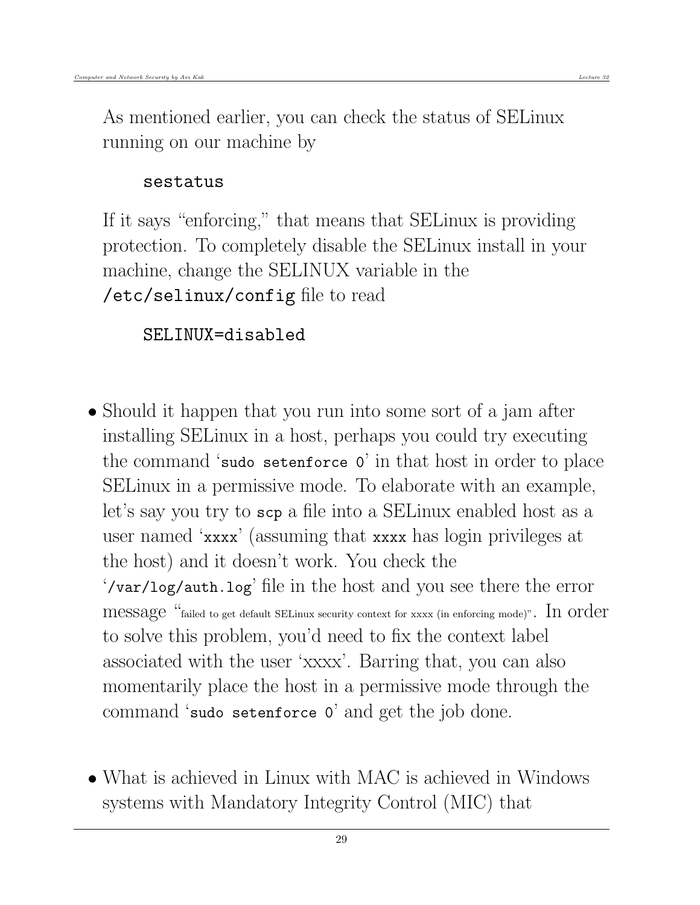As mentioned earlier, you can check the status of SELinux running on our machine by

```
sestatus
```

If it says "enforcing," that means that SELinux is providing protection. To completely disable the SELinux install in your machine, change the SELINUX variable in the `/etc/selinux/config` file to read

```
SELINUX=disabled
```

- Should it happen that you run into some sort of a jam after installing SELinux in a host, perhaps you could try executing the command '`sudo setenforce 0`' in that host in order to place SELinux in a permissive mode. To elaborate with an example, let's say you try to `scp` a file into a SELinux enabled host as a user named '`xxxx`' (assuming that `xxxx` has login privileges at the host) and it doesn't work. You check the '`/var/log/auth.log`' file in the host and you see there the error message "failed to get default SELinux security context for xxxx (in enforcing mode)". In order to solve this problem, you'd need to fix the context label associated with the user 'xxxx'. Barring that, you can also momentarily place the host in a permissive mode through the command '`sudo setenforce 0`' and get the job done.

- What is achieved in Linux with MAC is achieved in Windows systems with Mandatory Integrity Control (MIC) that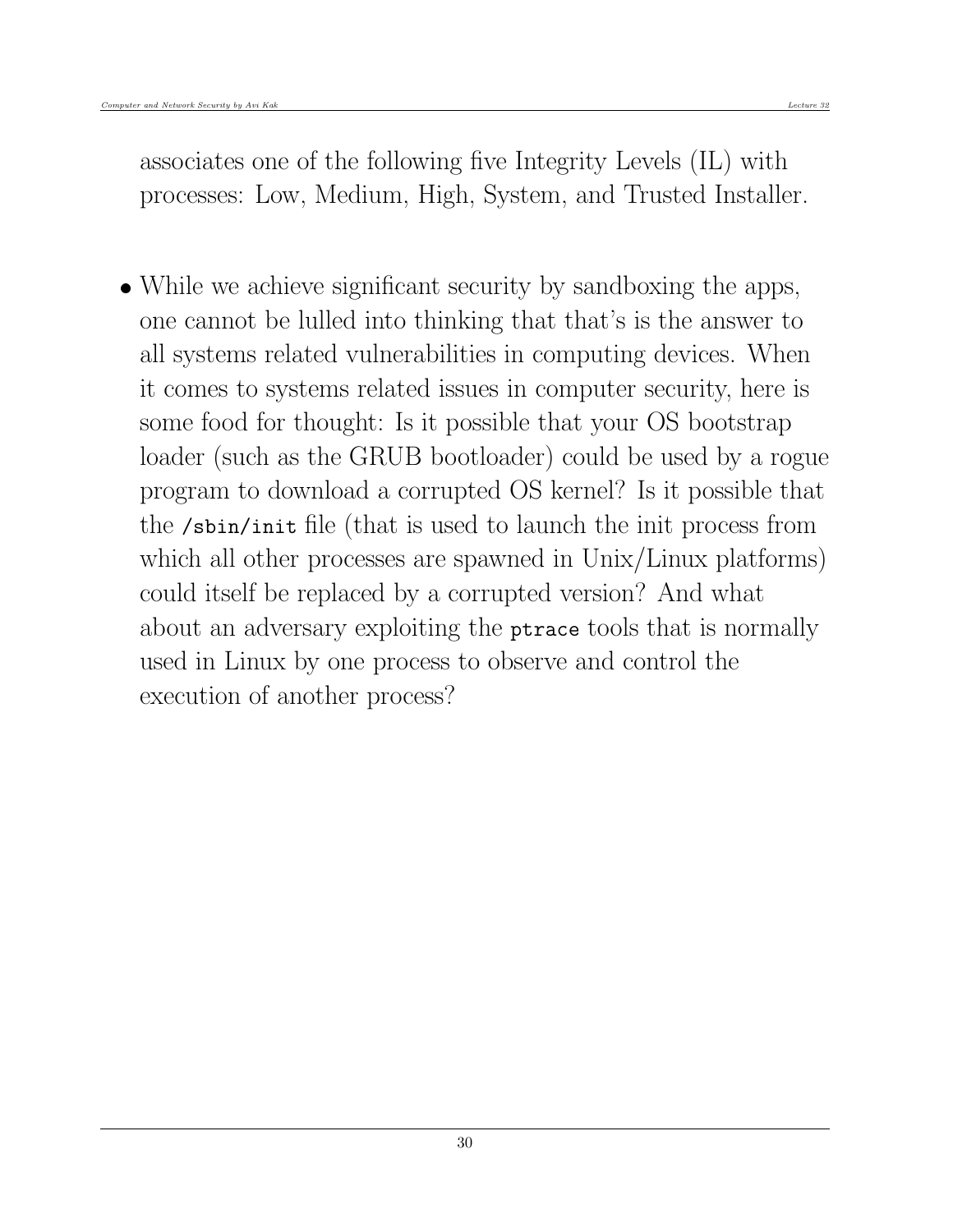associates one of the following five Integrity Levels (IL) with processes: Low, Medium, High, System, and Trusted Installer.

- While we achieve significant security by sandboxing the apps, one cannot be lulled into thinking that that's is the answer to all systems related vulnerabilities in computing devices. When it comes to systems related issues in computer security, here is some food for thought: Is it possible that your OS bootstrap loader (such as the GRUB bootloader) could be used by a rogue program to download a corrupted OS kernel? Is it possible that the `/sbin/init` file (that is used to launch the init process from which all other processes are spawned in Unix/Linux platforms) could itself be replaced by a corrupted version? And what about an adversary exploiting the `ptrace` tools that is normally used in Linux by one process to observe and control the execution of another process?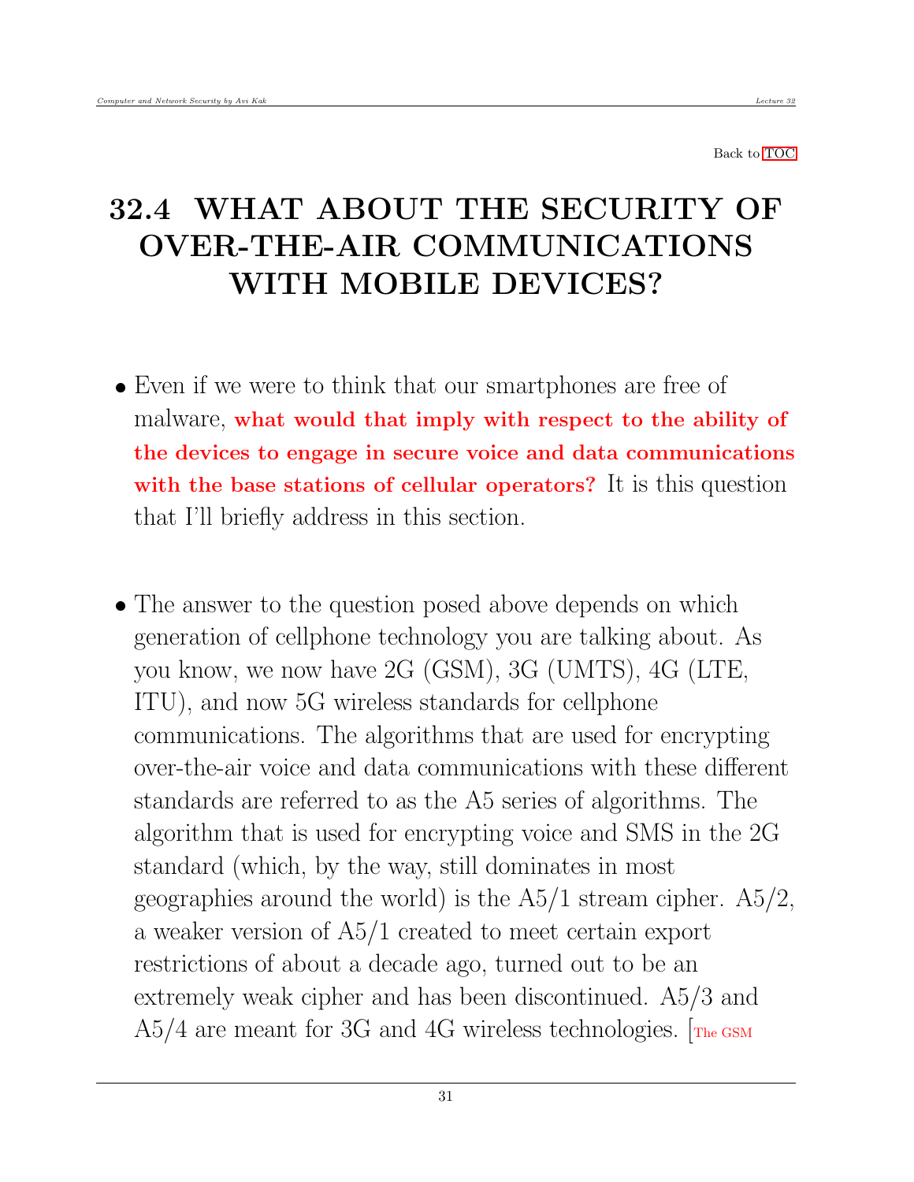Back to TOC

# 32.4 WHAT ABOUT THE SECURITY OF OVER-THE-AIR COMMUNICATIONS WITH MOBILE DEVICES?

- Even if we were to think that our smartphones are free of malware, **what would that imply with respect to the ability of the devices to engage in secure voice and data communications with the base stations of cellular operators?** It is this question that I'll briefly address in this section.

- The answer to the question posed above depends on which generation of cellphone technology you are talking about. As you know, we now have 2G (GSM), 3G (UMTS), 4G (LTE, ITU), and now 5G wireless standards for cellphone communications. The algorithms that are used for encrypting over-the-air voice and data communications with these different standards are referred to as the A5 series of algorithms. The algorithm that is used for encrypting voice and SMS in the 2G standard (which, by the way, still dominates in most geographies around the world) is the A5/1 stream cipher. A5/2, a weaker version of A5/1 created to meet certain export restrictions of about a decade ago, turned out to be an extremely weak cipher and has been discontinued. A5/3 and A5/4 are meant for 3G and 4G wireless technologies. [The GSM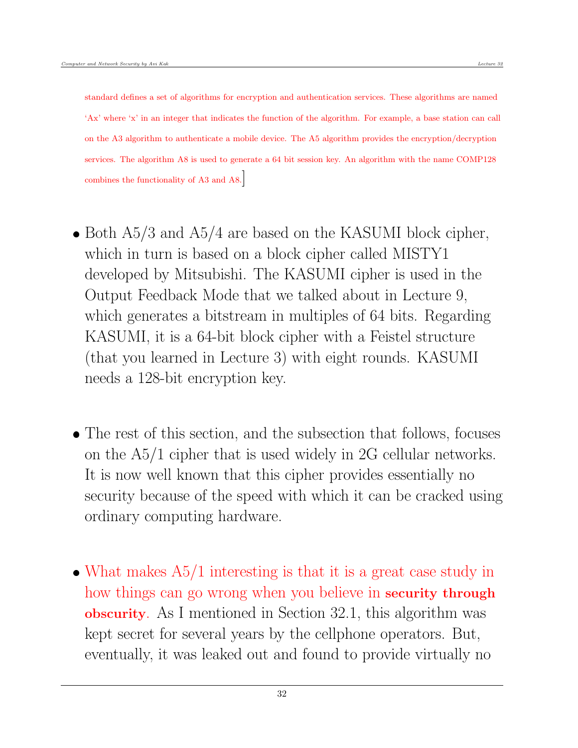standard defines a set of algorithms for encryption and authentication services. These algorithms are named 'Ax' where 'x' in an integer that indicates the function of the algorithm. For example, a base station can call on the A3 algorithm to authenticate a mobile device. The A5 algorithm provides the encryption/decryption services. The algorithm A8 is used to generate a 64 bit session key. An algorithm with the name COMP128 combines the functionality of A3 and A8.]

- Both A5/3 and A5/4 are based on the KASUMI block cipher, which in turn is based on a block cipher called MISTY1 developed by Mitsubishi. The KASUMI cipher is used in the Output Feedback Mode that we talked about in Lecture 9, which generates a bitstream in multiples of 64 bits. Regarding KASUMI, it is a 64-bit block cipher with a Feistel structure (that you learned in Lecture 3) with eight rounds. KASUMI needs a 128-bit encryption key.

- The rest of this section, and the subsection that follows, focuses on the A5/1 cipher that is used widely in 2G cellular networks. It is now well known that this cipher provides essentially no security because of the speed with which it can be cracked using ordinary computing hardware.

- What makes A5/1 interesting is that it is a great case study in how things can go wrong when you believe in **security through obscurity**. As I mentioned in Section 32.1, this algorithm was kept secret for several years by the cellphone operators. But, eventually, it was leaked out and found to provide virtually no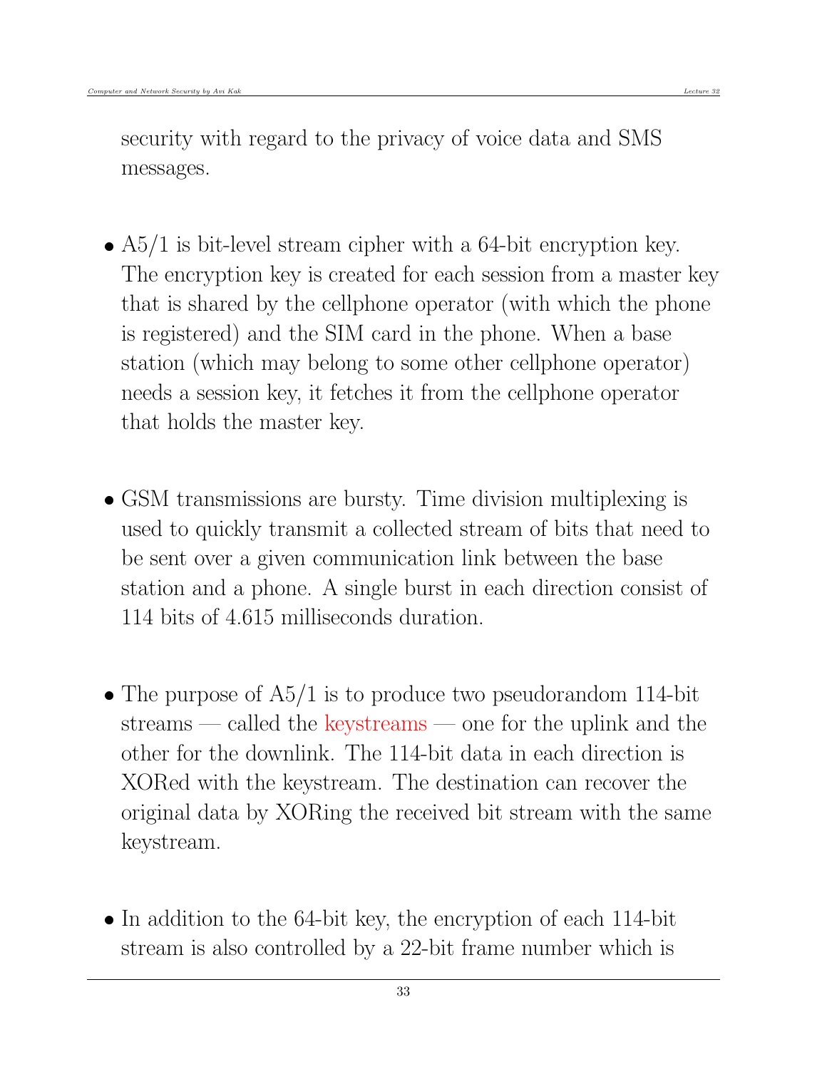security with regard to the privacy of voice data and SMS messages.

- A5/1 is bit-level stream cipher with a 64-bit encryption key. The encryption key is created for each session from a master key that is shared by the cellphone operator (with which the phone is registered) and the SIM card in the phone. When a base station (which may belong to some other cellphone operator) needs a session key, it fetches it from the cellphone operator that holds the master key.

- GSM transmissions are bursty. Time division multiplexing is used to quickly transmit a collected stream of bits that need to be sent over a given communication link between the base station and a phone. A single burst in each direction consist of 114 bits of 4.615 milliseconds duration.

- The purpose of A5/1 is to produce two pseudorandom 114-bit streams — called the keystreams — one for the uplink and the other for the downlink. The 114-bit data in each direction is XORed with the keystream. The destination can recover the original data by XORing the received bit stream with the same keystream.

- In addition to the 64-bit key, the encryption of each 114-bit stream is also controlled by a 22-bit frame number which is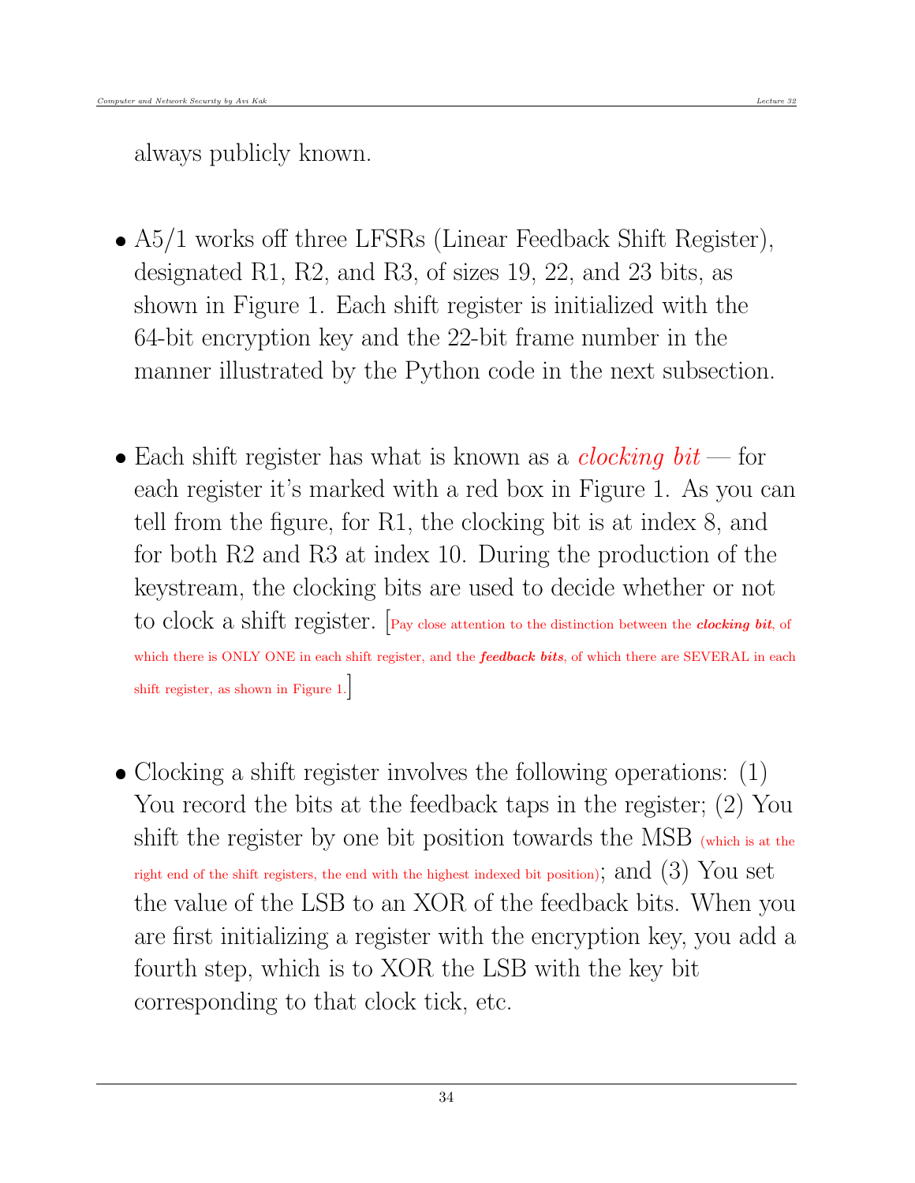always publicly known.

- A5/1 works off three LFSRs (Linear Feedback Shift Register), designated R1, R2, and R3, of sizes 19, 22, and 23 bits, as shown in Figure 1. Each shift register is initialized with the 64-bit encryption key and the 22-bit frame number in the manner illustrated by the Python code in the next subsection.

- Each shift register has what is known as a *clocking bit* — for each register it's marked with a red box in Figure 1. As you can tell from the figure, for R1, the clocking bit is at index 8, and for both R2 and R3 at index 10. During the production of the keystream, the clocking bits are used to decide whether or not to clock a shift register. [Pay close attention to the distinction between the ***clocking bit***, of which there is ONLY ONE in each shift register, and the ***feedback bits***, of which there are SEVERAL in each shift register, as shown in Figure 1.]

- Clocking a shift register involves the following operations: (1) You record the bits at the feedback taps in the register; (2) You shift the register by one bit position towards the MSB (which is at the right end of the shift registers, the end with the highest indexed bit position); and (3) You set the value of the LSB to an XOR of the feedback bits. When you are first initializing a register with the encryption key, you add a fourth step, which is to XOR the LSB with the key bit corresponding to that clock tick, etc.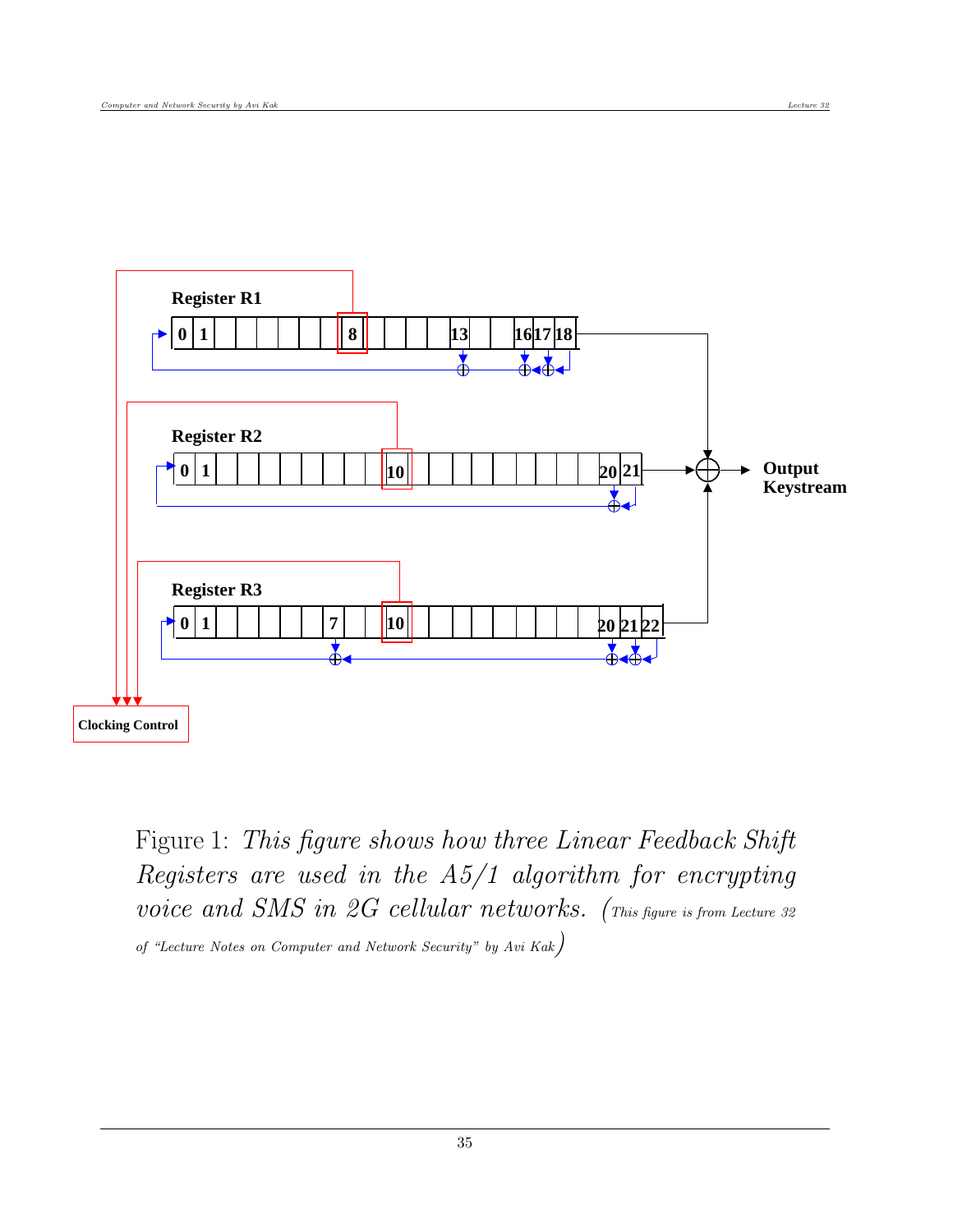Register R1

0 1 8 13 16 17 18

Register R2

0 1 10 20 21

Register R3

0 1 7 10 20 21 22

Clocking Control

Output Keystream

Figure 1: *This figure shows how three Linear Feedback Shift Registers are used in the A5/1 algorithm for encrypting voice and SMS in 2G cellular networks.* (*This figure is from Lecture 32 of "Lecture Notes on Computer and Network Security" by Avi Kak*)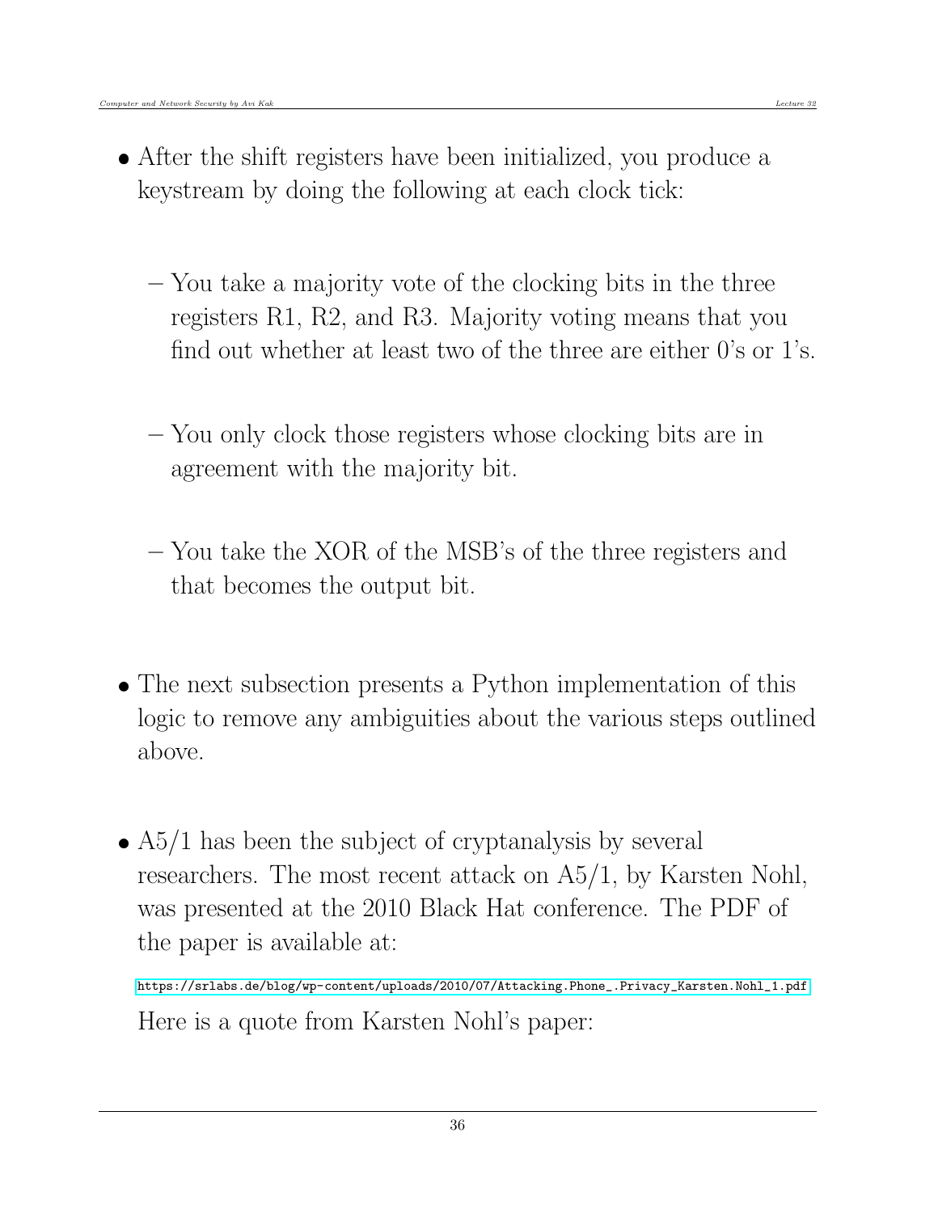- After the shift registers have been initialized, you produce a keystream by doing the following at each clock tick:

  – You take a majority vote of the clocking bits in the three registers R1, R2, and R3. Majority voting means that you find out whether at least two of the three are either 0's or 1's.

  – You only clock those registers whose clocking bits are in agreement with the majority bit.

  – You take the XOR of the MSB's of the three registers and that becomes the output bit.

- The next subsection presents a Python implementation of this logic to remove any ambiguities about the various steps outlined above.

- A5/1 has been the subject of cryptanalysis by several researchers. The most recent attack on A5/1, by Karsten Nohl, was presented at the 2010 Black Hat conference. The PDF of the paper is available at:

  https://srlabs.de/blog/wp-content/uploads/2010/07/Attacking.Phone_.Privacy_Karsten.Nohl_1.pdf

  Here is a quote from Karsten Nohl's paper: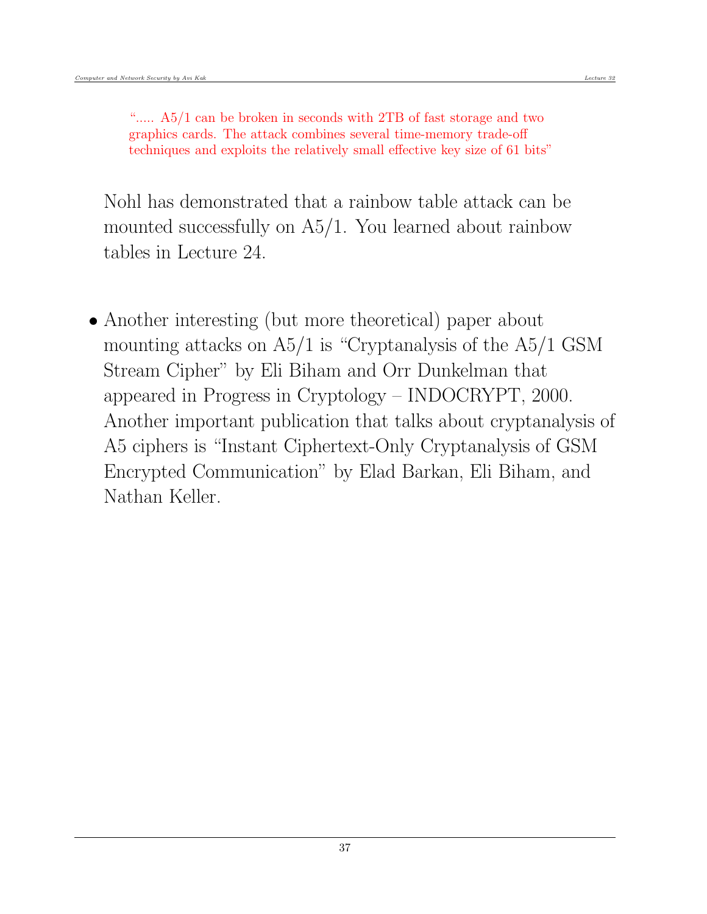> “..... A5/1 can be broken in seconds with 2TB of fast storage and two graphics cards. The attack combines several time-memory trade-off techniques and exploits the relatively small effective key size of 61 bits”

Nohl has demonstrated that a rainbow table attack can be mounted successfully on A5/1. You learned about rainbow tables in Lecture 24.

- Another interesting (but more theoretical) paper about mounting attacks on A5/1 is “Cryptanalysis of the A5/1 GSM Stream Cipher” by Eli Biham and Orr Dunkelman that appeared in Progress in Cryptology – INDOCRYPT, 2000. Another important publication that talks about cryptanalysis of A5 ciphers is “Instant Ciphertext-Only Cryptanalysis of GSM Encrypted Communication” by Elad Barkan, Eli Biham, and Nathan Keller.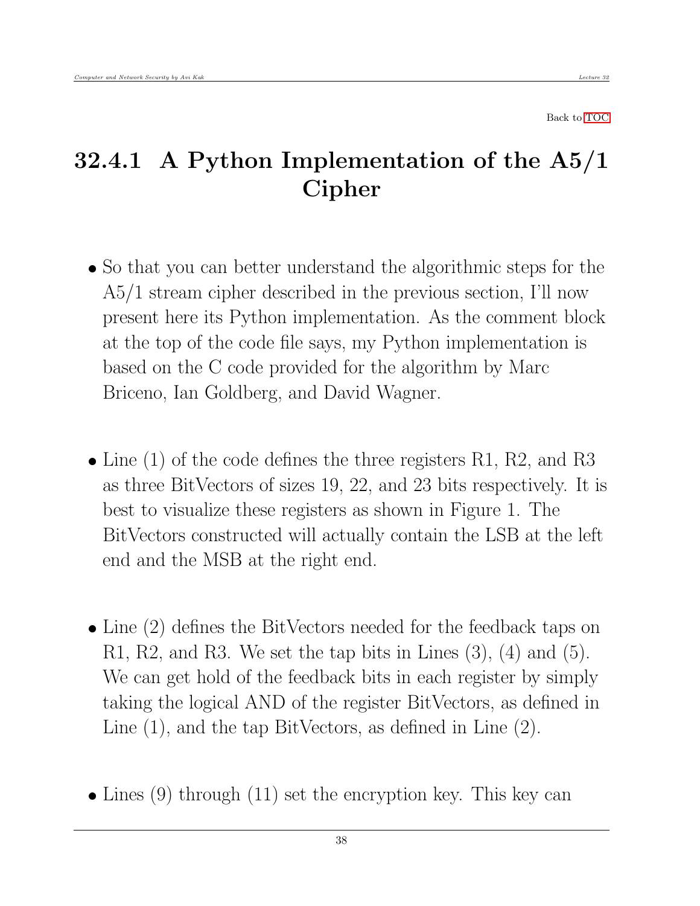Back to TOC

## 32.4.1 A Python Implementation of the A5/1 Cipher

- So that you can better understand the algorithmic steps for the A5/1 stream cipher described in the previous section, I'll now present here its Python implementation. As the comment block at the top of the code file says, my Python implementation is based on the C code provided for the algorithm by Marc Briceno, Ian Goldberg, and David Wagner.

- Line (1) of the code defines the three registers R1, R2, and R3 as three BitVectors of sizes 19, 22, and 23 bits respectively. It is best to visualize these registers as shown in Figure 1. The BitVectors constructed will actually contain the LSB at the left end and the MSB at the right end.

- Line (2) defines the BitVectors needed for the feedback taps on R1, R2, and R3. We set the tap bits in Lines (3), (4) and (5). We can get hold of the feedback bits in each register by simply taking the logical AND of the register BitVectors, as defined in Line (1), and the tap BitVectors, as defined in Line (2).

- Lines (9) through (11) set the encryption key. This key can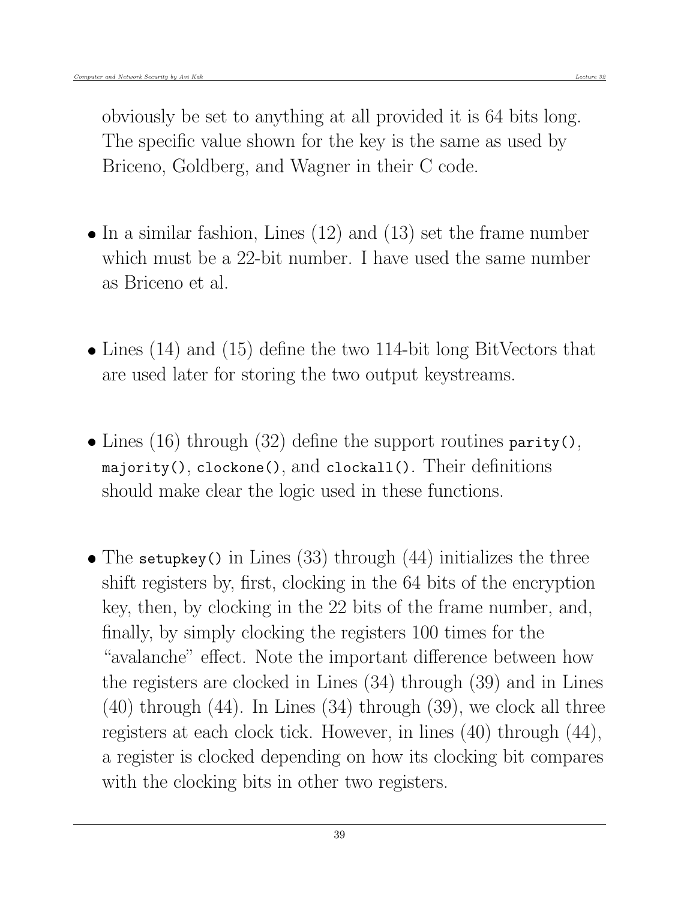obviously be set to anything at all provided it is 64 bits long. The specific value shown for the key is the same as used by Briceno, Goldberg, and Wagner in their C code.

- In a similar fashion, Lines (12) and (13) set the frame number which must be a 22-bit number. I have used the same number as Briceno et al.

- Lines (14) and (15) define the two 114-bit long BitVectors that are used later for storing the two output keystreams.

- Lines (16) through (32) define the support routines `parity()`, `majority()`, `clockone()`, and `clockall()`. Their definitions should make clear the logic used in these functions.

- The `setupkey()` in Lines (33) through (44) initializes the three shift registers by, first, clocking in the 64 bits of the encryption key, then, by clocking in the 22 bits of the frame number, and, finally, by simply clocking the registers 100 times for the "avalanche" effect. Note the important difference between how the registers are clocked in Lines (34) through (39) and in Lines (40) through (44). In Lines (34) through (39), we clock all three registers at each clock tick. However, in lines (40) through (44), a register is clocked depending on how its clocking bit compares with the clocking bits in other two registers.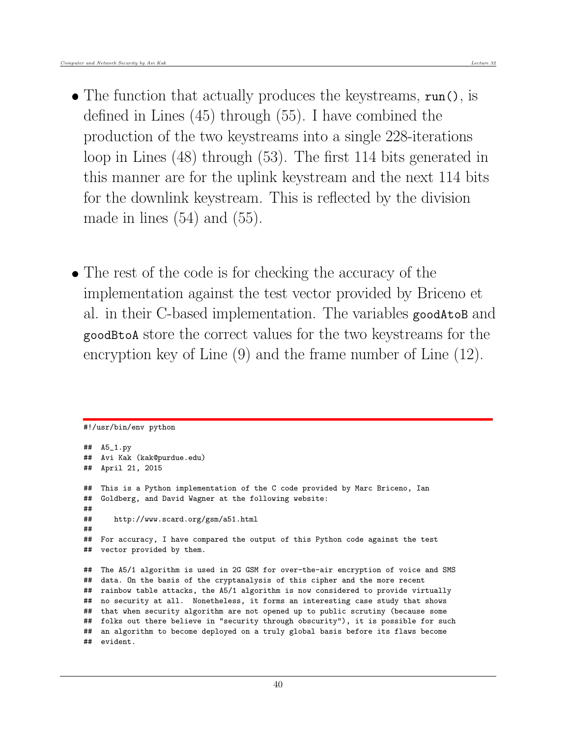- The function that actually produces the keystreams, `run()`, is defined in Lines (45) through (55). I have combined the production of the two keystreams into a single 228-iterations loop in Lines (48) through (53). The first 114 bits generated in this manner are for the uplink keystream and the next 114 bits for the downlink keystream. This is reflected by the division made in lines (54) and (55).

- The rest of the code is for checking the accuracy of the implementation against the test vector provided by Briceno et al. in their C-based implementation. The variables `goodAtoB` and `goodBtoA` store the correct values for the two keystreams for the encryption key of Line (9) and the frame number of Line (12).

```
#!/usr/bin/env python

##  A5_1.py
##  Avi Kak (kak@purdue.edu)
##  April 21, 2015

##  This is a Python implementation of the C code provided by Marc Briceno, Ian
##  Goldberg, and David Wagner at the following website:
##
##     http://www.scard.org/gsm/a51.html
##
##  For accuracy, I have compared the output of this Python code against the test
##  vector provided by them.

##  The A5/1 algorithm is used in 2G GSM for over-the-air encryption of voice and SMS
##  data. On the basis of the cryptanalysis of this cipher and the more recent
##  rainbow table attacks, the A5/1 algorithm is now considered to provide virtually
##  no security at all.  Nonetheless, it forms an interesting case study that shows
##  that when security algorithm are not opened up to public scrutiny (because some
##  folks out there believe in "security through obscurity"), it is possible for such
##  an algorithm to become deployed on a truly global basis before its flaws become
##  evident.
```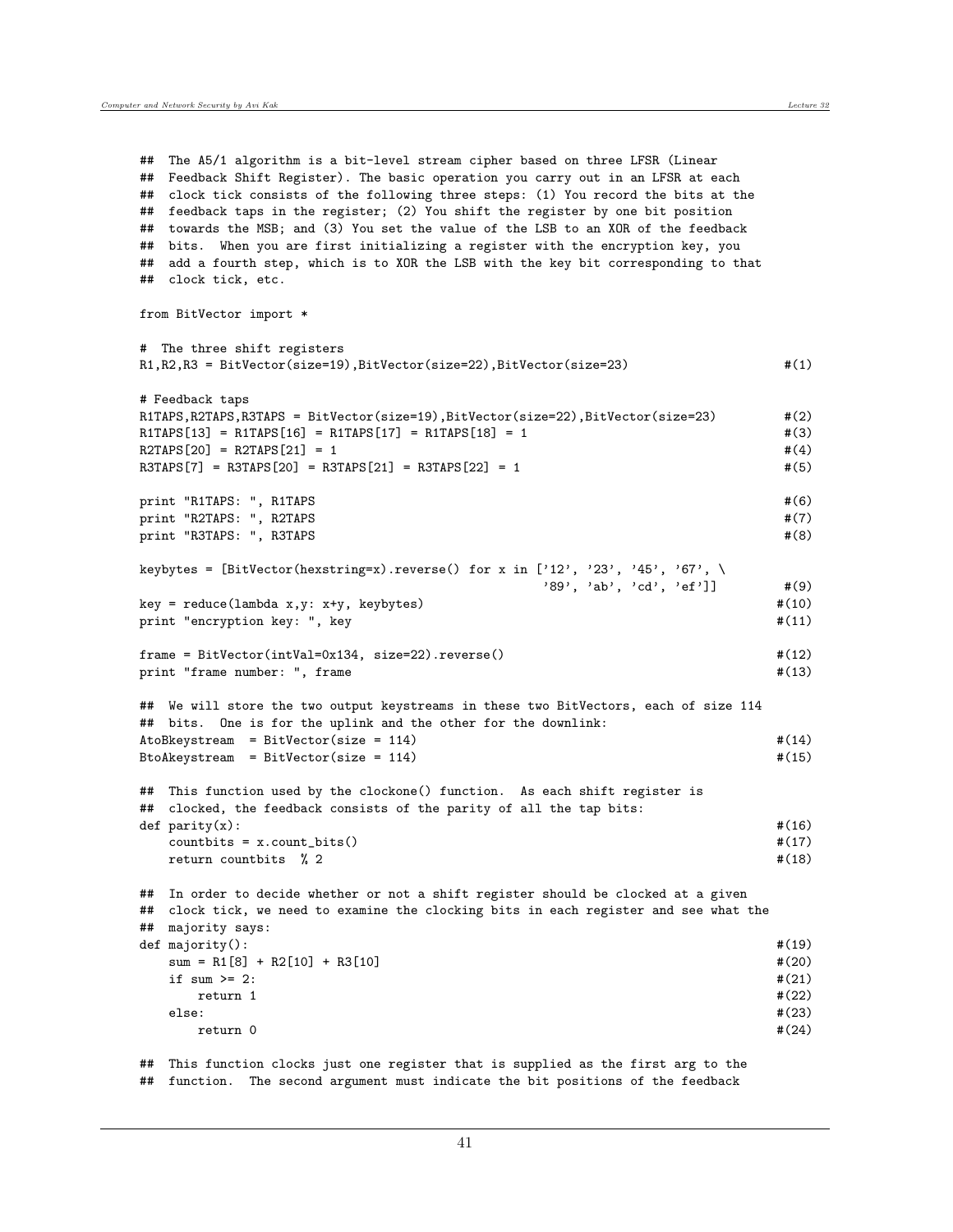```
## The A5/1 algorithm is a bit-level stream cipher based on three LFSR (Linear
## Feedback Shift Register). The basic operation you carry out in an LFSR at each
## clock tick consists of the following three steps: (1) You record the bits at the
## feedback taps in the register; (2) You shift the register by one bit position
## towards the MSB; and (3) You set the value of the LSB to an XOR of the feedback
## bits. When you are first initializing a register with the encryption key, you
## add a fourth step, which is to XOR the LSB with the key bit corresponding to that
## clock tick, etc.

from BitVector import *

# The three shift registers
R1,R2,R3 = BitVector(size=19),BitVector(size=22),BitVector(size=23)              #(1)

# Feedback taps
R1TAPS,R2TAPS,R3TAPS = BitVector(size=19),BitVector(size=22),BitVector(size=23)  #(2)
R1TAPS[13] = R1TAPS[16] = R1TAPS[17] = R1TAPS[18] = 1                            #(3)
R2TAPS[20] = R2TAPS[21] = 1                                                      #(4)
R3TAPS[7] = R3TAPS[20] = R3TAPS[21] = R3TAPS[22] = 1                             #(5)

print "R1TAPS: ", R1TAPS                                                         #(6)
print "R2TAPS: ", R2TAPS                                                         #(7)
print "R3TAPS: ", R3TAPS                                                         #(8)

keybytes = [BitVector(hexstring=x).reverse() for x in ['12', '23', '45', '67', \
                                               '89', 'ab', 'cd', 'ef']]          #(9)
key = reduce(lambda x,y: x+y, keybytes)                                          #(10)
print "encryption key: ", key                                                    #(11)

frame = BitVector(intVal=0x134, size=22).reverse()                               #(12)
print "frame number: ", frame                                                    #(13)

## We will store the two output keystreams in these two BitVectors, each of size 114
## bits. One is for the uplink and the other for the downlink:
AtoBkeystream  = BitVector(size = 114)                                           #(14)
BtoAkeystream  = BitVector(size = 114)                                           #(15)

## This function used by the clockone() function. As each shift register is
## clocked, the feedback consists of the parity of all the tap bits:
def parity(x):                                                                   #(16)
    countbits = x.count_bits()                                                   #(17)
    return countbits  % 2                                                        #(18)

## In order to decide whether or not a shift register should be clocked at a given
## clock tick, we need to examine the clocking bits in each register and see what the
## majority says:
def majority():                                                                  #(19)
    sum = R1[8] + R2[10] + R3[10]                                                #(20)
    if sum >= 2:                                                                 #(21)
        return 1                                                                 #(22)
    else:                                                                        #(23)
        return 0                                                                 #(24)

## This function clocks just one register that is supplied as the first arg to the
## function. The second argument must indicate the bit positions of the feedback
```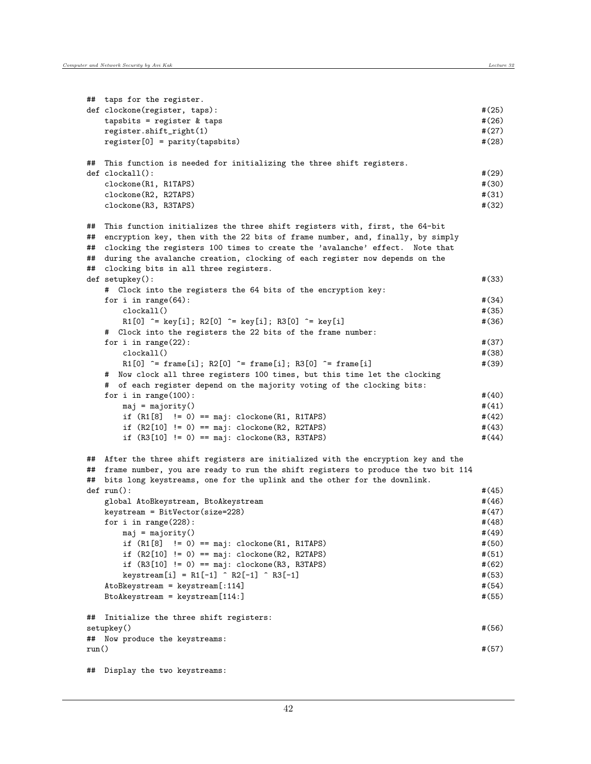```
## taps for the register.
def clockone(register, taps):                                                #(25)
    tapsbits = register & taps                                               #(26)
    register.shift_right(1)                                                  #(27)
    register[0] = parity(tapsbits)                                           #(28)

## This function is needed for initializing the three shift registers.
def clockall():                                                              #(29)
    clockone(R1, R1TAPS)                                                     #(30)
    clockone(R2, R2TAPS)                                                     #(31)
    clockone(R3, R3TAPS)                                                     #(32)

## This function initializes the three shift registers with, first, the 64-bit
## encryption key, then with the 22 bits of frame number, and, finally, by simply
## clocking the registers 100 times to create the 'avalanche' effect. Note that
## during the avalanche creation, clocking of each register now depends on the
## clocking bits in all three registers.
def setupkey():                                                              #(33)
    # Clock into the registers the 64 bits of the encryption key:
    for i in range(64):                                                      #(34)
        clockall()                                                           #(35)
        R1[0] ^= key[i]; R2[0] ^= key[i]; R3[0] ^= key[i]                    #(36)
    # Clock into the registers the 22 bits of the frame number:
    for i in range(22):                                                      #(37)
        clockall()                                                           #(38)
        R1[0] ^= frame[i]; R2[0] ^= frame[i]; R3[0] ^= frame[i]              #(39)
    # Now clock all three registers 100 times, but this time let the clocking
    # of each register depend on the majority voting of the clocking bits:
    for i in range(100):                                                     #(40)
        maj = majority()                                                     #(41)
        if (R1[8]  != 0) == maj: clockone(R1, R1TAPS)                        #(42)
        if (R2[10] != 0) == maj: clockone(R2, R2TAPS)                        #(43)
        if (R3[10] != 0) == maj: clockone(R3, R3TAPS)                        #(44)

## After the three shift registers are initialized with the encryption key and the
## frame number, you are ready to run the shift registers to produce the two bit 114
## bits long keystreams, one for the uplink and the other for the downlink.
def run():                                                                   #(45)
    global AtoBkeystream, BtoAkeystream                                      #(46)
    keystream = BitVector(size=228)                                          #(47)
    for i in range(228):                                                     #(48)
        maj = majority()                                                     #(49)
        if (R1[8]  != 0) == maj: clockone(R1, R1TAPS)                        #(50)
        if (R2[10] != 0) == maj: clockone(R2, R2TAPS)                        #(51)
        if (R3[10] != 0) == maj: clockone(R3, R3TAPS)                        #(62)
        keystream[i] = R1[-1] ^ R2[-1] ^ R3[-1]                              #(53)
    AtoBkeystream = keystream[:114]                                          #(54)
    BtoAkeystream = keystream[114:]                                          #(55)

## Initialize the three shift registers:
setupkey()                                                                   #(56)
## Now produce the keystreams:
run()                                                                        #(57)

## Display the two keystreams:
```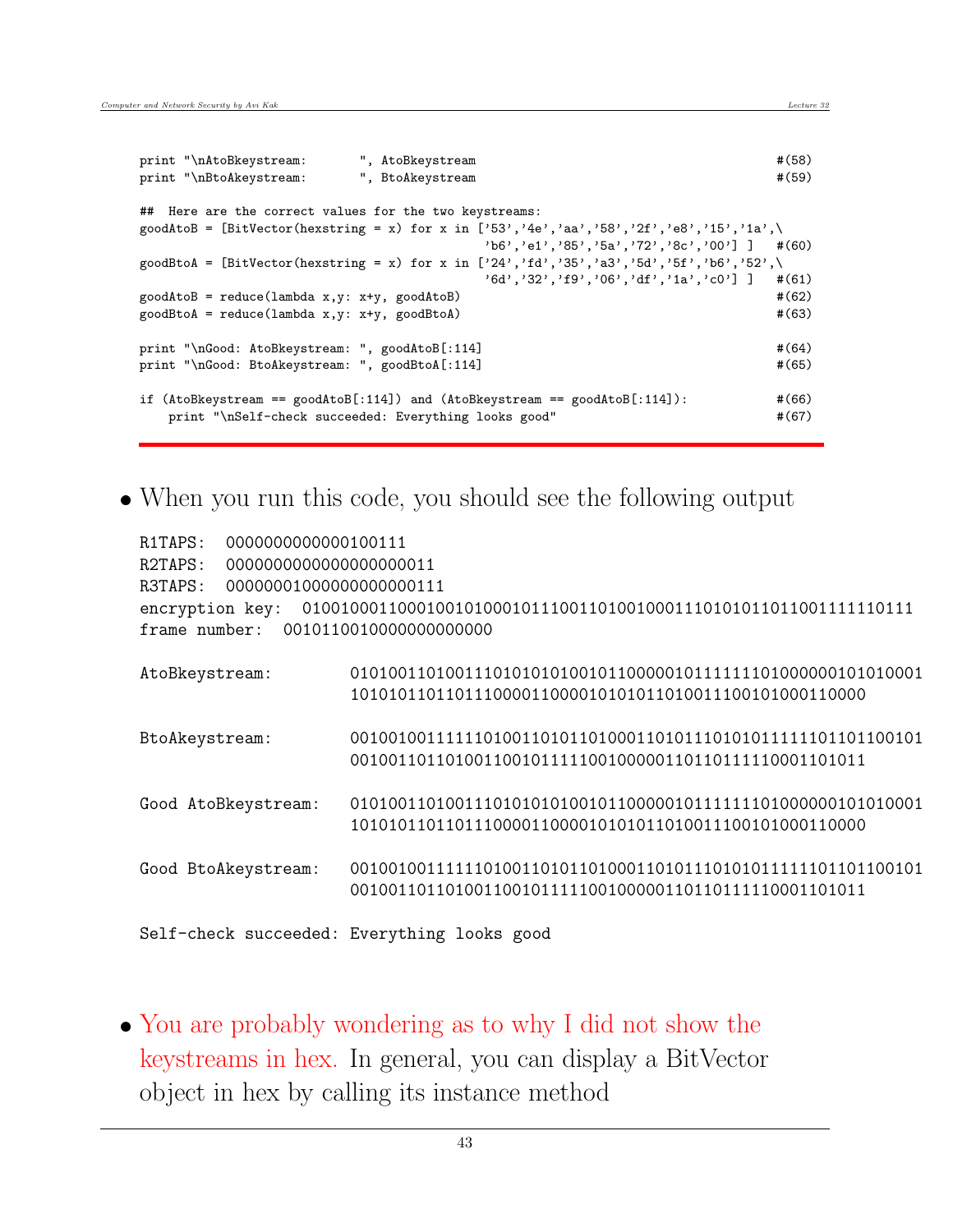```
print "\nAtoBkeystream:       ", AtoBkeystream                                        #(58)
print "\nBtoAkeystream:       ", BtoAkeystream                                        #(59)

##  Here are the correct values for the two keystreams:
goodAtoB = [BitVector(hexstring = x) for x in ['53','4e','aa','58','2f','e8','15','1a',\
                                      'b6','e1','85','5a','72','8c','00'] ]   #(60)
goodBtoA = [BitVector(hexstring = x) for x in ['24','fd','35','a3','5d','5f','b6','52',\
                                      '6d','32','f9','06','df','1a','c0'] ]   #(61)
goodAtoB = reduce(lambda x,y: x+y, goodAtoB)                                         #(62)
goodBtoA = reduce(lambda x,y: x+y, goodBtoA)                                         #(63)

print "\nGood: AtoBkeystream: ", goodAtoB[:114]                                       #(64)
print "\nGood: BtoAkeystream: ", goodBtoA[:114]                                       #(65)

if (AtoBkeystream == goodAtoB[:114]) and (AtoBkeystream == goodAtoB[:114]):           #(66)
    print "\nSelf-check succeeded: Everything looks good"                             #(67)
```

- When you run this code, you should see the following output

```
R1TAPS:   0000000000000100111
R2TAPS:   0000000000000000000011
R3TAPS:   00000001000000000000111
encryption key:  0100100011000100101000101110011010010001110101011011001111110111
frame number:  0010110010000000000000

AtoBkeystream:        010100110100111010101010010110000010111111101000000101010001
                      101010110110111000011000010101011010011100101000110000

BtoAkeystream:        001001001111110100110101101000110101110101011111101101100101
                      001001101101001100101111100100000110110111110001101011

Good AtoBkeystream:   010100110100111010101010010110000010111111101000000101010001
                      101010110110111000011000010101011010011100101000110000

Good BtoAkeystream:   001001001111110100110101101000110101110101011111101101100101
                      001001101101001100101111100100000110110111110001101011

Self-check succeeded: Everything looks good
```

- You are probably wondering as to why I did not show the keystreams in hex. In general, you can display a BitVector object in hex by calling its instance method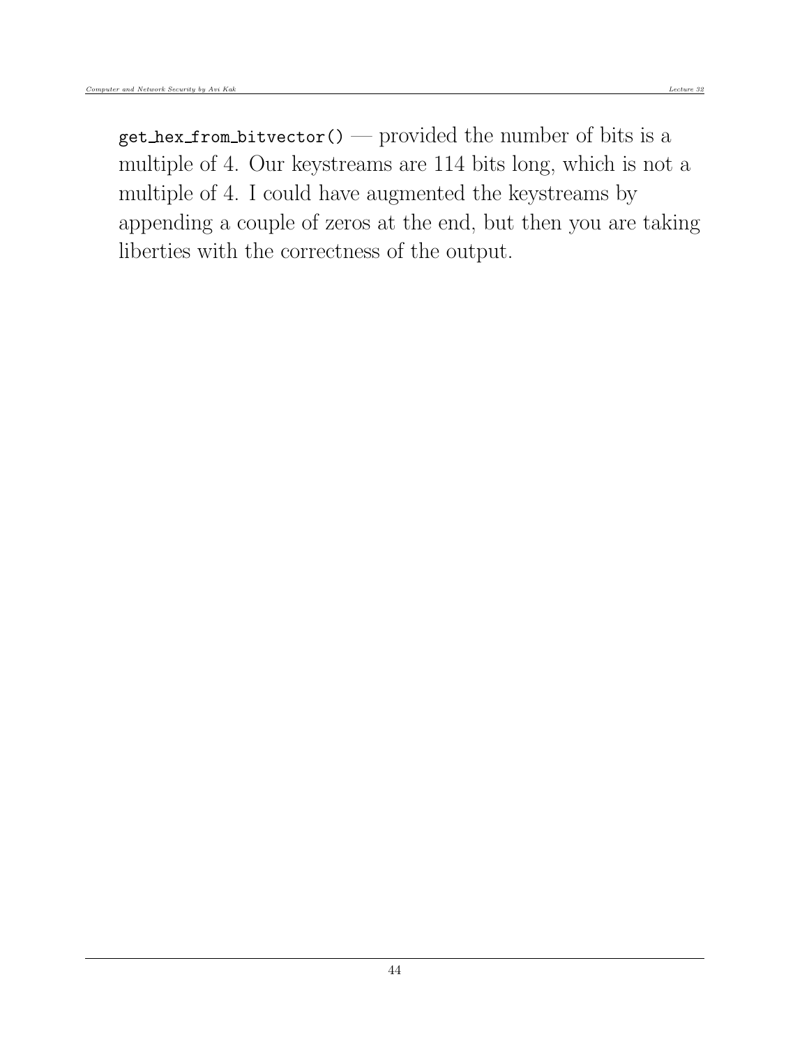`get_hex_from_bitvector()` — provided the number of bits is a multiple of 4. Our keystreams are 114 bits long, which is not a multiple of 4. I could have augmented the keystreams by appending a couple of zeros at the end, but then you are taking liberties with the correctness of the output.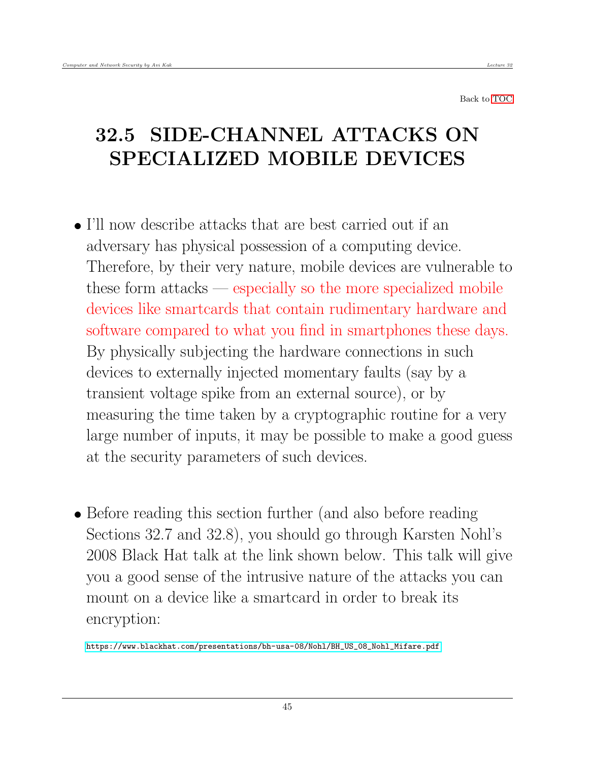Back to TOC

# 32.5 SIDE-CHANNEL ATTACKS ON SPECIALIZED MOBILE DEVICES

- I'll now describe attacks that are best carried out if an adversary has physical possession of a computing device. Therefore, by their very nature, mobile devices are vulnerable to these form attacks — especially so the more specialized mobile devices like smartcards that contain rudimentary hardware and software compared to what you find in smartphones these days. By physically subjecting the hardware connections in such devices to externally injected momentary faults (say by a transient voltage spike from an external source), or by measuring the time taken by a cryptographic routine for a very large number of inputs, it may be possible to make a good guess at the security parameters of such devices.

- Before reading this section further (and also before reading Sections 32.7 and 32.8), you should go through Karsten Nohl's 2008 Black Hat talk at the link shown below. This talk will give you a good sense of the intrusive nature of the attacks you can mount on a device like a smartcard in order to break its encryption:

https://www.blackhat.com/presentations/bh-usa-08/Nohl/BH_US_08_Nohl_Mifare.pdf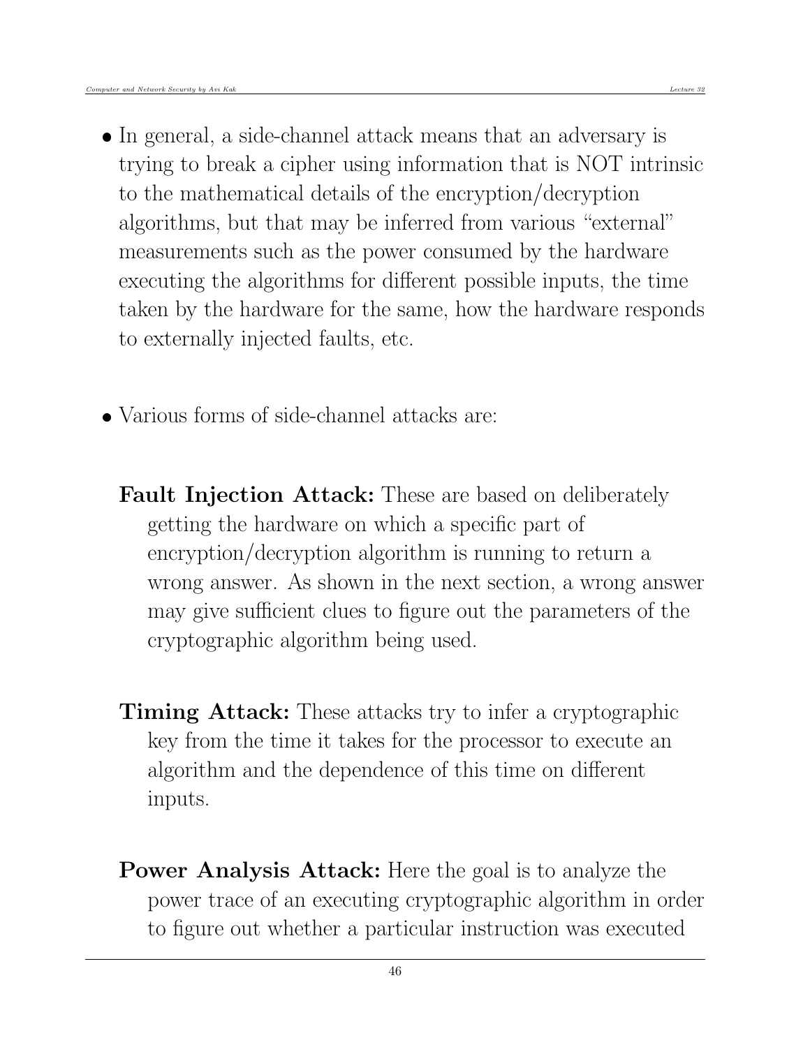- In general, a side-channel attack means that an adversary is trying to break a cipher using information that is NOT intrinsic to the mathematical details of the encryption/decryption algorithms, but that may be inferred from various "external" measurements such as the power consumed by the hardware executing the algorithms for different possible inputs, the time taken by the hardware for the same, how the hardware responds to externally injected faults, etc.

- Various forms of side-channel attacks are:

  **Fault Injection Attack:** These are based on deliberately getting the hardware on which a specific part of encryption/decryption algorithm is running to return a wrong answer. As shown in the next section, a wrong answer may give sufficient clues to figure out the parameters of the cryptographic algorithm being used.

  **Timing Attack:** These attacks try to infer a cryptographic key from the time it takes for the processor to execute an algorithm and the dependence of this time on different inputs.

  **Power Analysis Attack:** Here the goal is to analyze the power trace of an executing cryptographic algorithm in order to figure out whether a particular instruction was executed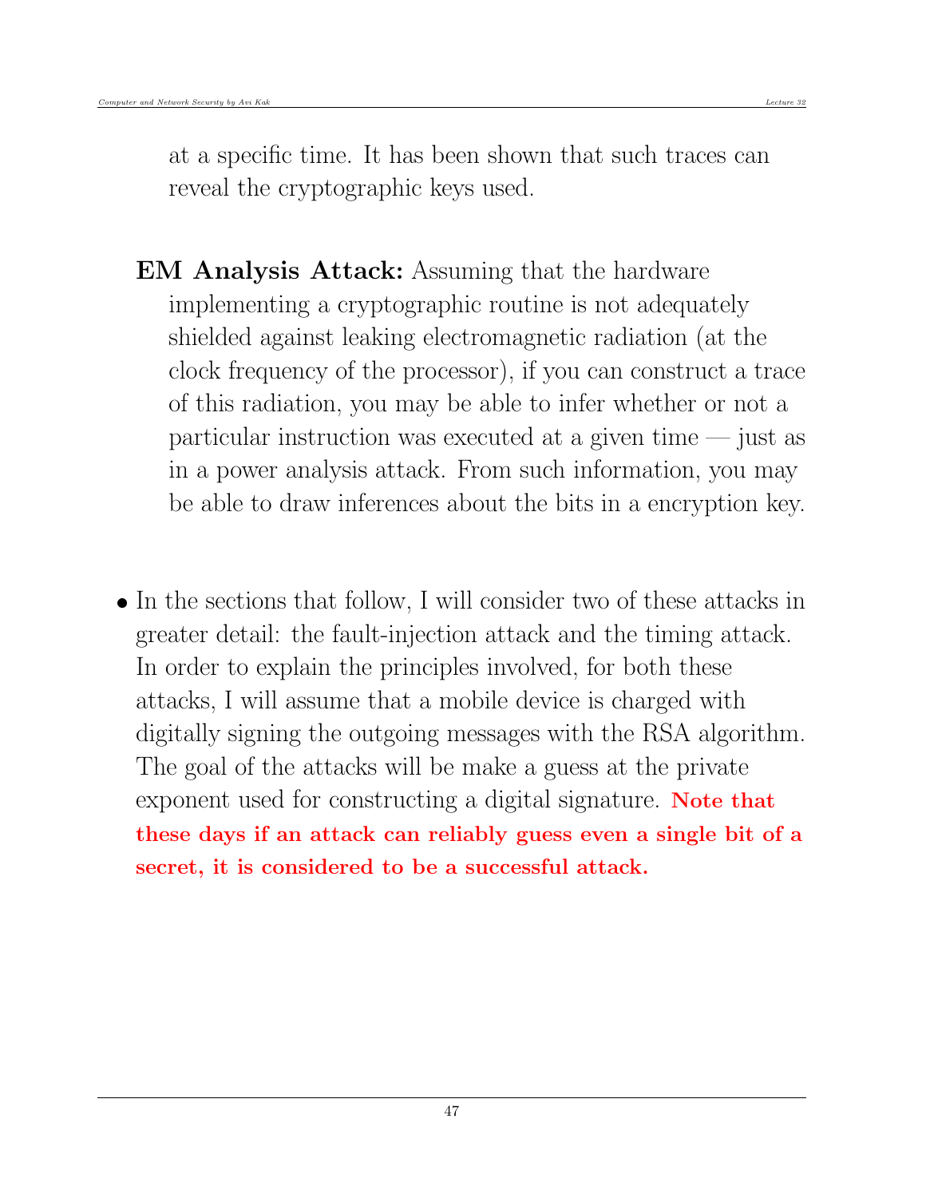at a specific time. It has been shown that such traces can reveal the cryptographic keys used.

**EM Analysis Attack:** Assuming that the hardware implementing a cryptographic routine is not adequately shielded against leaking electromagnetic radiation (at the clock frequency of the processor), if you can construct a trace of this radiation, you may be able to infer whether or not a particular instruction was executed at a given time — just as in a power analysis attack. From such information, you may be able to draw inferences about the bits in a encryption key.

- In the sections that follow, I will consider two of these attacks in greater detail: the fault-injection attack and the timing attack. In order to explain the principles involved, for both these attacks, I will assume that a mobile device is charged with digitally signing the outgoing messages with the RSA algorithm. The goal of the attacks will be make a guess at the private exponent used for constructing a digital signature. **Note that these days if an attack can reliably guess even a single bit of a secret, it is considered to be a successful attack.**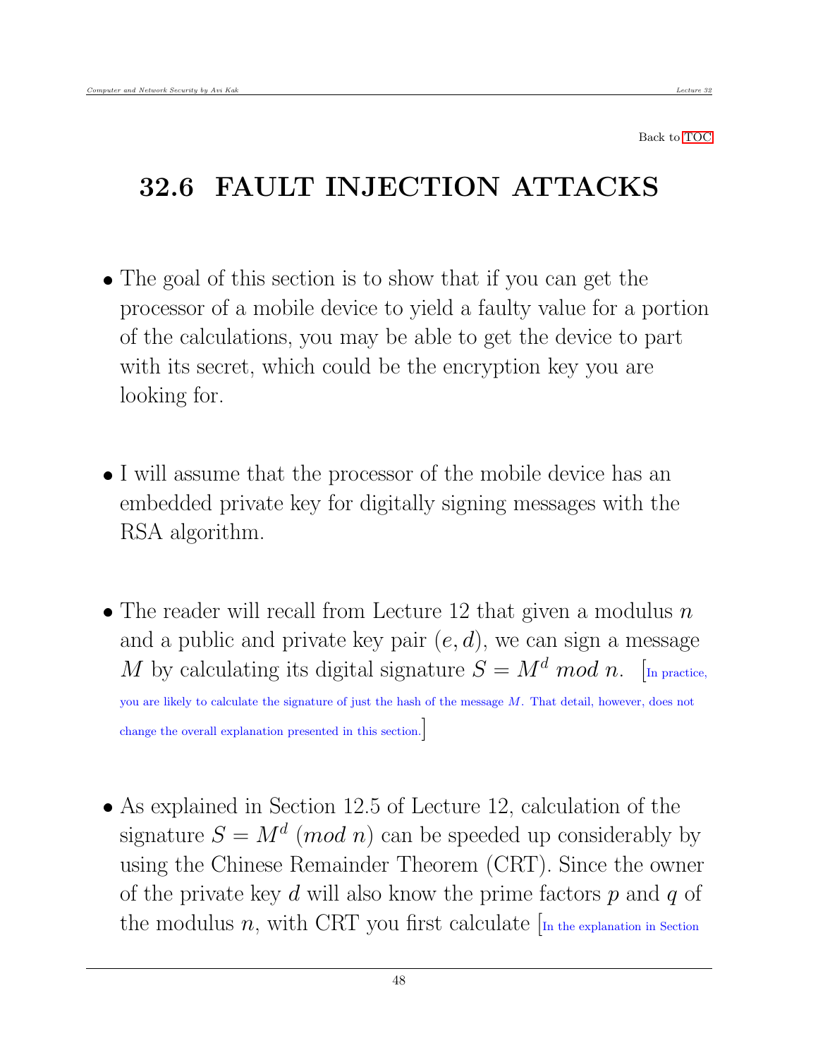Back to TOC

# 32.6 FAULT INJECTION ATTACKS

- The goal of this section is to show that if you can get the processor of a mobile device to yield a faulty value for a portion of the calculations, you may be able to get the device to part with its secret, which could be the encryption key you are looking for.

- I will assume that the processor of the mobile device has an embedded private key for digitally signing messages with the RSA algorithm.

- The reader will recall from Lecture 12 that given a modulus $n$ and a public and private key pair $(e, d)$, we can sign a message $M$ by calculating its digital signature $S = M^d \ mod \ n$. [In practice, you are likely to calculate the signature of just the hash of the message $M$. That detail, however, does not change the overall explanation presented in this section.]

- As explained in Section 12.5 of Lecture 12, calculation of the signature $S = M^d \ (mod \ n)$ can be speeded up considerably by using the Chinese Remainder Theorem (CRT). Since the owner of the private key $d$ will also know the prime factors $p$ and $q$ of the modulus $n$, with CRT you first calculate [In the explanation in Section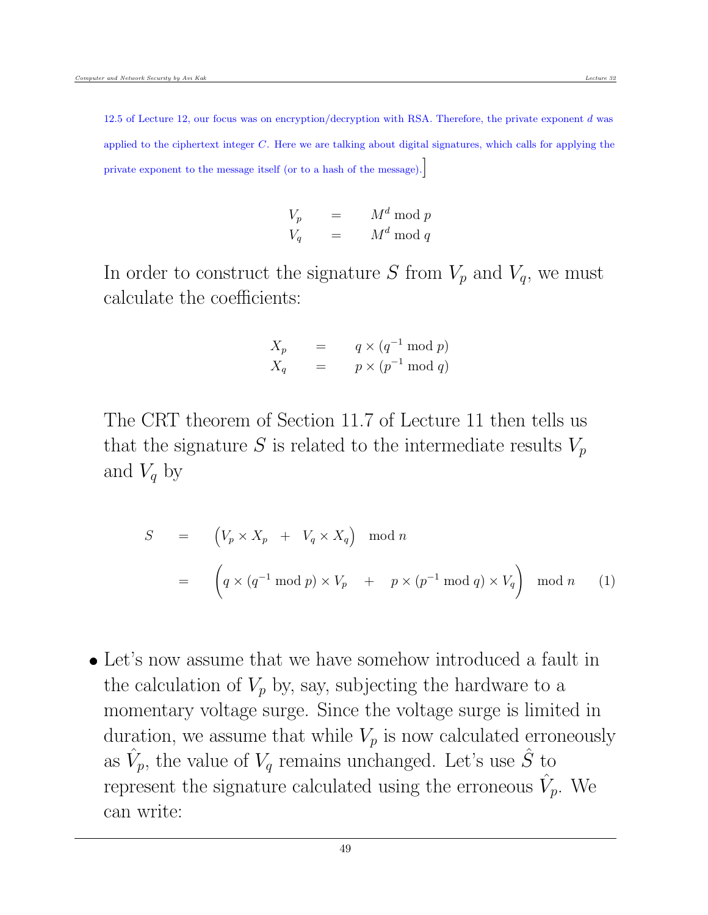12.5 of Lecture 12, our focus was on encryption/decryption with RSA. Therefore, the private exponent $d$ was applied to the ciphertext integer $C$. Here we are talking about digital signatures, which calls for applying the private exponent to the message itself (or to a hash of the message).]

$$
\begin{aligned}
V_p &= M^d \bmod p \\
V_q &= M^d \bmod q
\end{aligned}
$$

In order to construct the signature $S$ from $V_p$ and $V_q$, we must calculate the coefficients:

$$
\begin{aligned}
X_p &= q \times (q^{-1} \bmod p) \\
X_q &= p \times (p^{-1} \bmod q)
\end{aligned}
$$

The CRT theorem of Section 11.7 of Lecture 11 then tells us that the signature $S$ is related to the intermediate results $V_p$ and $V_q$ by

$$
\begin{aligned}
S &= \Big( V_p \times X_p \;+\; V_q \times X_q \Big) \bmod n \\
&= \Bigg( q \times (q^{-1} \bmod p) \times V_p \;+\; p \times (p^{-1} \bmod q) \times V_q \Bigg) \bmod n \qquad (1)
\end{aligned}
$$

- Let's now assume that we have somehow introduced a fault in the calculation of $V_p$ by, say, subjecting the hardware to a momentary voltage surge. Since the voltage surge is limited in duration, we assume that while $V_p$ is now calculated erroneously as $\hat{V}_p$, the value of $V_q$ remains unchanged. Let's use $\hat{S}$ to represent the signature calculated using the erroneous $\hat{V}_p$. We can write: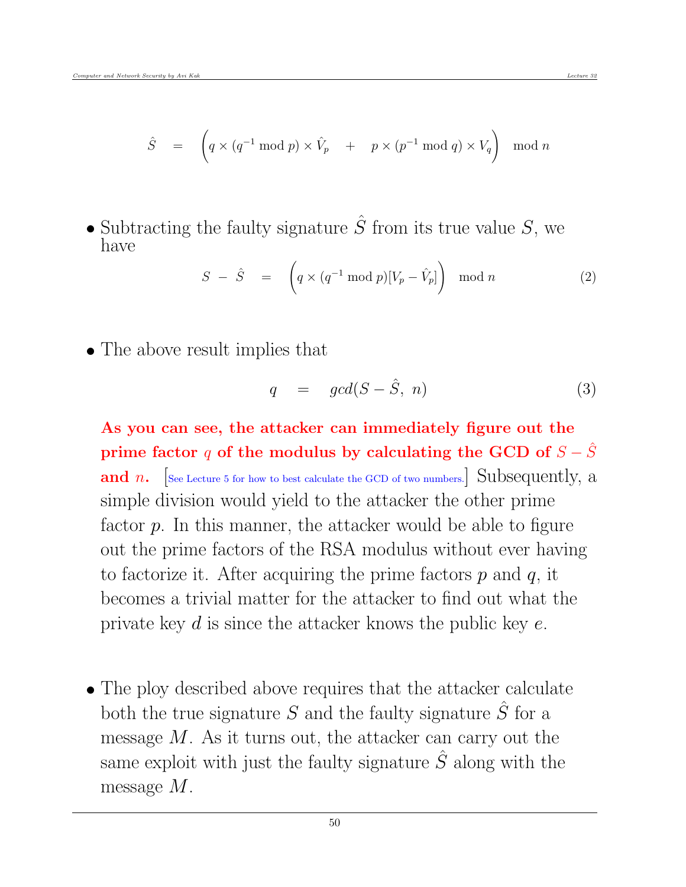$$\hat{S} \quad = \quad \left( q \times (q^{-1} \bmod p) \times \hat{V}_p \quad + \quad p \times (p^{-1} \bmod q) \times V_q \right) \mod n$$

- Subtracting the faulty signature $\hat{S}$ from its true value $S$, we have

$$S \; - \; \hat{S} \quad = \quad \left( q \times (q^{-1} \bmod p)[V_p - \hat{V}_p] \right) \mod n \qquad (2)$$

- The above result implies that

$$q \quad = \quad gcd(S - \hat{S}, \; n) \qquad (3)$$

  **As you can see, the attacker can immediately figure out the prime factor $q$ of the modulus by calculating the GCD of $S - \hat{S}$ and $n$.** [See Lecture 5 for how to best calculate the GCD of two numbers.] Subsequently, a simple division would yield to the attacker the other prime factor $p$. In this manner, the attacker would be able to figure out the prime factors of the RSA modulus without ever having to factorize it. After acquiring the prime factors $p$ and $q$, it becomes a trivial matter for the attacker to find out what the private key $d$ is since the attacker knows the public key $e$.

- The ploy described above requires that the attacker calculate both the true signature $S$ and the faulty signature $\hat{S}$ for a message $M$. As it turns out, the attacker can carry out the same exploit with just the faulty signature $\hat{S}$ along with the message $M$.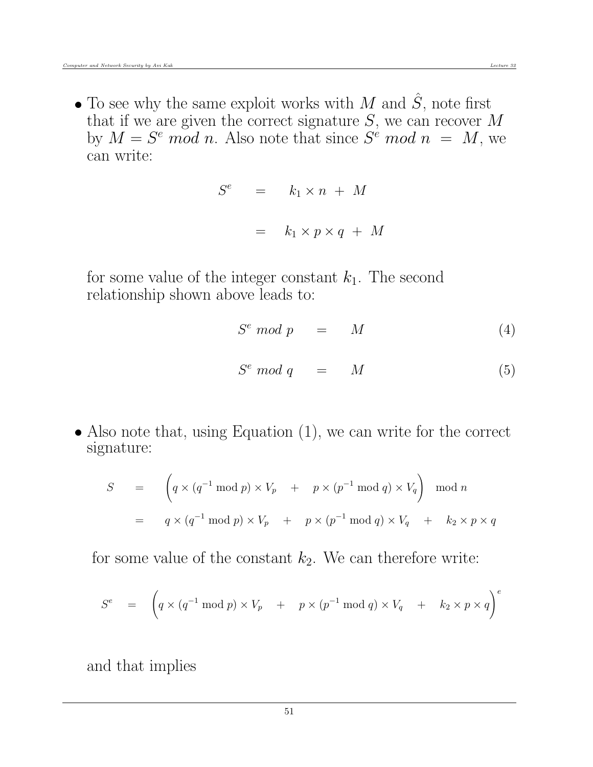- To see why the same exploit works with $M$ and $\hat{S}$, note first that if we are given the correct signature $S$, we can recover $M$ by $M = S^e \ mod \ n$. Also note that since $S^e \ mod \ n \ = \ M$, we can write:

$$
\begin{aligned}
S^e \quad &= \quad k_1 \times n \ + \ M \\
\\
&= \quad k_1 \times p \times q \ + \ M
\end{aligned}
$$

for some value of the integer constant $k_1$. The second relationship shown above leads to:

$$S^e \ mod \ p \quad = \quad M \tag{4}$$

$$S^e \ mod \ q \quad = \quad M \tag{5}$$

- Also note that, using Equation (1), we can write for the correct signature:

$$
\begin{aligned}
S \quad &= \quad \Big( q \times (q^{-1} \bmod p) \times V_p \quad + \quad p \times (p^{-1} \bmod q) \times V_q \Big) \quad \bmod n \\
&= \quad q \times (q^{-1} \bmod p) \times V_p \quad + \quad p \times (p^{-1} \bmod q) \times V_q \quad + \quad k_2 \times p \times q
\end{aligned}
$$

for some value of the constant $k_2$. We can therefore write:

$$S^e \quad = \quad \Big( q \times (q^{-1} \bmod p) \times V_p \quad + \quad p \times (p^{-1} \bmod q) \times V_q \quad + \quad k_2 \times p \times q \Big)^e$$

and that implies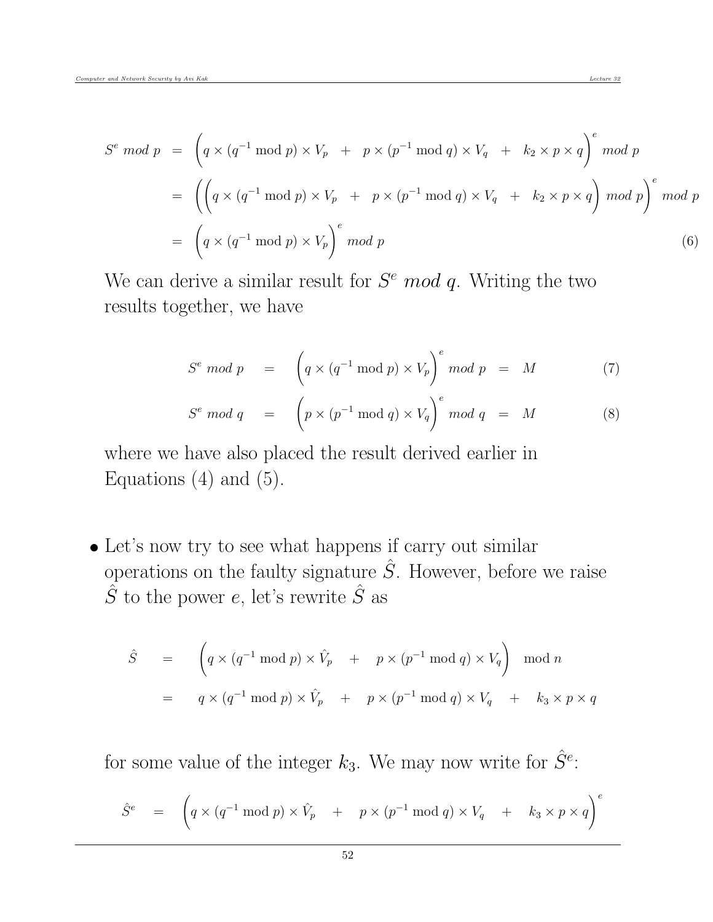$$
\begin{aligned}
S^e \ mod \ p \ &= \ \left( q \times (q^{-1} \bmod p) \times V_p \ + \ p \times (p^{-1} \bmod q) \times V_q \ + \ k_2 \times p \times q \right)^e \ mod \ p \\
&= \ \left( \left( q \times (q^{-1} \bmod p) \times V_p \ + \ p \times (p^{-1} \bmod q) \times V_q \ + \ k_2 \times p \times q \right) \ mod \ p \right)^e \ mod \ p \\
&= \ \left( q \times (q^{-1} \bmod p) \times V_p \right)^e \ mod \ p \qquad (6)
\end{aligned}
$$

We can derive a similar result for $S^e \ mod \ q$. Writing the two results together, we have

$$
S^e \ mod \ p \quad = \quad \left( q \times (q^{-1} \bmod p) \times V_p \right)^e \ mod \ p \ = \ M \qquad (7)
$$

$$
S^e \ mod \ q \quad = \quad \left( p \times (p^{-1} \bmod q) \times V_q \right)^e \ mod \ q \ = \ M \qquad (8)
$$

where we have also placed the result derived earlier in Equations (4) and (5).

- Let's now try to see what happens if carry out similar operations on the faulty signature $\hat{S}$. However, before we raise $\hat{S}$ to the power $e$, let's rewrite $\hat{S}$ as

$$
\begin{aligned}
\hat{S} \quad &= \quad \left( q \times (q^{-1} \bmod p) \times \hat{V}_p \quad + \quad p \times (p^{-1} \bmod q) \times V_q \right) \quad \bmod n \\
&= \quad q \times (q^{-1} \bmod p) \times \hat{V}_p \quad + \quad p \times (p^{-1} \bmod q) \times V_q \quad + \quad k_3 \times p \times q
\end{aligned}
$$

for some value of the integer $k_3$. We may now write for $\hat{S}^e$:

$$
\hat{S}^e \quad = \quad \left( q \times (q^{-1} \bmod p) \times \hat{V}_p \quad + \quad p \times (p^{-1} \bmod q) \times V_q \quad + \quad k_3 \times p \times q \right)^e
$$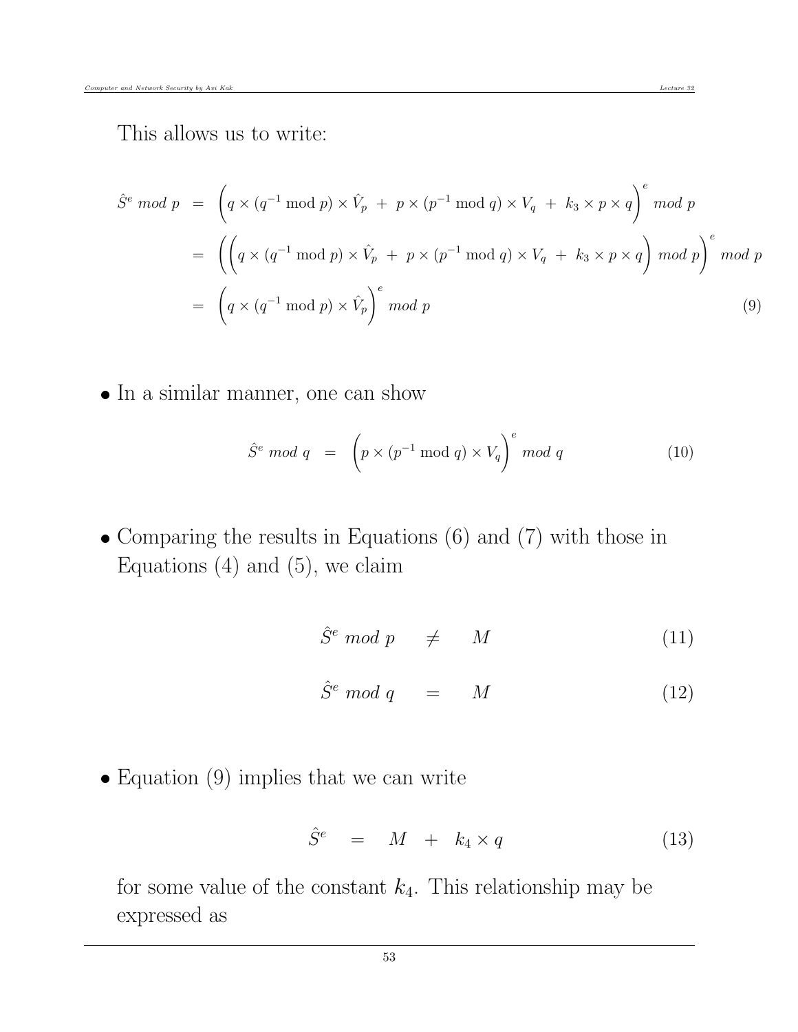This allows us to write:

$$
\begin{aligned}
\hat{S}^e \; mod \; p \;\; &= \;\; \left( q \times (q^{-1} \bmod p) \times \hat{V}_p \; + \; p \times (p^{-1} \bmod q) \times V_q \; + \; k_3 \times p \times q \right)^e \; mod \; p \\
&= \;\; \left( \left( q \times (q^{-1} \bmod p) \times \hat{V}_p \; + \; p \times (p^{-1} \bmod q) \times V_q \; + \; k_3 \times p \times q \right) \; mod \; p \right)^e \; mod \; p \\
&= \;\; \left( q \times (q^{-1} \bmod p) \times \hat{V}_p \right)^e \; mod \; p
\end{aligned}
\tag{9}
$$

- In a similar manner, one can show

$$
\hat{S}^e \; mod \; q \;\; = \;\; \left( p \times (p^{-1} \bmod q) \times V_q \right)^e \; mod \; q \tag{10}
$$

- Comparing the results in Equations (6) and (7) with those in Equations (4) and (5), we claim

$$
\hat{S}^e \; mod \; p \quad \neq \quad M \tag{11}
$$

$$
\hat{S}^e \; mod \; q \quad = \quad M \tag{12}
$$

- Equation (9) implies that we can write

$$
\hat{S}^e \quad = \quad M \;\; + \;\; k_4 \times q \tag{13}
$$

for some value of the constant $k_4$. This relationship may be expressed as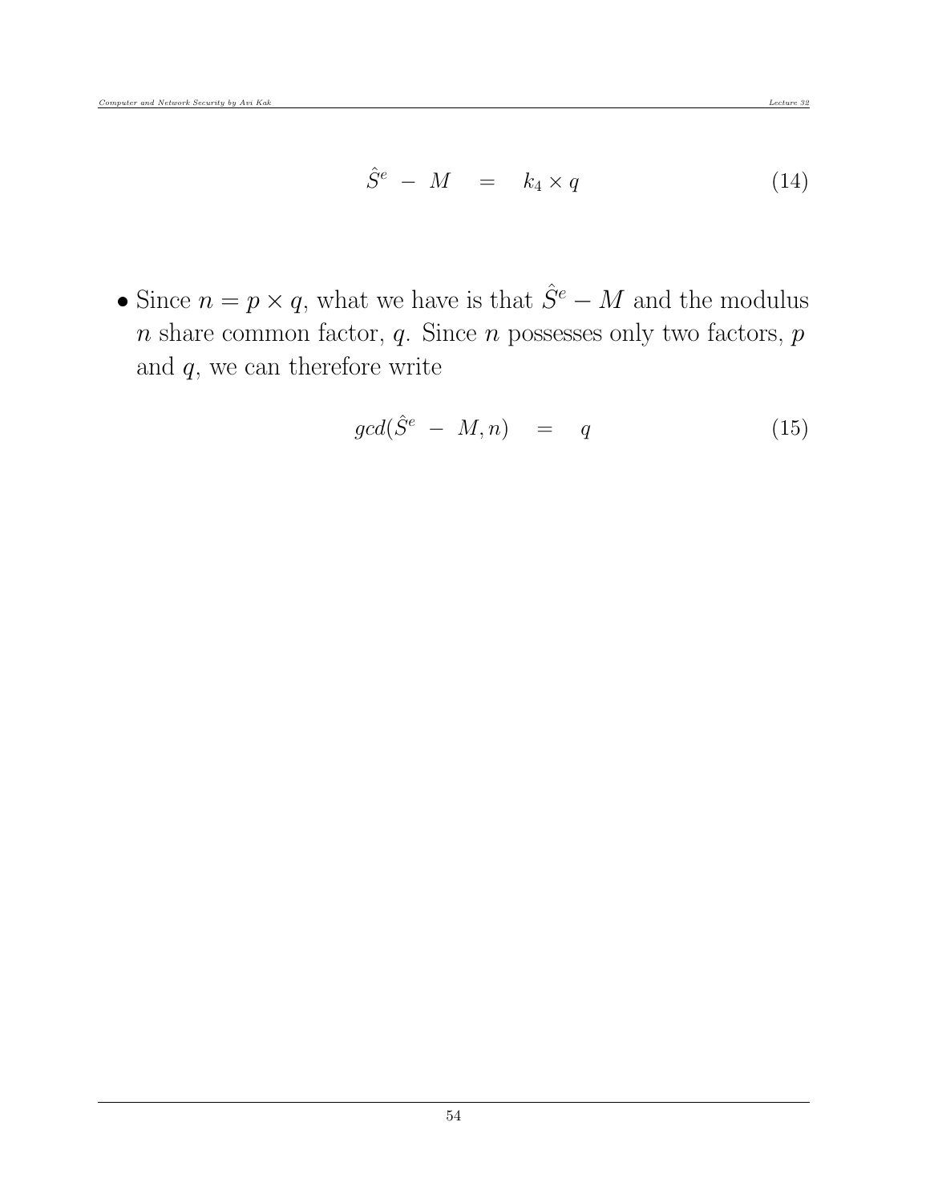$$\hat{S}^e \; - \; M \quad = \quad k_4 \times q \tag{14}$$

- Since $n = p \times q$, what we have is that $\hat{S}^e - M$ and the modulus $n$ share common factor, $q$. Since $n$ possesses only two factors, $p$ and $q$, we can therefore write

$$gcd(\hat{S}^e \; - \; M, n) \quad = \quad q \tag{15}$$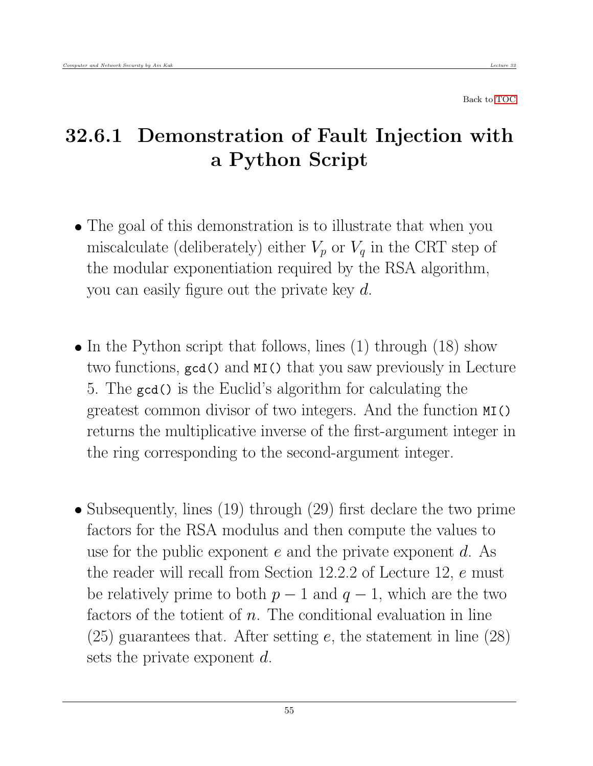Back to TOC

## 32.6.1 Demonstration of Fault Injection with a Python Script

- The goal of this demonstration is to illustrate that when you miscalculate (deliberately) either $V_p$ or $V_q$ in the CRT step of the modular exponentiation required by the RSA algorithm, you can easily figure out the private key $d$.

- In the Python script that follows, lines (1) through (18) show two functions, `gcd()` and `MI()` that you saw previously in Lecture 5. The `gcd()` is the Euclid's algorithm for calculating the greatest common divisor of two integers. And the function `MI()` returns the multiplicative inverse of the first-argument integer in the ring corresponding to the second-argument integer.

- Subsequently, lines (19) through (29) first declare the two prime factors for the RSA modulus and then compute the values to use for the public exponent $e$ and the private exponent $d$. As the reader will recall from Section 12.2.2 of Lecture 12, $e$ must be relatively prime to both $p-1$ and $q-1$, which are the two factors of the totient of $n$. The conditional evaluation in line (25) guarantees that. After setting $e$, the statement in line (28) sets the private exponent $d$.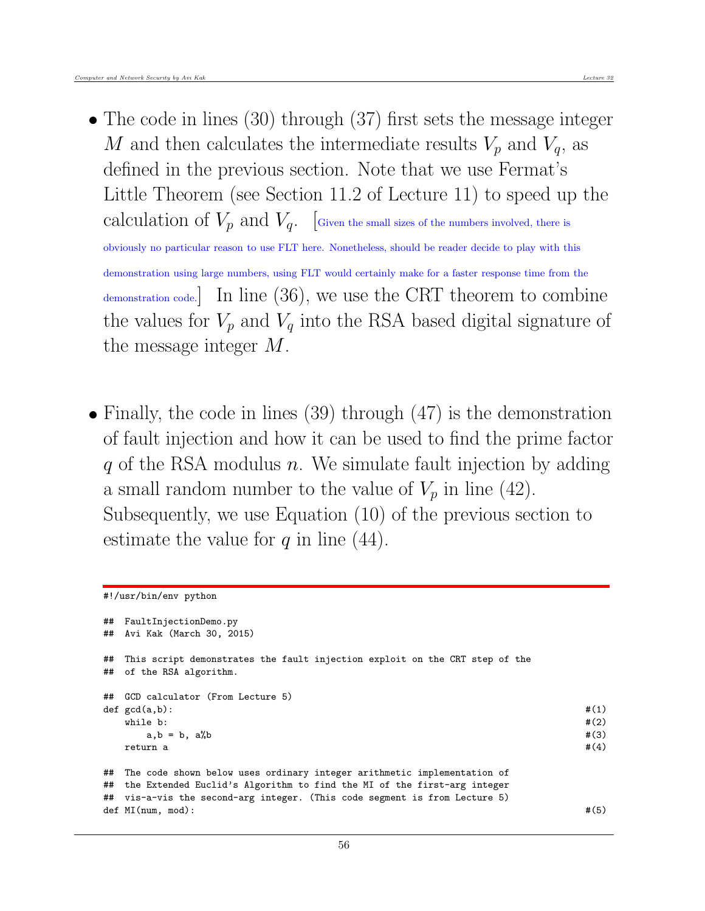- The code in lines (30) through (37) first sets the message integer $M$ and then calculates the intermediate results $V_p$ and $V_q$, as defined in the previous section. Note that we use Fermat's Little Theorem (see Section 11.2 of Lecture 11) to speed up the calculation of $V_p$ and $V_q$. [Given the small sizes of the numbers involved, there is obviously no particular reason to use FLT here. Nonetheless, should be reader decide to play with this demonstration using large numbers, using FLT would certainly make for a faster response time from the demonstration code.] In line (36), we use the CRT theorem to combine the values for $V_p$ and $V_q$ into the RSA based digital signature of the message integer $M$.

- Finally, the code in lines (39) through (47) is the demonstration of fault injection and how it can be used to find the prime factor $q$ of the RSA modulus $n$. We simulate fault injection by adding a small random number to the value of $V_p$ in line (42). Subsequently, we use Equation (10) of the previous section to estimate the value for $q$ in line (44).

```
#!/usr/bin/env python

##  FaultInjectionDemo.py
##  Avi Kak (March 30, 2015)

##  This script demonstrates the fault injection exploit on the CRT step of the
##  of the RSA algorithm.

##  GCD calculator (From Lecture 5)
def gcd(a,b):                                                               #(1)
    while b:                                                                #(2)
        a,b = b, a%b                                                        #(3)
    return a                                                                #(4)

##  The code shown below uses ordinary integer arithmetic implementation of
##  the Extended Euclid's Algorithm to find the MI of the first-arg integer
##  vis-a-vis the second-arg integer. (This code segment is from Lecture 5)
def MI(num, mod):                                                           #(5)
```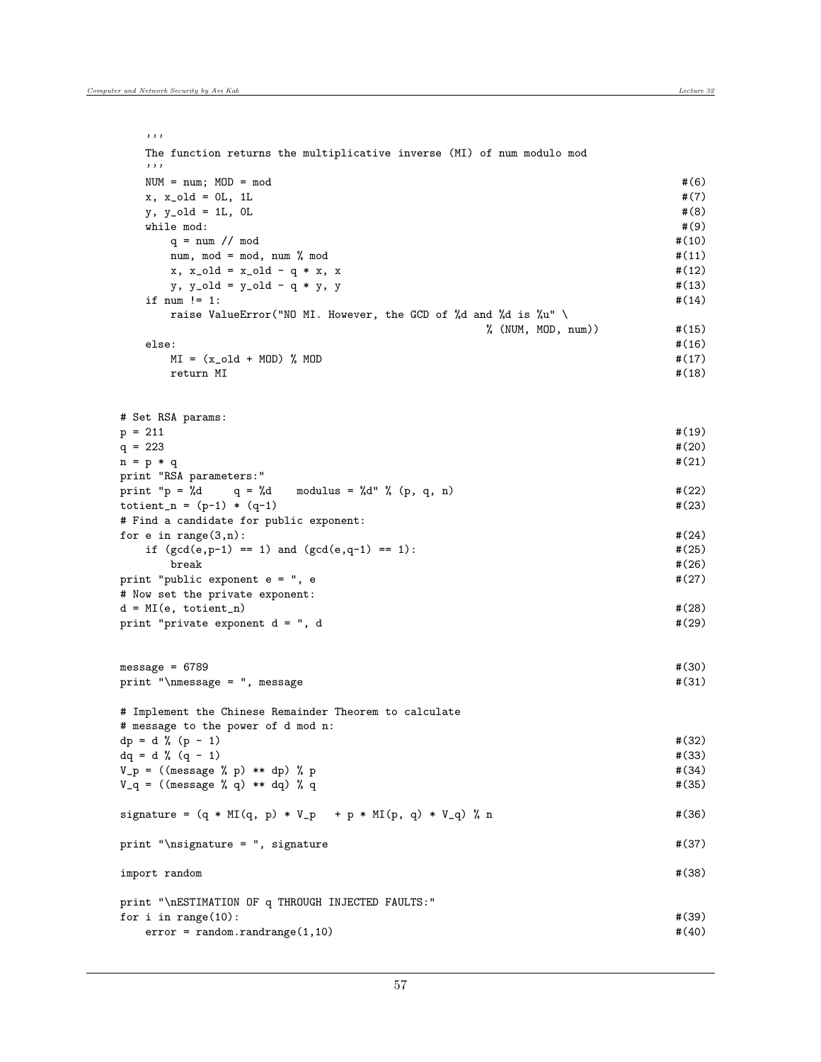```
    '''
    The function returns the multiplicative inverse (MI) of num modulo mod
    '''
    NUM = num; MOD = mod                                                    #(6)
    x, x_old = 0L, 1L                                                       #(7)
    y, y_old = 1L, 0L                                                       #(8)
    while mod:                                                              #(9)
        q = num // mod                                                      #(10)
        num, mod = mod, num % mod                                           #(11)
        x, x_old = x_old - q * x, x                                         #(12)
        y, y_old = y_old - q * y, y                                         #(13)
    if num != 1:                                                            #(14)
        raise ValueError("NO MI. However, the GCD of %d and %d is %u" \
                                                   % (NUM, MOD, num))       #(15)
    else:                                                                   #(16)
        MI = (x_old + MOD) % MOD                                            #(17)
        return MI                                                           #(18)


# Set RSA params:
p = 211                                                                     #(19)
q = 223                                                                     #(20)
n = p * q                                                                   #(21)
print "RSA parameters:"
print "p = %d     q = %d    modulus = %d" % (p, q, n)                       #(22)
totient_n = (p-1) * (q-1)                                                   #(23)
# Find a candidate for public exponent:
for e in range(3,n):                                                        #(24)
    if (gcd(e,p-1) == 1) and (gcd(e,q-1) == 1):                             #(25)
        break                                                               #(26)
print "public exponent e = ", e                                             #(27)
# Now set the private exponent:
d = MI(e, totient_n)                                                        #(28)
print "private exponent d = ", d                                            #(29)


message = 6789                                                              #(30)
print "\nmessage = ", message                                               #(31)

# Implement the Chinese Remainder Theorem to calculate
# message to the power of d mod n:
dp = d % (p - 1)                                                            #(32)
dq = d % (q - 1)                                                            #(33)
V_p = ((message % p) ** dp) % p                                             #(34)
V_q = ((message % q) ** dq) % q                                             #(35)

signature = (q * MI(q, p) * V_p   + p * MI(p, q) * V_q) % n                 #(36)

print "\nsignature = ", signature                                           #(37)

import random                                                               #(38)

print "\nESTIMATION OF q THROUGH INJECTED FAULTS:"
for i in range(10):                                                         #(39)
    error = random.randrange(1,10)                                          #(40)
```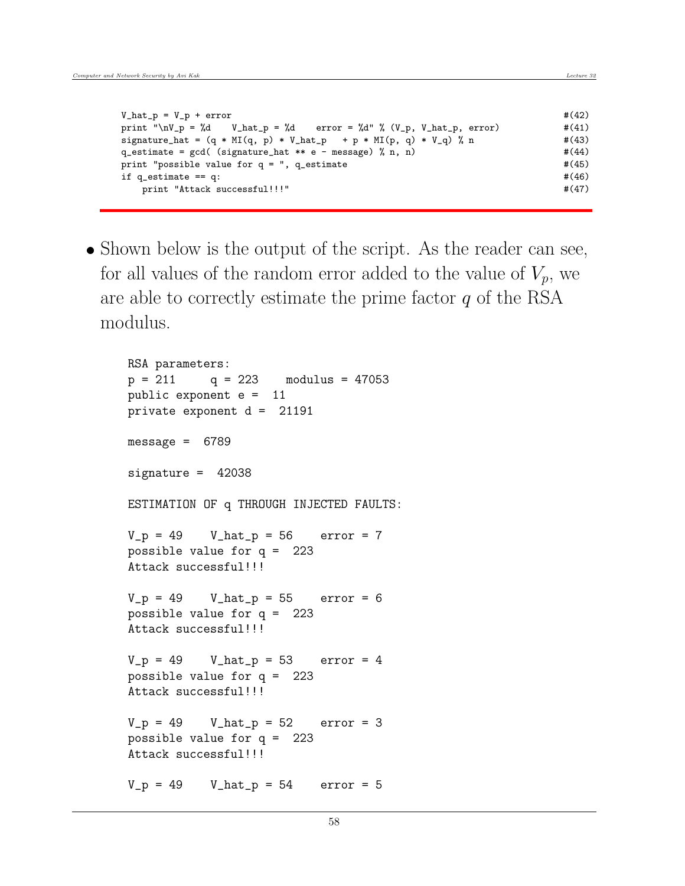```
V_hat_p = V_p + error                                                       #(42)
print "\nV_p = %d    V_hat_p = %d    error = %d" % (V_p, V_hat_p, error)    #(41)
signature_hat = (q * MI(q, p) * V_hat_p   + p * MI(p, q) * V_q) % n         #(43)
q_estimate = gcd( (signature_hat ** e - message) % n, n)                    #(44)
print "possible value for q = ", q_estimate                                 #(45)
if q_estimate == q:                                                         #(46)
    print "Attack successful!!!"                                            #(47)
```

- Shown below is the output of the script. As the reader can see, for all values of the random error added to the value of $V_p$, we are able to correctly estimate the prime factor $q$ of the RSA modulus.

```
RSA parameters:
p = 211     q = 223    modulus = 47053
public exponent e =  11
private exponent d =  21191

message =  6789

signature =  42038

ESTIMATION OF q THROUGH INJECTED FAULTS:

V_p = 49    V_hat_p = 56    error = 7
possible value for q =  223
Attack successful!!!

V_p = 49    V_hat_p = 55    error = 6
possible value for q =  223
Attack successful!!!

V_p = 49    V_hat_p = 53    error = 4
possible value for q =  223
Attack successful!!!

V_p = 49    V_hat_p = 52    error = 3
possible value for q =  223
Attack successful!!!

V_p = 49    V_hat_p = 54    error = 5
```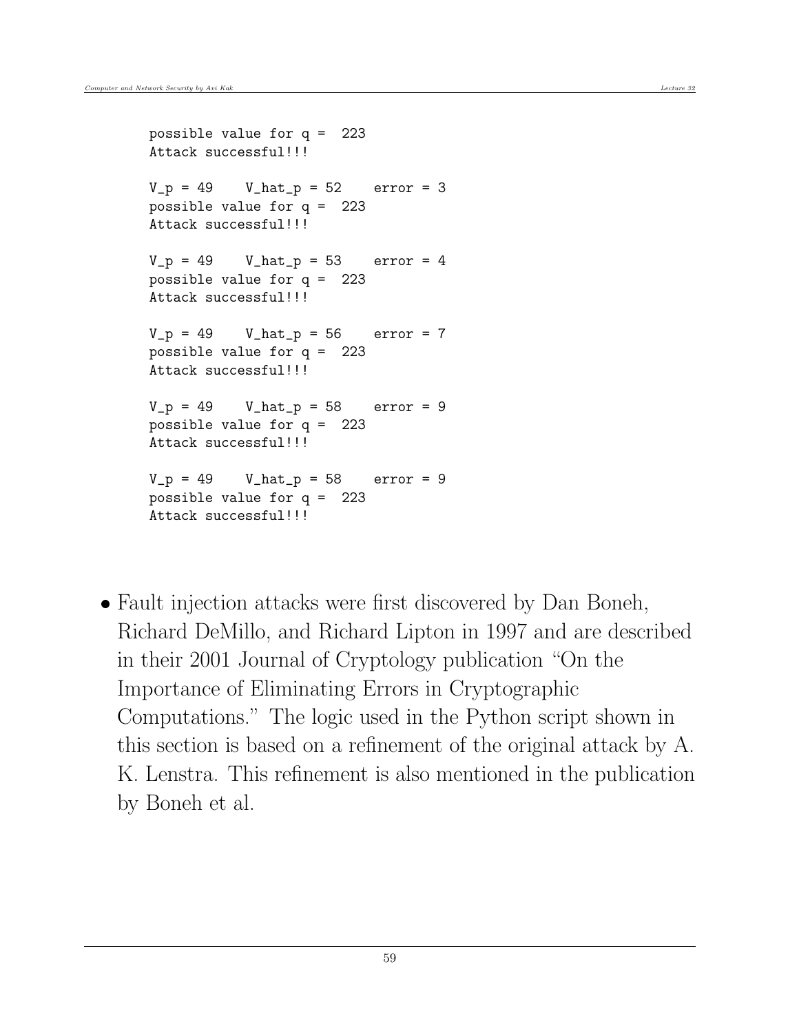```
possible value for q =  223
Attack successful!!!

V_p = 49    V_hat_p = 52    error = 3
possible value for q =  223
Attack successful!!!

V_p = 49    V_hat_p = 53    error = 4
possible value for q =  223
Attack successful!!!

V_p = 49    V_hat_p = 56    error = 7
possible value for q =  223
Attack successful!!!

V_p = 49    V_hat_p = 58    error = 9
possible value for q =  223
Attack successful!!!

V_p = 49    V_hat_p = 58    error = 9
possible value for q =  223
Attack successful!!!
```

- Fault injection attacks were first discovered by Dan Boneh, Richard DeMillo, and Richard Lipton in 1997 and are described in their 2001 Journal of Cryptology publication "On the Importance of Eliminating Errors in Cryptographic Computations." The logic used in the Python script shown in this section is based on a refinement of the original attack by A. K. Lenstra. This refinement is also mentioned in the publication by Boneh et al.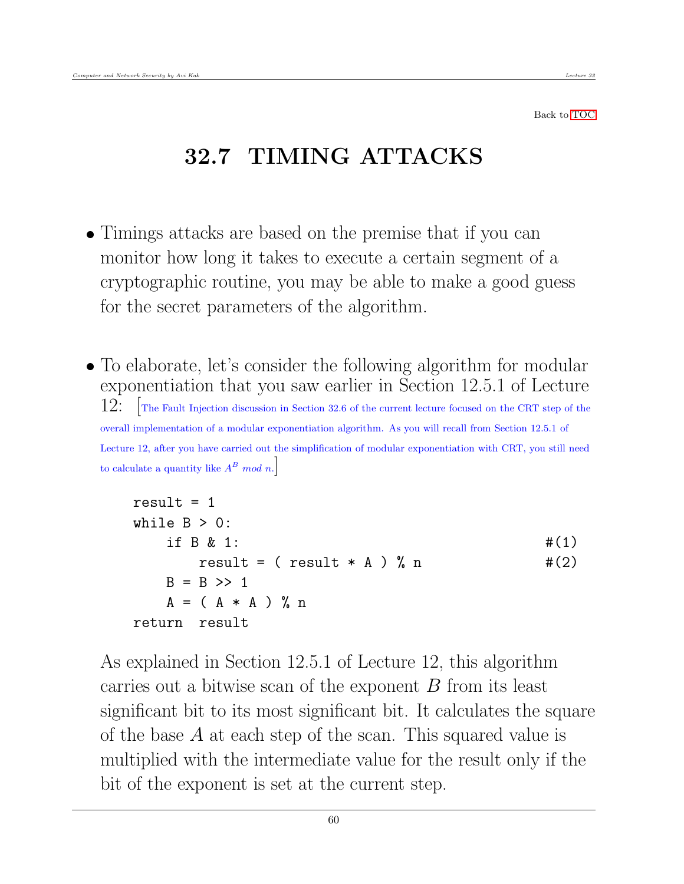Back to TOC

# 32.7 TIMING ATTACKS

- Timings attacks are based on the premise that if you can monitor how long it takes to execute a certain segment of a cryptographic routine, you may be able to make a good guess for the secret parameters of the algorithm.

- To elaborate, let's consider the following algorithm for modular exponentiation that you saw earlier in Section 12.5.1 of Lecture 12: [The Fault Injection discussion in Section 32.6 of the current lecture focused on the CRT step of the overall implementation of a modular exponentiation algorithm. As you will recall from Section 12.5.1 of Lecture 12, after you have carried out the simplification of modular exponentiation with CRT, you still need to calculate a quantity like $A^B$ *mod* $n$.]

```
result = 1
while B > 0:
    if B & 1:                                      #(1)
        result = ( result * A ) % n                #(2)
    B = B >> 1
    A = ( A * A ) % n
return  result
```

  As explained in Section 12.5.1 of Lecture 12, this algorithm carries out a bitwise scan of the exponent $B$ from its least significant bit to its most significant bit. It calculates the square of the base $A$ at each step of the scan. This squared value is multiplied with the intermediate value for the result only if the bit of the exponent is set at the current step.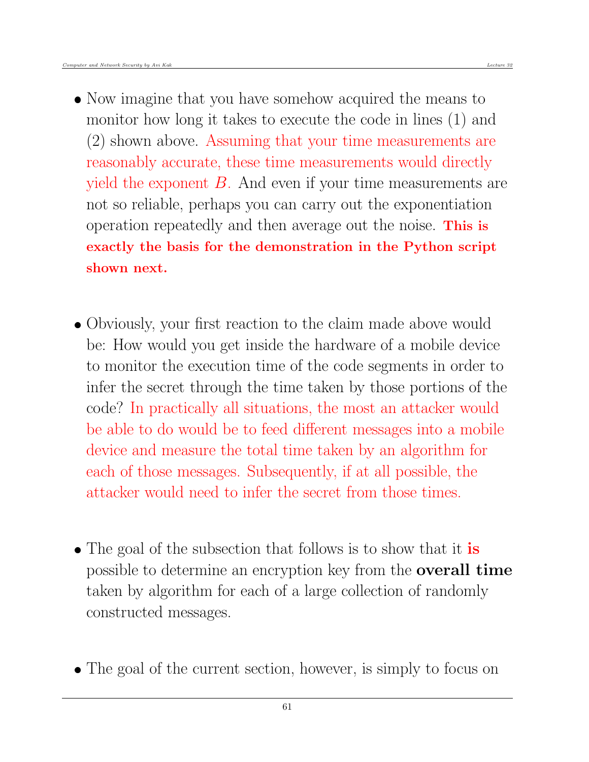- Now imagine that you have somehow acquired the means to monitor how long it takes to execute the code in lines (1) and (2) shown above. Assuming that your time measurements are reasonably accurate, these time measurements would directly yield the exponent $B$. And even if your time measurements are not so reliable, perhaps you can carry out the exponentiation operation repeatedly and then average out the noise. **This is exactly the basis for the demonstration in the Python script shown next.**

- Obviously, your first reaction to the claim made above would be: How would you get inside the hardware of a mobile device to monitor the execution time of the code segments in order to infer the secret through the time taken by those portions of the code? In practically all situations, the most an attacker would be able to do would be to feed different messages into a mobile device and measure the total time taken by an algorithm for each of those messages. Subsequently, if at all possible, the attacker would need to infer the secret from those times.

- The goal of the subsection that follows is to show that it **is** possible to determine an encryption key from the **overall time** taken by algorithm for each of a large collection of randomly constructed messages.

- The goal of the current section, however, is simply to focus on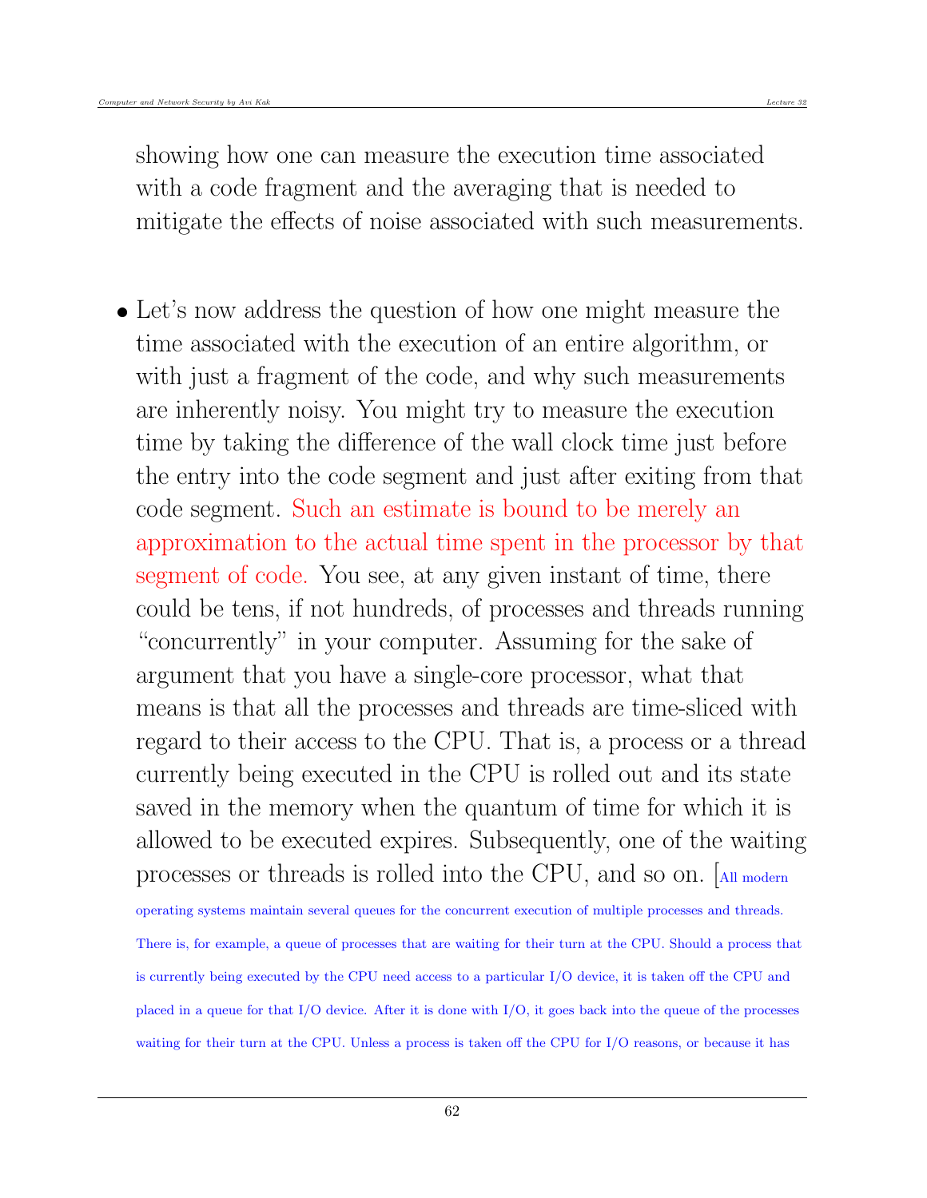showing how one can measure the execution time associated with a code fragment and the averaging that is needed to mitigate the effects of noise associated with such measurements.

- Let's now address the question of how one might measure the time associated with the execution of an entire algorithm, or with just a fragment of the code, and why such measurements are inherently noisy. You might try to measure the execution time by taking the difference of the wall clock time just before the entry into the code segment and just after exiting from that code segment. Such an estimate is bound to be merely an approximation to the actual time spent in the processor by that segment of code. You see, at any given instant of time, there could be tens, if not hundreds, of processes and threads running "concurrently" in your computer. Assuming for the sake of argument that you have a single-core processor, what that means is that all the processes and threads are time-sliced with regard to their access to the CPU. That is, a process or a thread currently being executed in the CPU is rolled out and its state saved in the memory when the quantum of time for which it is allowed to be executed expires. Subsequently, one of the waiting processes or threads is rolled into the CPU, and so on. [All modern operating systems maintain several queues for the concurrent execution of multiple processes and threads. There is, for example, a queue of processes that are waiting for their turn at the CPU. Should a process that is currently being executed by the CPU need access to a particular I/O device, it is taken off the CPU and placed in a queue for that I/O device. After it is done with I/O, it goes back into the queue of the processes waiting for their turn at the CPU. Unless a process is taken off the CPU for I/O reasons, or because it has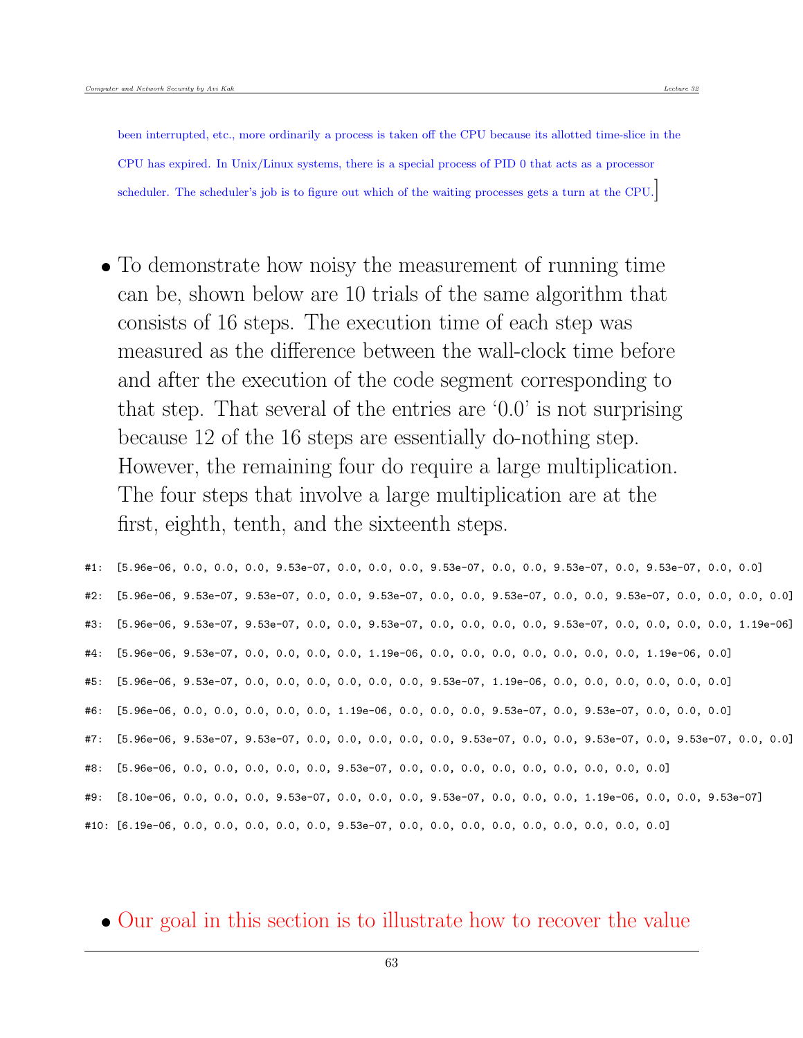been interrupted, etc., more ordinarily a process is taken off the CPU because its allotted time-slice in the CPU has expired. In Unix/Linux systems, there is a special process of PID 0 that acts as a processor scheduler. The scheduler's job is to figure out which of the waiting processes gets a turn at the CPU.]

- To demonstrate how noisy the measurement of running time can be, shown below are 10 trials of the same algorithm that consists of 16 steps. The execution time of each step was measured as the difference between the wall-clock time before and after the execution of the code segment corresponding to that step. That several of the entries are '0.0' is not surprising because 12 of the 16 steps are essentially do-nothing step. However, the remaining four do require a large multiplication. The four steps that involve a large multiplication are at the first, eighth, tenth, and the sixteenth steps.

```
#1:  [5.96e-06, 0.0, 0.0, 0.0, 9.53e-07, 0.0, 0.0, 0.0, 9.53e-07, 0.0, 0.0, 9.53e-07, 0.0, 9.53e-07, 0.0, 0.0]
#2:  [5.96e-06, 9.53e-07, 9.53e-07, 0.0, 0.0, 9.53e-07, 0.0, 0.0, 9.53e-07, 0.0, 0.0, 9.53e-07, 0.0, 0.0, 0.0, 0.0]
#3:  [5.96e-06, 9.53e-07, 9.53e-07, 0.0, 0.0, 9.53e-07, 0.0, 0.0, 0.0, 0.0, 9.53e-07, 0.0, 0.0, 0.0, 0.0, 1.19e-06]
#4:  [5.96e-06, 9.53e-07, 0.0, 0.0, 0.0, 0.0, 1.19e-06, 0.0, 0.0, 0.0, 0.0, 0.0, 0.0, 0.0, 1.19e-06, 0.0]
#5:  [5.96e-06, 9.53e-07, 0.0, 0.0, 0.0, 0.0, 0.0, 0.0, 9.53e-07, 1.19e-06, 0.0, 0.0, 0.0, 0.0, 0.0, 0.0]
#6:  [5.96e-06, 0.0, 0.0, 0.0, 0.0, 0.0, 1.19e-06, 0.0, 0.0, 0.0, 9.53e-07, 0.0, 9.53e-07, 0.0, 0.0, 0.0]
#7:  [5.96e-06, 9.53e-07, 9.53e-07, 0.0, 0.0, 0.0, 0.0, 0.0, 9.53e-07, 0.0, 0.0, 9.53e-07, 0.0, 9.53e-07, 0.0, 0.0]
#8:  [5.96e-06, 0.0, 0.0, 0.0, 0.0, 0.0, 9.53e-07, 0.0, 0.0, 0.0, 0.0, 0.0, 0.0, 0.0, 0.0, 0.0]
#9:  [8.10e-06, 0.0, 0.0, 0.0, 9.53e-07, 0.0, 0.0, 0.0, 9.53e-07, 0.0, 0.0, 0.0, 1.19e-06, 0.0, 0.0, 9.53e-07]
#10: [6.19e-06, 0.0, 0.0, 0.0, 0.0, 0.0, 9.53e-07, 0.0, 0.0, 0.0, 0.0, 0.0, 0.0, 0.0, 0.0, 0.0]
```

- Our goal in this section is to illustrate how to recover the value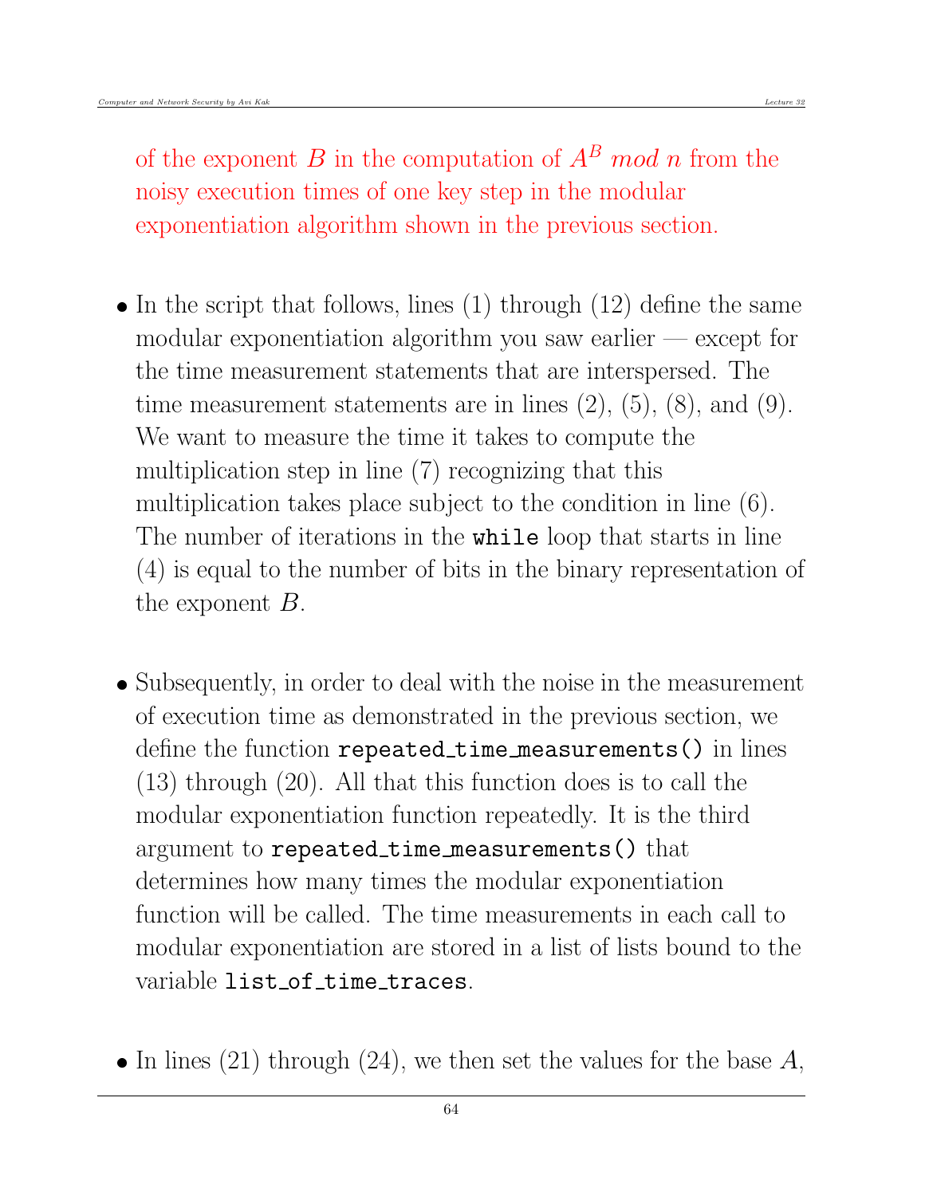of the exponent $B$ in the computation of $A^B$ *mod* $n$ from the noisy execution times of one key step in the modular exponentiation algorithm shown in the previous section.

- In the script that follows, lines (1) through (12) define the same modular exponentiation algorithm you saw earlier — except for the time measurement statements that are interspersed. The time measurement statements are in lines (2), (5), (8), and (9). We want to measure the time it takes to compute the multiplication step in line (7) recognizing that this multiplication takes place subject to the condition in line (6). The number of iterations in the `while` loop that starts in line (4) is equal to the number of bits in the binary representation of the exponent $B$.

- Subsequently, in order to deal with the noise in the measurement of execution time as demonstrated in the previous section, we define the function `repeated_time_measurements()` in lines (13) through (20). All that this function does is to call the modular exponentiation function repeatedly. It is the third argument to `repeated_time_measurements()` that determines how many times the modular exponentiation function will be called. The time measurements in each call to modular exponentiation are stored in a list of lists bound to the variable `list_of_time_traces`.

- In lines (21) through (24), we then set the values for the base $A$,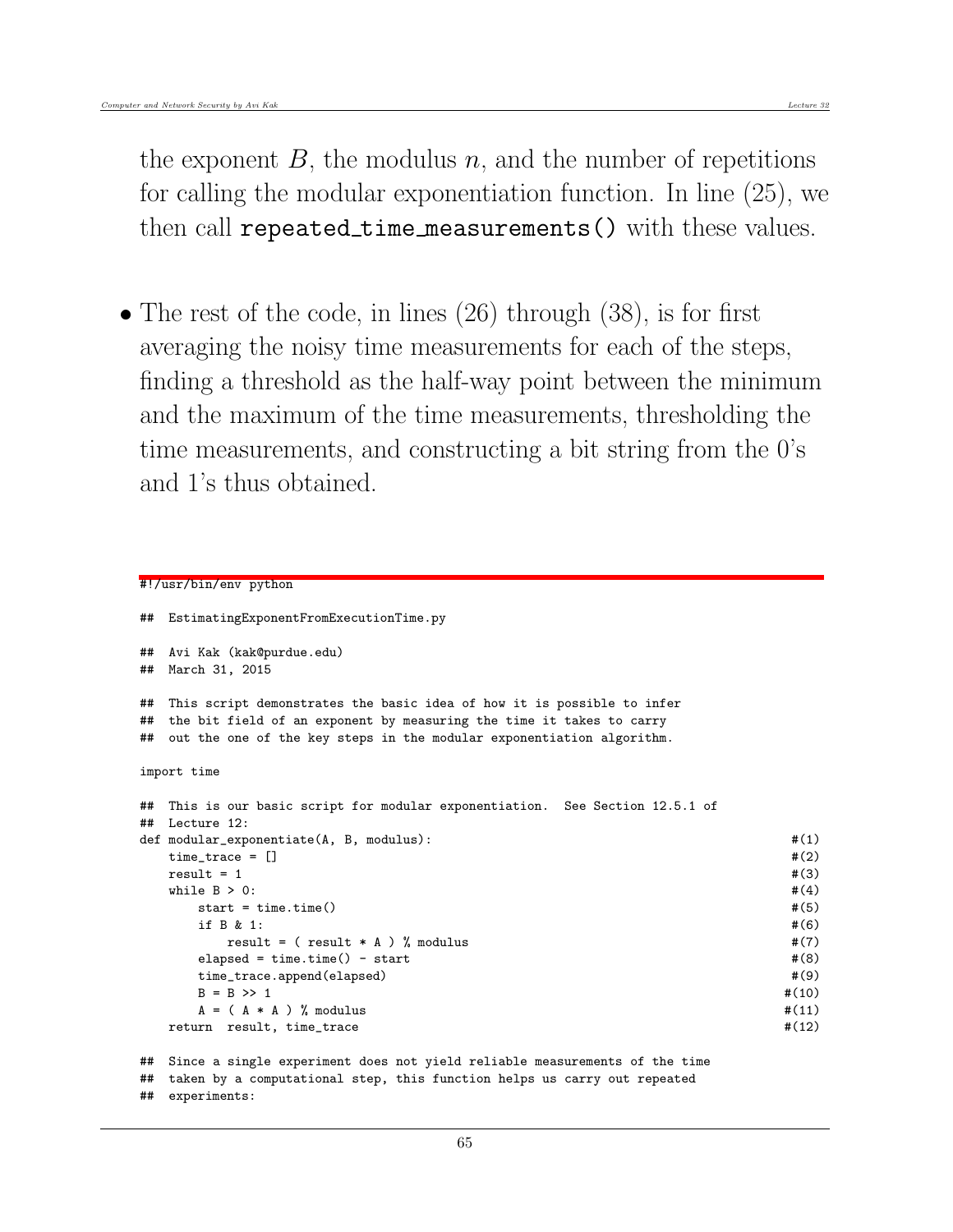the exponent $B$, the modulus $n$, and the number of repetitions for calling the modular exponentiation function. In line (25), we then call `repeated_time_measurements()` with these values.

- The rest of the code, in lines (26) through (38), is for first averaging the noisy time measurements for each of the steps, finding a threshold as the half-way point between the minimum and the maximum of the time measurements, thresholding the time measurements, and constructing a bit string from the 0's and 1's thus obtained.

```
#!/usr/bin/env python

##  EstimatingExponentFromExecutionTime.py

##  Avi Kak (kak@purdue.edu)
##  March 31, 2015

##  This script demonstrates the basic idea of how it is possible to infer
##  the bit field of an exponent by measuring the time it takes to carry
##  out the one of the key steps in the modular exponentiation algorithm.

import time

##  This is our basic script for modular exponentiation.  See Section 12.5.1 of
##  Lecture 12:
def modular_exponentiate(A, B, modulus):                                      #(1)
    time_trace = []                                                           #(2)
    result = 1                                                                #(3)
    while B > 0:                                                              #(4)
        start = time.time()                                                   #(5)
        if B & 1:                                                             #(6)
            result = ( result * A ) % modulus                                 #(7)
        elapsed = time.time() - start                                         #(8)
        time_trace.append(elapsed)                                            #(9)
        B = B >> 1                                                           #(10)
        A = ( A * A ) % modulus                                              #(11)
    return  result, time_trace                                               #(12)

##  Since a single experiment does not yield reliable measurements of the time
##  taken by a computational step, this function helps us carry out repeated
##  experiments:
```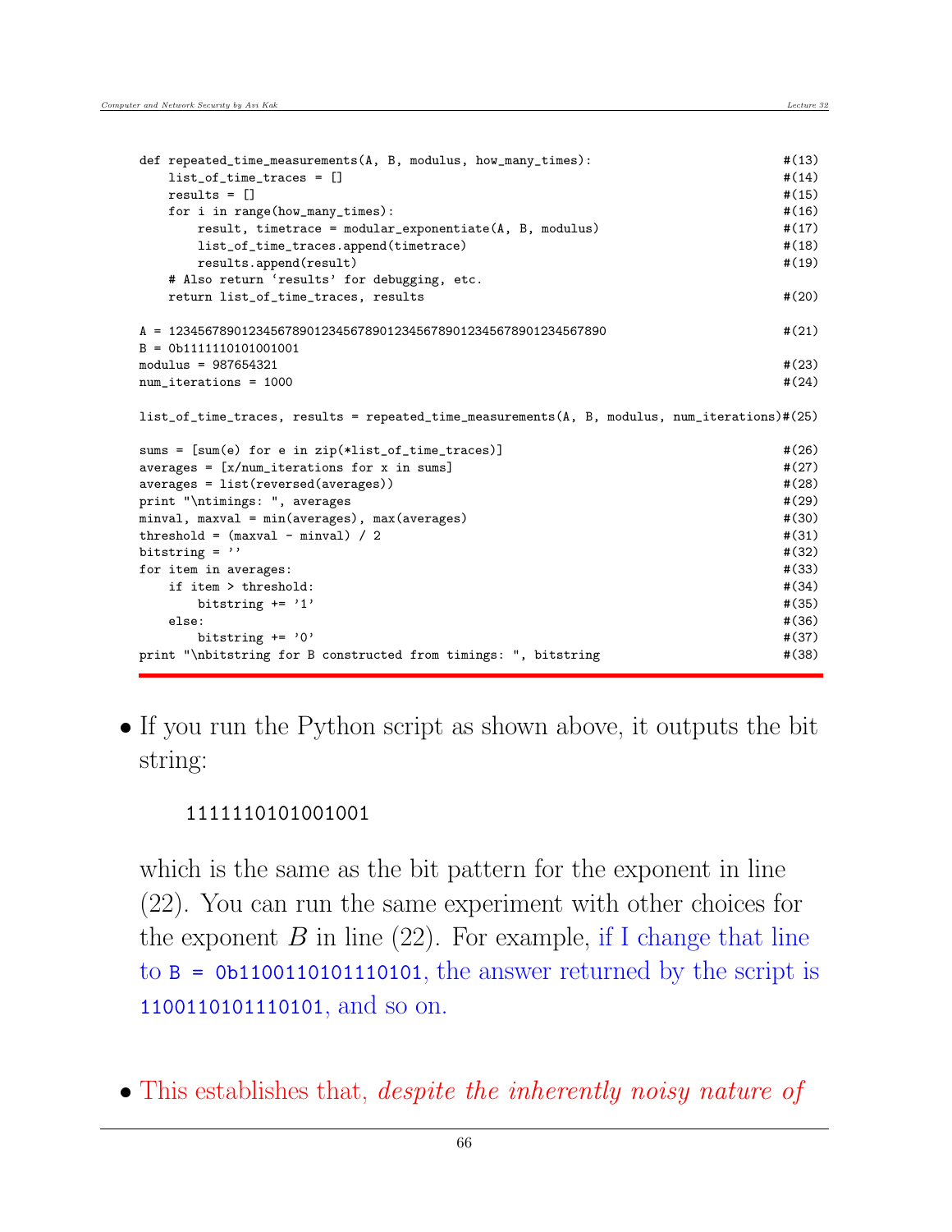```
def repeated_time_measurements(A, B, modulus, how_many_times):                 #(13)
    list_of_time_traces = []                                                    #(14)
    results = []                                                                #(15)
    for i in range(how_many_times):                                             #(16)
        result, timetrace = modular_exponentiate(A, B, modulus)                 #(17)
        list_of_time_traces.append(timetrace)                                   #(18)
        results.append(result)                                                  #(19)
    # Also return ‘results’ for debugging, etc.
    return list_of_time_traces, results                                         #(20)

A = 123456789012345678901234567890123456789012345678901234567890                #(21)
B = 0b1111110101001001
modulus = 987654321                                                             #(23)
num_iterations = 1000                                                           #(24)

list_of_time_traces, results = repeated_time_measurements(A, B, modulus, num_iterations)#(25)

sums = [sum(e) for e in zip(*list_of_time_traces)]                              #(26)
averages = [x/num_iterations for x in sums]                                     #(27)
averages = list(reversed(averages))                                             #(28)
print "\ntimings: ", averages                                                   #(29)
minval, maxval = min(averages), max(averages)                                   #(30)
threshold = (maxval - minval) / 2                                               #(31)
bitstring = ’’                                                                  #(32)
for item in averages:                                                           #(33)
    if item > threshold:                                                        #(34)
        bitstring += ’1’                                                        #(35)
    else:                                                                       #(36)
        bitstring += ’0’                                                        #(37)
print "\nbitstring for B constructed from timings: ", bitstring                 #(38)
```

- If you run the Python script as shown above, it outputs the bit string:

  ```
  1111110101001001
  ```

  which is the same as the bit pattern for the exponent in line (22). You can run the same experiment with other choices for the exponent $B$ in line (22). For example, if I change that line to `B = 0b1100110101110101`, the answer returned by the script is `1100110101110101`, and so on.

- This establishes that, *despite the inherently noisy nature of*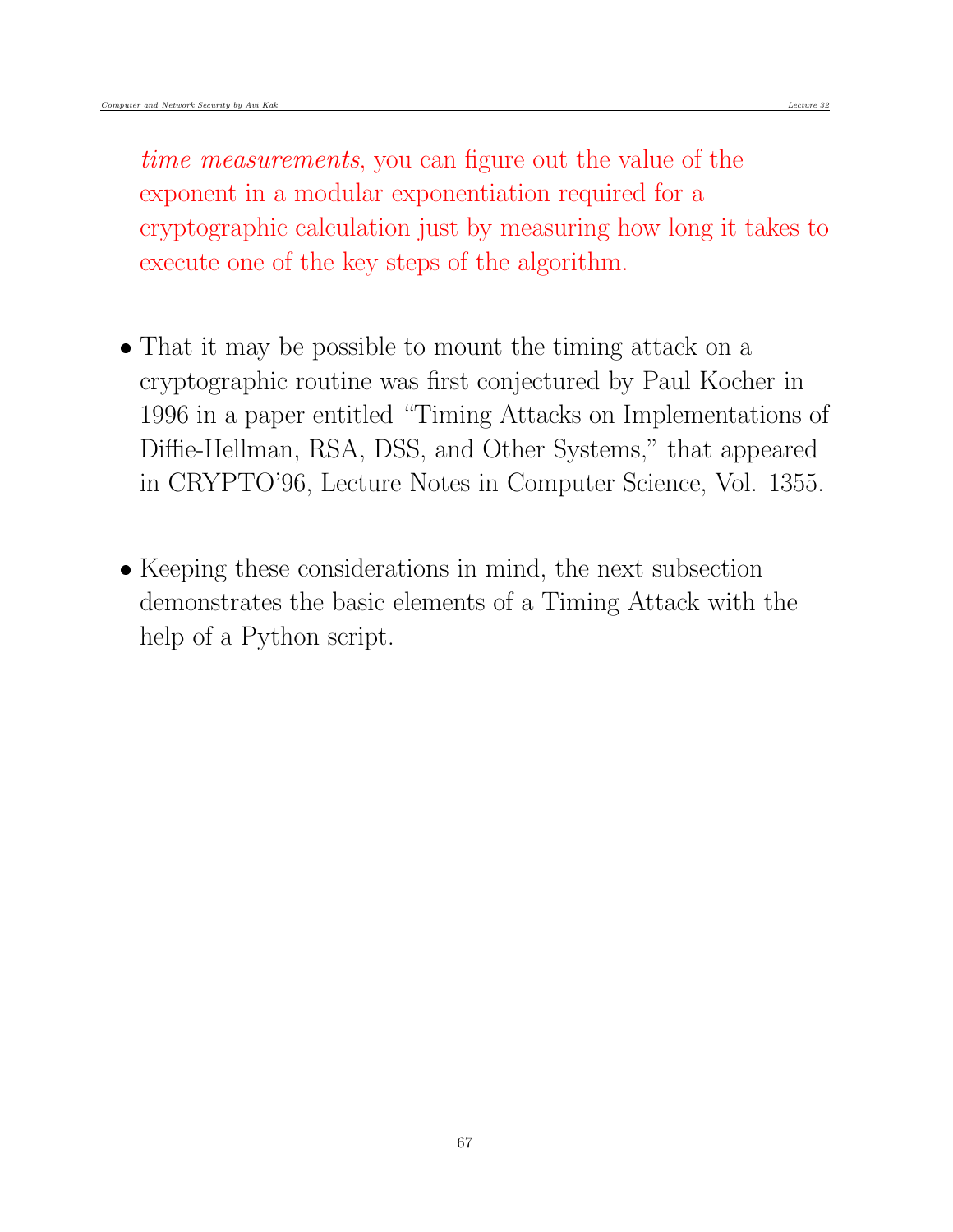*time measurements*, you can figure out the value of the exponent in a modular exponentiation required for a cryptographic calculation just by measuring how long it takes to execute one of the key steps of the algorithm.

- That it may be possible to mount the timing attack on a cryptographic routine was first conjectured by Paul Kocher in 1996 in a paper entitled "Timing Attacks on Implementations of Diffie-Hellman, RSA, DSS, and Other Systems," that appeared in CRYPTO'96, Lecture Notes in Computer Science, Vol. 1355.

- Keeping these considerations in mind, the next subsection demonstrates the basic elements of a Timing Attack with the help of a Python script.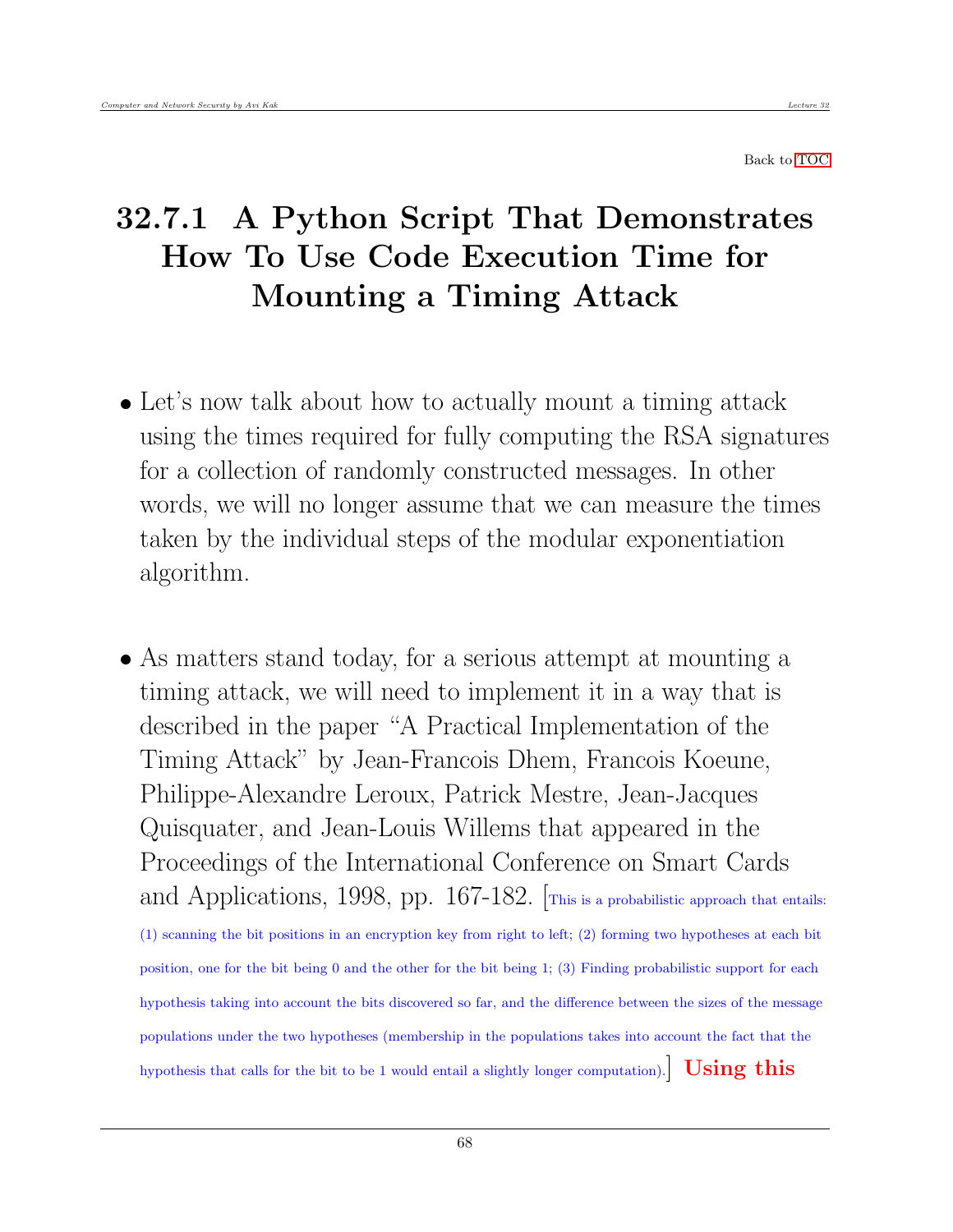Back to TOC

# 32.7.1 A Python Script That Demonstrates How To Use Code Execution Time for Mounting a Timing Attack

- Let's now talk about how to actually mount a timing attack using the times required for fully computing the RSA signatures for a collection of randomly constructed messages. In other words, we will no longer assume that we can measure the times taken by the individual steps of the modular exponentiation algorithm.

- As matters stand today, for a serious attempt at mounting a timing attack, we will need to implement it in a way that is described in the paper "A Practical Implementation of the Timing Attack" by Jean-Francois Dhem, Francois Koeune, Philippe-Alexandre Leroux, Patrick Mestre, Jean-Jacques Quisquater, and Jean-Louis Willems that appeared in the Proceedings of the International Conference on Smart Cards and Applications, 1998, pp. 167-182. [This is a probabilistic approach that entails: (1) scanning the bit positions in an encryption key from right to left; (2) forming two hypotheses at each bit position, one for the bit being 0 and the other for the bit being 1; (3) Finding probabilistic support for each hypothesis taking into account the bits discovered so far, and the difference between the sizes of the message populations under the two hypotheses (membership in the populations takes into account the fact that the hypothesis that calls for the bit to be 1 would entail a slightly longer computation).] **Using this**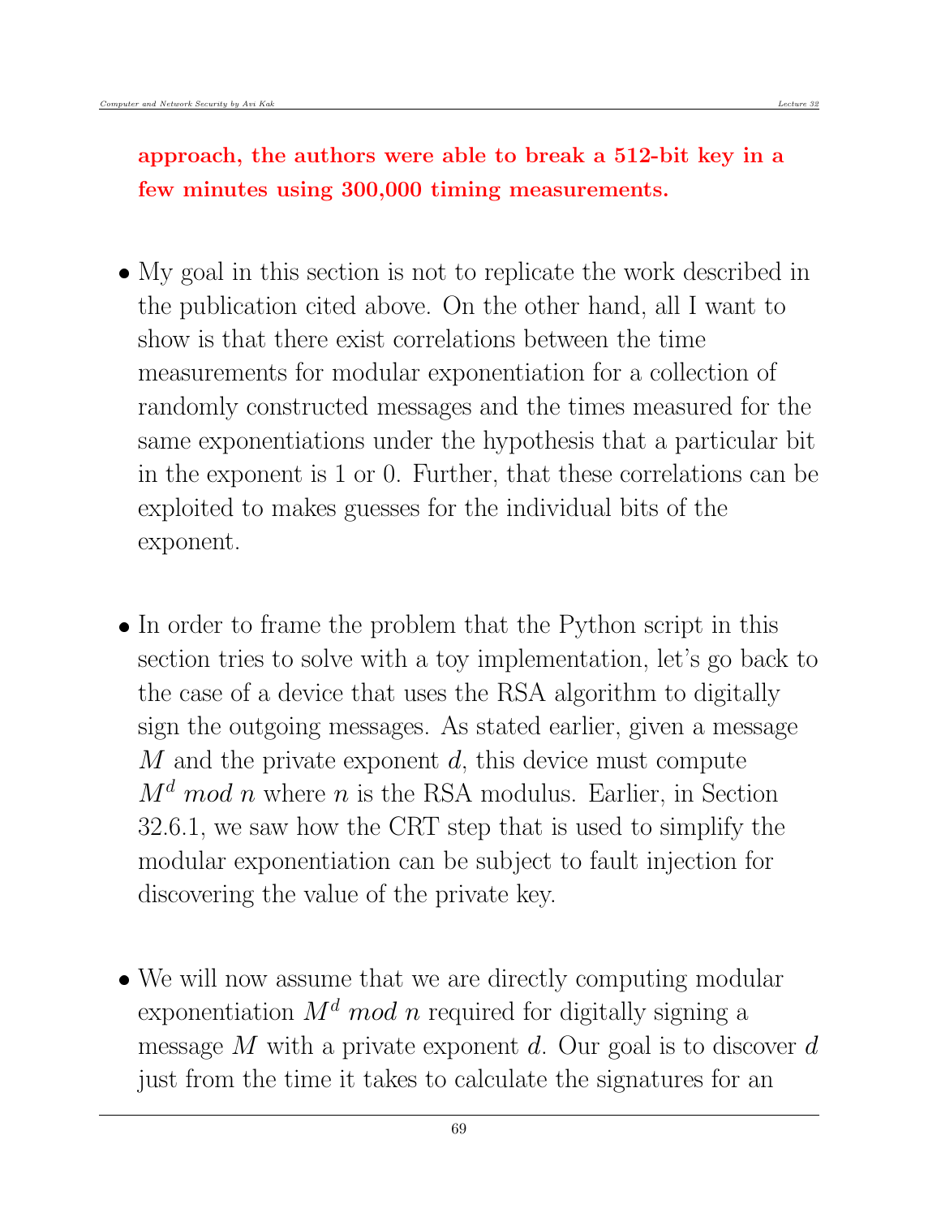**approach, the authors were able to break a 512-bit key in a few minutes using 300,000 timing measurements.**

- My goal in this section is not to replicate the work described in the publication cited above. On the other hand, all I want to show is that there exist correlations between the time measurements for modular exponentiation for a collection of randomly constructed messages and the times measured for the same exponentiations under the hypothesis that a particular bit in the exponent is 1 or 0. Further, that these correlations can be exploited to makes guesses for the individual bits of the exponent.

- In order to frame the problem that the Python script in this section tries to solve with a toy implementation, let's go back to the case of a device that uses the RSA algorithm to digitally sign the outgoing messages. As stated earlier, given a message $M$ and the private exponent $d$, this device must compute $M^d \ mod \ n$ where $n$ is the RSA modulus. Earlier, in Section 32.6.1, we saw how the CRT step that is used to simplify the modular exponentiation can be subject to fault injection for discovering the value of the private key.

- We will now assume that we are directly computing modular exponentiation $M^d \ mod \ n$ required for digitally signing a message $M$ with a private exponent $d$. Our goal is to discover $d$ just from the time it takes to calculate the signatures for an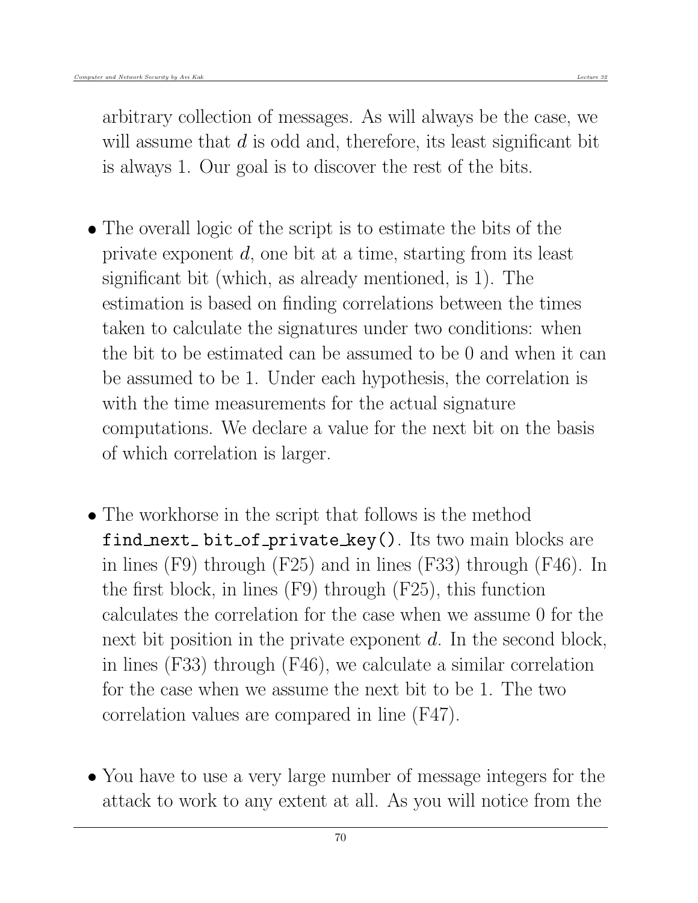arbitrary collection of messages. As will always be the case, we will assume that $d$ is odd and, therefore, its least significant bit is always 1. Our goal is to discover the rest of the bits.

- The overall logic of the script is to estimate the bits of the private exponent $d$, one bit at a time, starting from its least significant bit (which, as already mentioned, is 1). The estimation is based on finding correlations between the times taken to calculate the signatures under two conditions: when the bit to be estimated can be assumed to be 0 and when it can be assumed to be 1. Under each hypothesis, the correlation is with the time measurements for the actual signature computations. We declare a value for the next bit on the basis of which correlation is larger.

- The workhorse in the script that follows is the method `find_next_ bit_of_private_key()`. Its two main blocks are in lines (F9) through (F25) and in lines (F33) through (F46). In the first block, in lines (F9) through (F25), this function calculates the correlation for the case when we assume 0 for the next bit position in the private exponent $d$. In the second block, in lines (F33) through (F46), we calculate a similar correlation for the case when we assume the next bit to be 1. The two correlation values are compared in line (F47).

- You have to use a very large number of message integers for the attack to work to any extent at all. As you will notice from the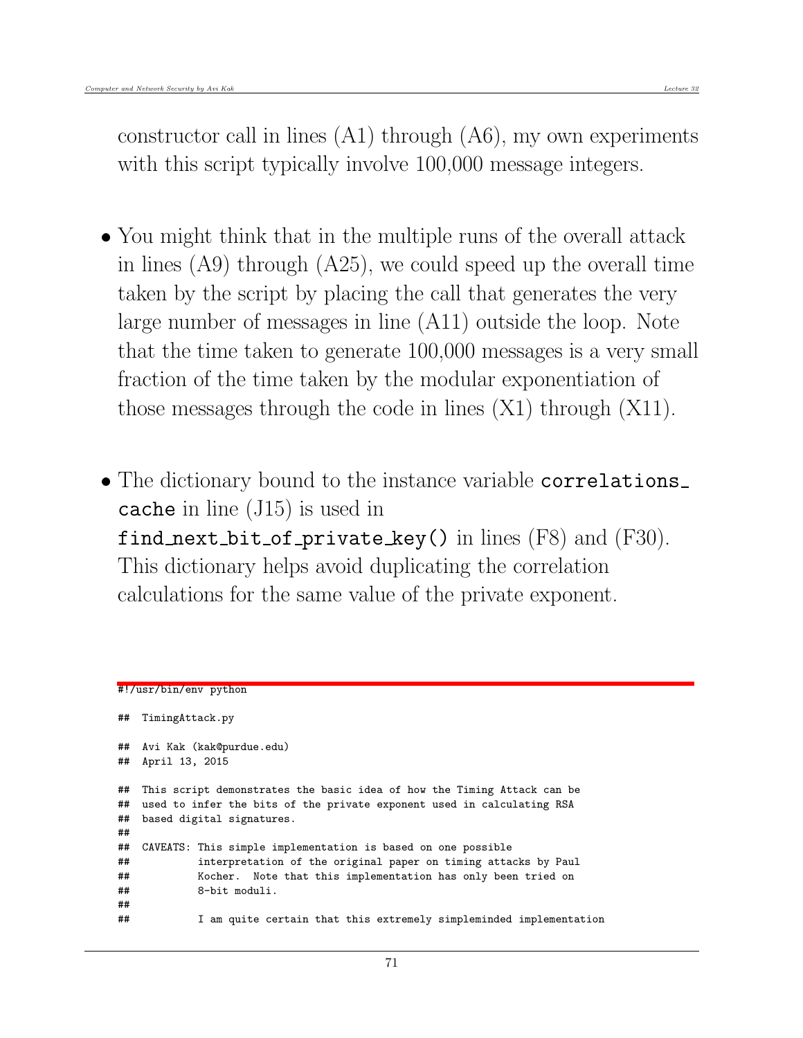constructor call in lines (A1) through (A6), my own experiments with this script typically involve 100,000 message integers.

- You might think that in the multiple runs of the overall attack in lines (A9) through (A25), we could speed up the overall time taken by the script by placing the call that generates the very large number of messages in line (A11) outside the loop. Note that the time taken to generate 100,000 messages is a very small fraction of the time taken by the modular exponentiation of those messages through the code in lines (X1) through (X11).

- The dictionary bound to the instance variable `correlations_cache` in line (J15) is used in `find_next_bit_of_private_key()` in lines (F8) and (F30). This dictionary helps avoid duplicating the correlation calculations for the same value of the private exponent.

```
#!/usr/bin/env python

##  TimingAttack.py

##  Avi Kak (kak@purdue.edu)
##  April 13, 2015

##  This script demonstrates the basic idea of how the Timing Attack can be
##  used to infer the bits of the private exponent used in calculating RSA
##  based digital signatures.
##
##  CAVEATS: This simple implementation is based on one possible
##           interpretation of the original paper on timing attacks by Paul
##           Kocher.  Note that this implementation has only been tried on
##           8-bit moduli.
##
##           I am quite certain that this extremely simpleminded implementation
```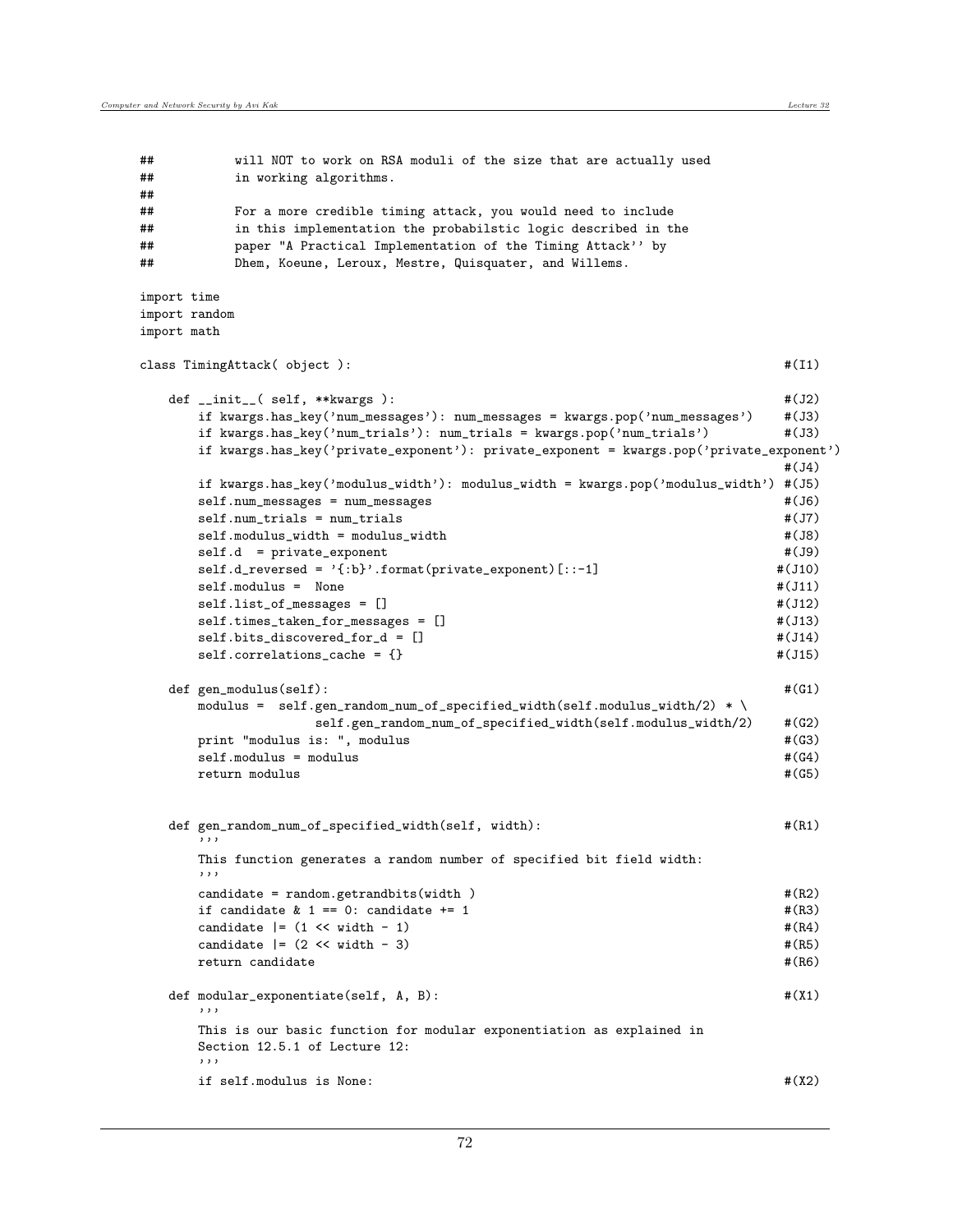```
##          will NOT to work on RSA moduli of the size that are actually used
##          in working algorithms.
##
##          For a more credible timing attack, you would need to include
##          in this implementation the probabilstic logic described in the
##          paper "A Practical Implementation of the Timing Attack'' by
##          Dhem, Koeune, Leroux, Mestre, Quisquater, and Willems.

import time
import random
import math

class TimingAttack( object ):                                                    #(I1)

    def __init__( self, **kwargs ):                                              #(J2)
        if kwargs.has_key('num_messages'): num_messages = kwargs.pop('num_messages')    #(J3)
        if kwargs.has_key('num_trials'): num_trials = kwargs.pop('num_trials')          #(J3)
        if kwargs.has_key('private_exponent'): private_exponent = kwargs.pop('private_exponent')
                                                                                 #(J4)
        if kwargs.has_key('modulus_width'): modulus_width = kwargs.pop('modulus_width') #(J5)
        self.num_messages = num_messages                                         #(J6)
        self.num_trials = num_trials                                             #(J7)
        self.modulus_width = modulus_width                                       #(J8)
        self.d  = private_exponent                                               #(J9)
        self.d_reversed = '{:b}'.format(private_exponent)[::-1]                 #(J10)
        self.modulus =  None                                                    #(J11)
        self.list_of_messages = []                                              #(J12)
        self.times_taken_for_messages = []                                      #(J13)
        self.bits_discovered_for_d = []                                         #(J14)
        self.correlations_cache = {}                                            #(J15)

    def gen_modulus(self):                                                       #(G1)
        modulus =  self.gen_random_num_of_specified_width(self.modulus_width/2) * \
                       self.gen_random_num_of_specified_width(self.modulus_width/2)    #(G2)
        print "modulus is: ", modulus                                            #(G3)
        self.modulus = modulus                                                   #(G4)
        return modulus                                                           #(G5)


    def gen_random_num_of_specified_width(self, width):                          #(R1)
        '''
        This function generates a random number of specified bit field width:
        '''
        candidate = random.getrandbits(width )                                   #(R2)
        if candidate & 1 == 0: candidate += 1                                    #(R3)
        candidate |= (1 << width - 1)                                            #(R4)
        candidate |= (2 << width - 3)                                            #(R5)
        return candidate                                                         #(R6)

    def modular_exponentiate(self, A, B):                                        #(X1)
        '''
        This is our basic function for modular exponentiation as explained in
        Section 12.5.1 of Lecture 12:
        '''
        if self.modulus is None:                                                 #(X2)
```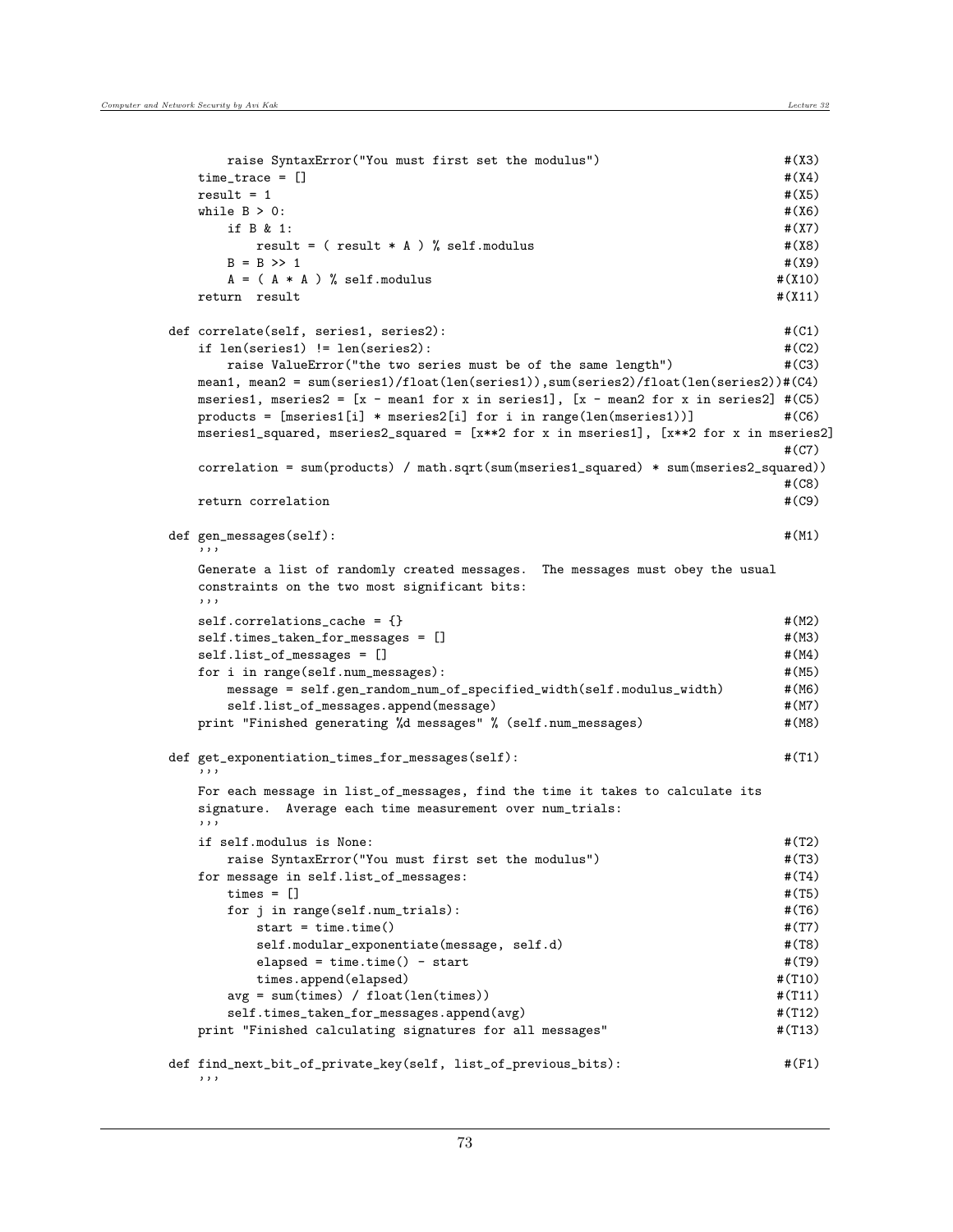```
            raise SyntaxError("You must first set the modulus")                    #(X3)
        time_trace = []                                                            #(X4)
        result = 1                                                                 #(X5)
        while B > 0:                                                               #(X6)
            if B & 1:                                                              #(X7)
                result = ( result * A ) % self.modulus                             #(X8)
            B = B >> 1                                                             #(X9)
            A = ( A * A ) % self.modulus                                          #(X10)
        return  result                                                            #(X11)

    def correlate(self, series1, series2):                                         #(C1)
        if len(series1) != len(series2):                                           #(C2)
            raise ValueError("the two series must be of the same length")          #(C3)
        mean1, mean2 = sum(series1)/float(len(series1)),sum(series2)/float(len(series2))#(C4)
        mseries1, mseries2 = [x - mean1 for x in series1], [x - mean2 for x in series2] #(C5)
        products = [mseries1[i] * mseries2[i] for i in range(len(mseries1))]       #(C6)
        mseries1_squared, mseries2_squared = [x**2 for x in mseries1], [x**2 for x in mseries2]
                                                                                   #(C7)
        correlation = sum(products) / math.sqrt(sum(mseries1_squared) * sum(mseries2_squared))
                                                                                   #(C8)
        return correlation                                                         #(C9)

    def gen_messages(self):                                                        #(M1)
        '''
        Generate a list of randomly created messages.  The messages must obey the usual
        constraints on the two most significant bits:
        '''
        self.correlations_cache = {}                                               #(M2)
        self.times_taken_for_messages = []                                         #(M3)
        self.list_of_messages = []                                                 #(M4)
        for i in range(self.num_messages):                                         #(M5)
            message = self.gen_random_num_of_specified_width(self.modulus_width)   #(M6)
            self.list_of_messages.append(message)                                  #(M7)
        print "Finished generating %d messages" % (self.num_messages)              #(M8)

    def get_exponentiation_times_for_messages(self):                               #(T1)
        '''
        For each message in list_of_messages, find the time it takes to calculate its
        signature.  Average each time measurement over num_trials:
        '''
        if self.modulus is None:                                                   #(T2)
            raise SyntaxError("You must first set the modulus")                    #(T3)
        for message in self.list_of_messages:                                      #(T4)
            times = []                                                             #(T5)
            for j in range(self.num_trials):                                       #(T6)
                start = time.time()                                                #(T7)
                self.modular_exponentiate(message, self.d)                         #(T8)
                elapsed = time.time() - start                                      #(T9)
                times.append(elapsed)                                             #(T10)
            avg = sum(times) / float(len(times))                                  #(T11)
            self.times_taken_for_messages.append(avg)                             #(T12)
        print "Finished calculating signatures for all messages"                  #(T13)

    def find_next_bit_of_private_key(self, list_of_previous_bits):                 #(F1)
        '''
```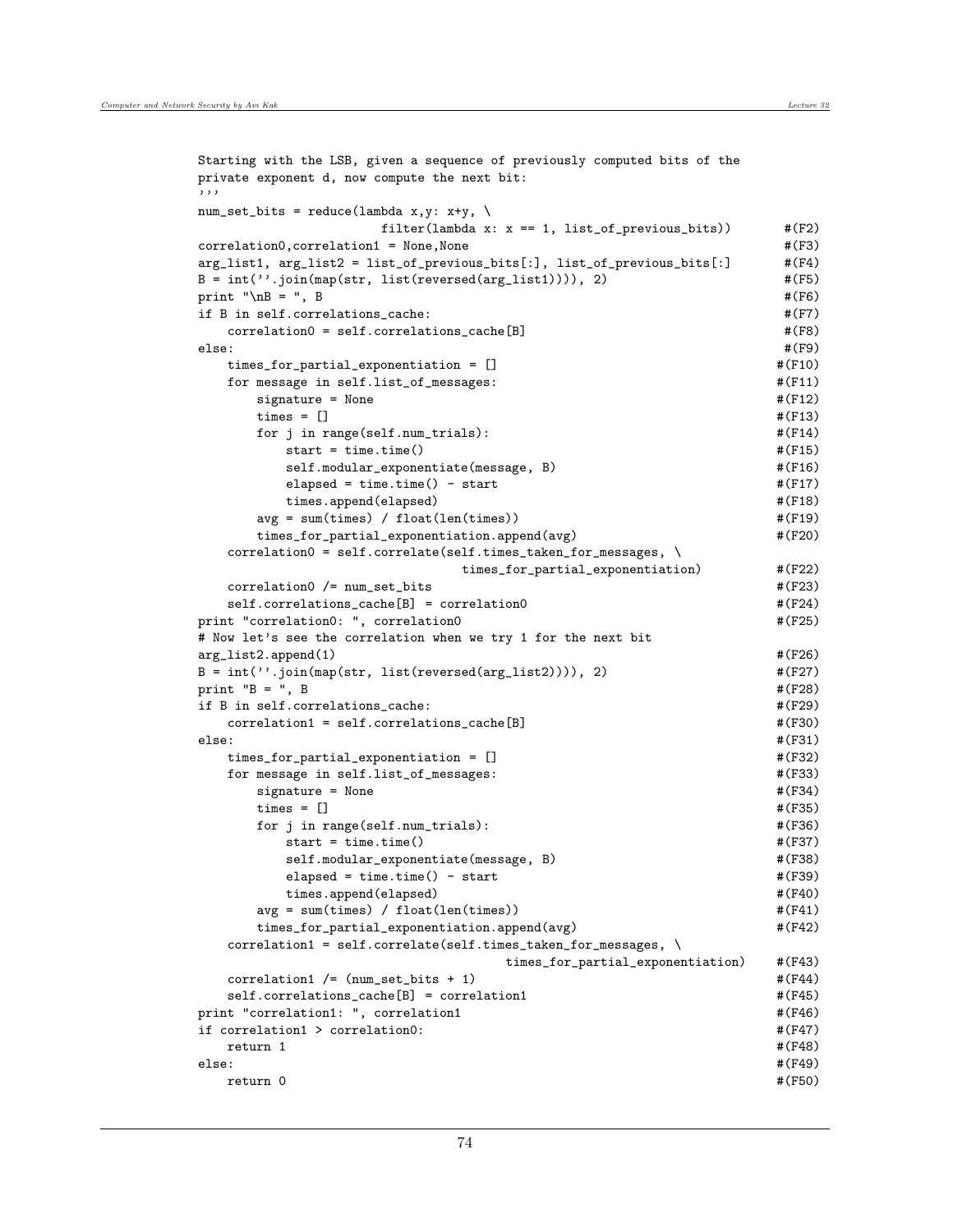```
Starting with the LSB, given a sequence of previously computed bits of the
private exponent d, now compute the next bit:
'''
num_set_bits = reduce(lambda x,y: x+y, \
                      filter(lambda x: x == 1, list_of_previous_bits))        #(F2)
correlation0,correlation1 = None,None                                          #(F3)
arg_list1, arg_list2 = list_of_previous_bits[:], list_of_previous_bits[:]      #(F4)
B = int(''.join(map(str, list(reversed(arg_list1)))), 2)                       #(F5)
print "\nB = ", B                                                              #(F6)
if B in self.correlations_cache:                                               #(F7)
    correlation0 = self.correlations_cache[B]                                  #(F8)
else:                                                                          #(F9)
    times_for_partial_exponentiation = []                                      #(F10)
    for message in self.list_of_messages:                                      #(F11)
        signature = None                                                       #(F12)
        times = []                                                             #(F13)
        for j in range(self.num_trials):                                       #(F14)
            start = time.time()                                                #(F15)
            self.modular_exponentiate(message, B)                              #(F16)
            elapsed = time.time() - start                                      #(F17)
            times.append(elapsed)                                              #(F18)
        avg = sum(times) / float(len(times))                                   #(F19)
        times_for_partial_exponentiation.append(avg)                           #(F20)
    correlation0 = self.correlate(self.times_taken_for_messages, \
                                  times_for_partial_exponentiation)            #(F22)
    correlation0 /= num_set_bits                                               #(F23)
    self.correlations_cache[B] = correlation0                                  #(F24)
print "correlation0: ", correlation0                                           #(F25)
# Now let's see the correlation when we try 1 for the next bit
arg_list2.append(1)                                                            #(F26)
B = int(''.join(map(str, list(reversed(arg_list2)))), 2)                       #(F27)
print "B = ", B                                                                #(F28)
if B in self.correlations_cache:                                               #(F29)
    correlation1 = self.correlations_cache[B]                                  #(F30)
else:                                                                          #(F31)
    times_for_partial_exponentiation = []                                      #(F32)
    for message in self.list_of_messages:                                      #(F33)
        signature = None                                                       #(F34)
        times = []                                                             #(F35)
        for j in range(self.num_trials):                                       #(F36)
            start = time.time()                                                #(F37)
            self.modular_exponentiate(message, B)                              #(F38)
            elapsed = time.time() - start                                      #(F39)
            times.append(elapsed)                                              #(F40)
        avg = sum(times) / float(len(times))                                   #(F41)
        times_for_partial_exponentiation.append(avg)                           #(F42)
    correlation1 = self.correlate(self.times_taken_for_messages, \
                                        times_for_partial_exponentiation)      #(F43)
    correlation1 /= (num_set_bits + 1)                                         #(F44)
    self.correlations_cache[B] = correlation1                                  #(F45)
print "correlation1: ", correlation1                                           #(F46)
if correlation1 > correlation0:                                                #(F47)
    return 1                                                                   #(F48)
else:                                                                          #(F49)
    return 0                                                                   #(F50)
```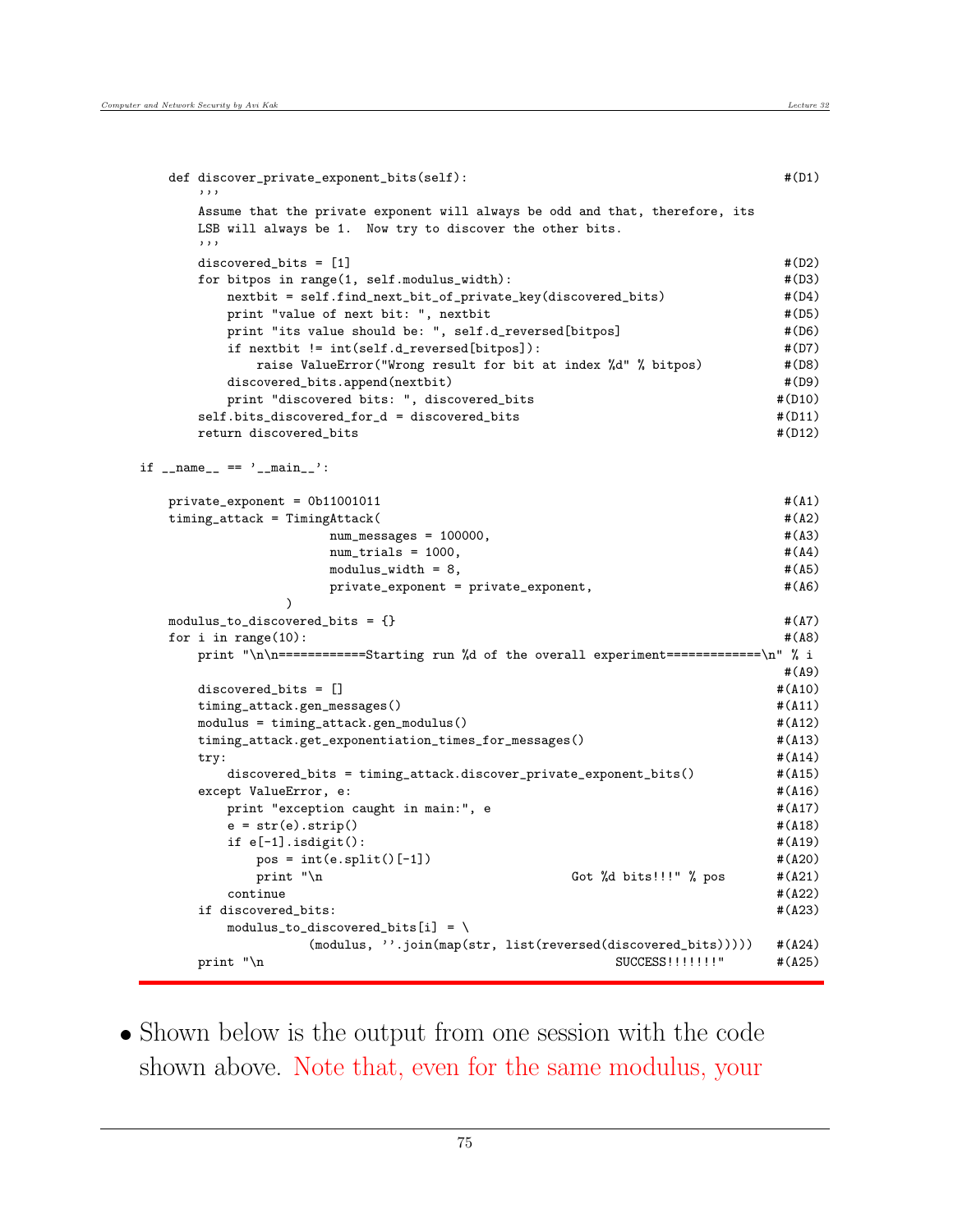```
    def discover_private_exponent_bits(self):                                         #(D1)
        '''
        Assume that the private exponent will always be odd and that, therefore, its
        LSB will always be 1.  Now try to discover the other bits.
        '''
        discovered_bits = [1]                                                         #(D2)
        for bitpos in range(1, self.modulus_width):                                   #(D3)
            nextbit = self.find_next_bit_of_private_key(discovered_bits)              #(D4)
            print "value of next bit: ", nextbit                                      #(D5)
            print "its value should be: ", self.d_reversed[bitpos]                    #(D6)
            if nextbit != int(self.d_reversed[bitpos]):                               #(D7)
                raise ValueError("Wrong result for bit at index %d" % bitpos)         #(D8)
            discovered_bits.append(nextbit)                                           #(D9)
            print "discovered bits: ", discovered_bits                               #(D10)
        self.bits_discovered_for_d = discovered_bits                                 #(D11)
        return discovered_bits                                                       #(D12)

if __name__ == '__main__':

    private_exponent = 0b11001011                                                     #(A1)
    timing_attack = TimingAttack(                                                     #(A2)
                        num_messages = 100000,                                        #(A3)
                        num_trials = 1000,                                            #(A4)
                        modulus_width = 8,                                            #(A5)
                        private_exponent = private_exponent,                          #(A6)
                    )
    modulus_to_discovered_bits = {}                                                   #(A7)
    for i in range(10):                                                               #(A8)
        print "\n\n============Starting run %d of the overall experiment=============\n" % i
                                                                                      #(A9)
        discovered_bits = []                                                         #(A10)
        timing_attack.gen_messages()                                                 #(A11)
        modulus = timing_attack.gen_modulus()                                        #(A12)
        timing_attack.get_exponentiation_times_for_messages()                        #(A13)
        try:                                                                         #(A14)
            discovered_bits = timing_attack.discover_private_exponent_bits()         #(A15)
        except ValueError, e:                                                        #(A16)
            print "exception caught in main:", e                                     #(A17)
            e = str(e).strip()                                                       #(A18)
            if e[-1].isdigit():                                                      #(A19)
                pos = int(e.split()[-1])                                             #(A20)
                print "\n                                  Got %d bits!!!" % pos     #(A21)
            continue                                                                 #(A22)
        if discovered_bits:                                                          #(A23)
            modulus_to_discovered_bits[i] = \
                        (modulus, ''.join(map(str, list(reversed(discovered_bits)))))   #(A24)
        print "\n                                          SUCCESS!!!!!!!"           #(A25)
```

- Shown below is the output from one session with the code shown above. Note that, even for the same modulus, your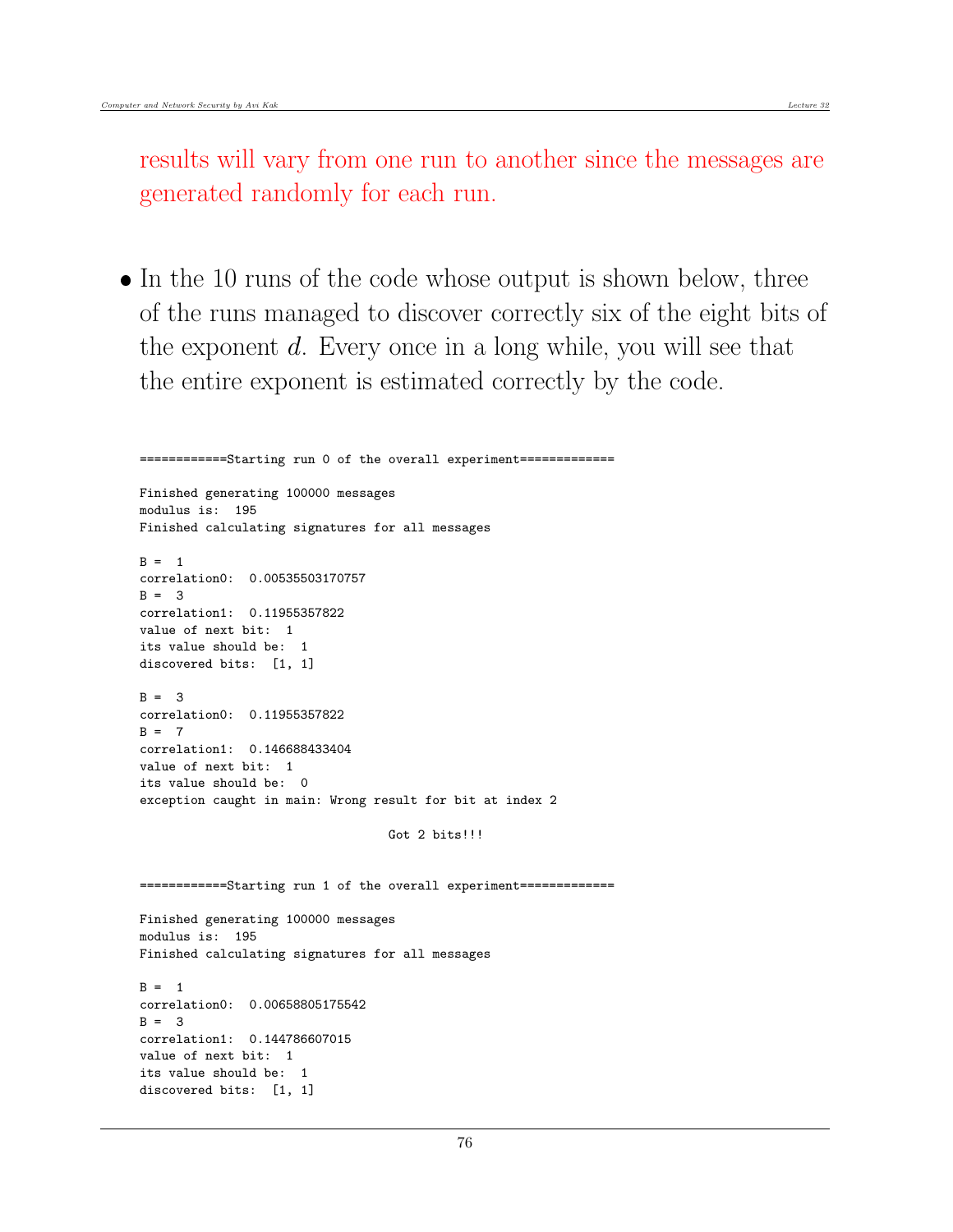results will vary from one run to another since the messages are generated randomly for each run.

- In the 10 runs of the code whose output is shown below, three of the runs managed to discover correctly six of the eight bits of the exponent $d$. Every once in a long while, you will see that the entire exponent is estimated correctly by the code.

```
============Starting run 0 of the overall experiment=============

Finished generating 100000 messages
modulus is:  195
Finished calculating signatures for all messages

B =  1
correlation0:  0.00535503170757
B =  3
correlation1:  0.11955357822
value of next bit:  1
its value should be:  1
discovered bits:  [1, 1]

B =  3
correlation0:  0.11955357822
B =  7
correlation1:  0.146688433404
value of next bit:  1
its value should be:  0
exception caught in main: Wrong result for bit at index 2

                                    Got 2 bits!!!


============Starting run 1 of the overall experiment=============

Finished generating 100000 messages
modulus is:  195
Finished calculating signatures for all messages

B =  1
correlation0:  0.00658805175542
B =  3
correlation1:  0.144786607015
value of next bit:  1
its value should be:  1
discovered bits:  [1, 1]
```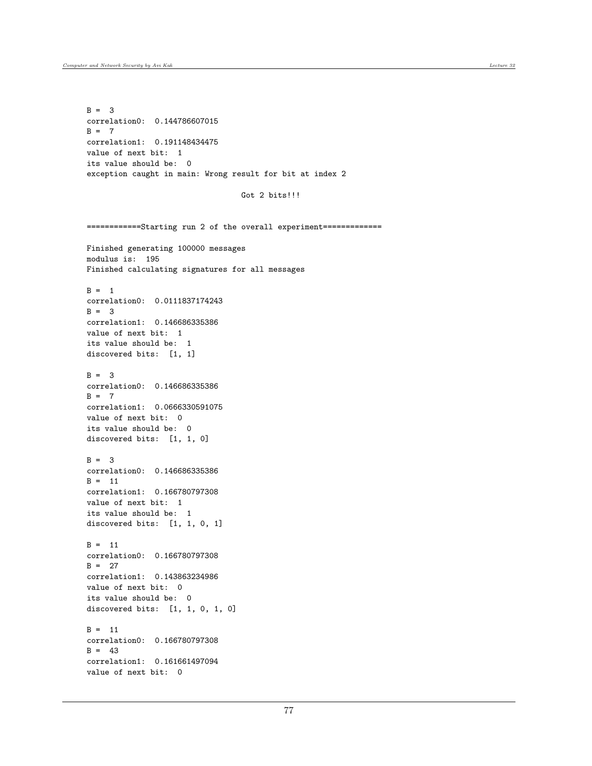```
B =  3
correlation0:  0.144786607015
B =  7
correlation1:  0.191148434475
value of next bit:  1
its value should be:  0
exception caught in main: Wrong result for bit at index 2

                                   Got 2 bits!!!


============Starting run 2 of the overall experiment=============

Finished generating 100000 messages
modulus is:  195
Finished calculating signatures for all messages

B =  1
correlation0:  0.0111837174243
B =  3
correlation1:  0.146686335386
value of next bit:  1
its value should be:  1
discovered bits:  [1, 1]

B =  3
correlation0:  0.146686335386
B =  7
correlation1:  0.0666330591075
value of next bit:  0
its value should be:  0
discovered bits:  [1, 1, 0]

B =  3
correlation0:  0.146686335386
B =  11
correlation1:  0.166780797308
value of next bit:  1
its value should be:  1
discovered bits:  [1, 1, 0, 1]

B =  11
correlation0:  0.166780797308
B =  27
correlation1:  0.143863234986
value of next bit:  0
its value should be:  0
discovered bits:  [1, 1, 0, 1, 0]

B =  11
correlation0:  0.166780797308
B =  43
correlation1:  0.161661497094
value of next bit:  0
```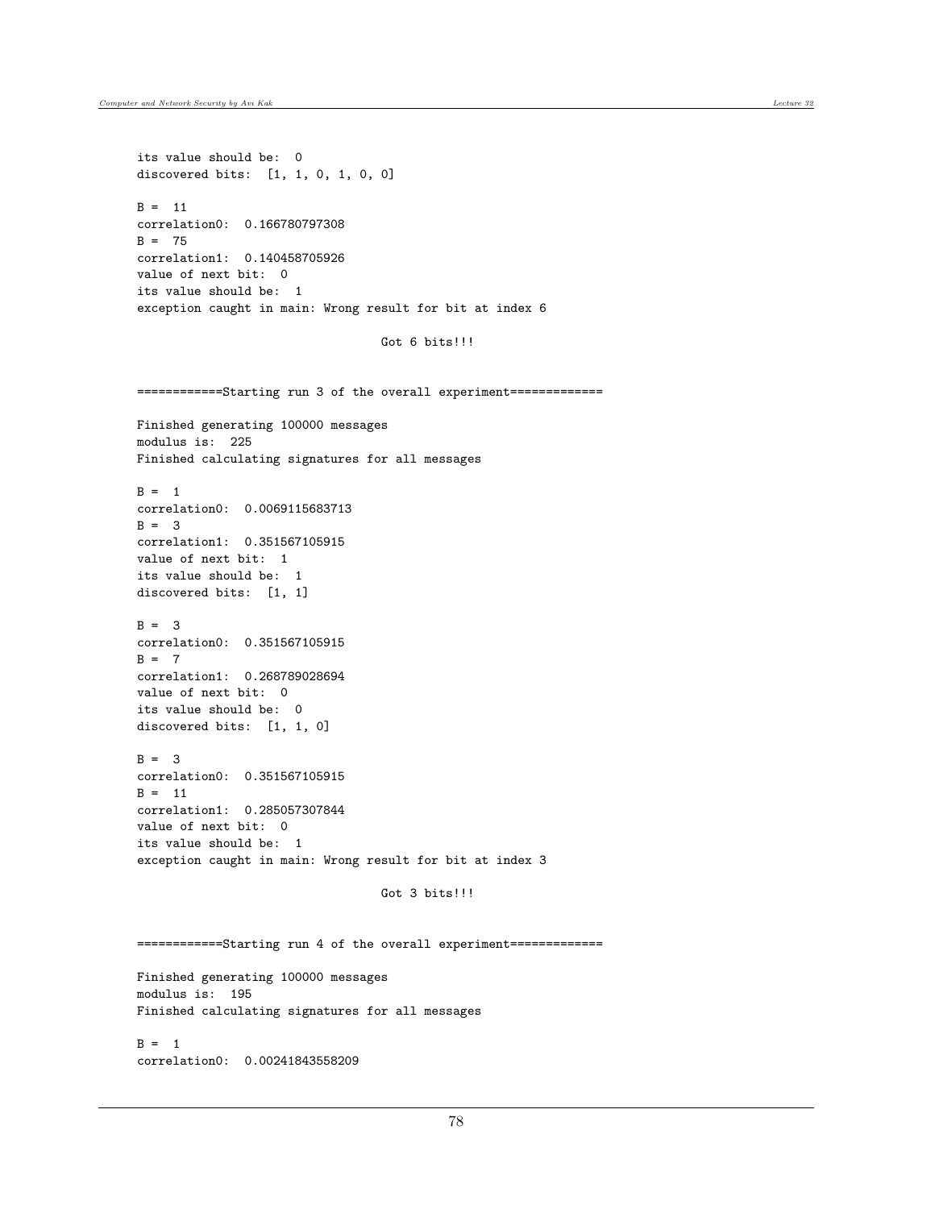```
its value should be:  0
discovered bits:  [1, 1, 0, 1, 0, 0]

B =  11
correlation0:  0.166780797308
B =  75
correlation1:  0.140458705926
value of next bit:  0
its value should be:  1
exception caught in main: Wrong result for bit at index 6

                                  Got 6 bits!!!


============Starting run 3 of the overall experiment=============

Finished generating 100000 messages
modulus is:  225
Finished calculating signatures for all messages

B =  1
correlation0:  0.0069115683713
B =  3
correlation1:  0.351567105915
value of next bit:  1
its value should be:  1
discovered bits:  [1, 1]

B =  3
correlation0:  0.351567105915
B =  7
correlation1:  0.268789028694
value of next bit:  0
its value should be:  0
discovered bits:  [1, 1, 0]

B =  3
correlation0:  0.351567105915
B =  11
correlation1:  0.285057307844
value of next bit:  0
its value should be:  1
exception caught in main: Wrong result for bit at index 3

                                  Got 3 bits!!!


============Starting run 4 of the overall experiment=============

Finished generating 100000 messages
modulus is:  195
Finished calculating signatures for all messages

B =  1
correlation0:  0.00241843558209
```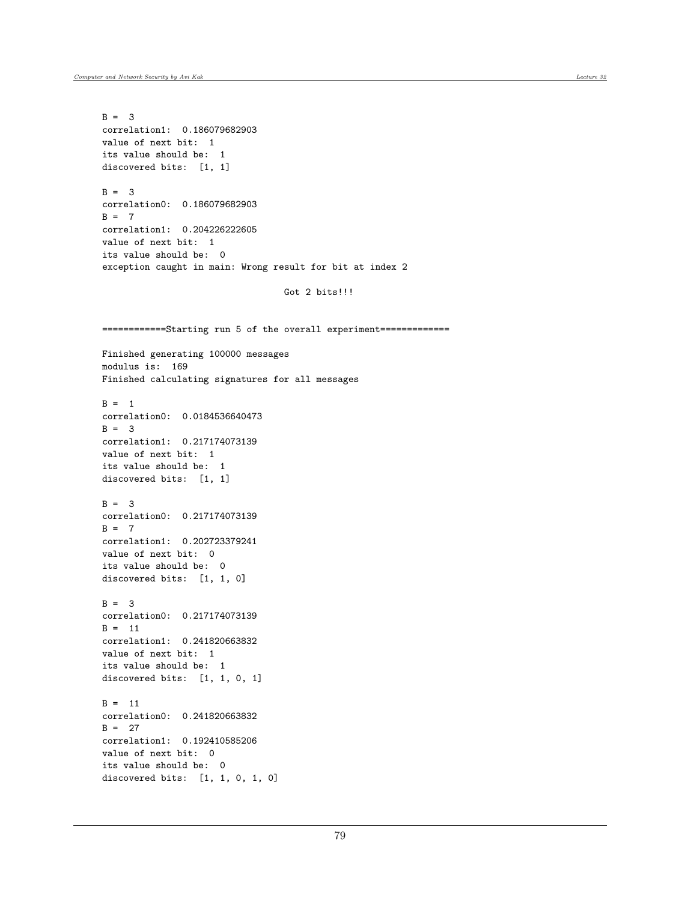```
B =  3
correlation1:  0.186079682903
value of next bit:  1
its value should be:  1
discovered bits:  [1, 1]

B =  3
correlation0:  0.186079682903
B =  7
correlation1:  0.204226222605
value of next bit:  1
its value should be:  0
exception caught in main: Wrong result for bit at index 2

                                     Got 2 bits!!!


============Starting run 5 of the overall experiment=============

Finished generating 100000 messages
modulus is:  169
Finished calculating signatures for all messages

B =  1
correlation0:  0.0184536640473
B =  3
correlation1:  0.217174073139
value of next bit:  1
its value should be:  1
discovered bits:  [1, 1]

B =  3
correlation0:  0.217174073139
B =  7
correlation1:  0.202723379241
value of next bit:  0
its value should be:  0
discovered bits:  [1, 1, 0]

B =  3
correlation0:  0.217174073139
B =  11
correlation1:  0.241820663832
value of next bit:  1
its value should be:  1
discovered bits:  [1, 1, 0, 1]

B =  11
correlation0:  0.241820663832
B =  27
correlation1:  0.192410585206
value of next bit:  0
its value should be:  0
discovered bits:  [1, 1, 0, 1, 0]
```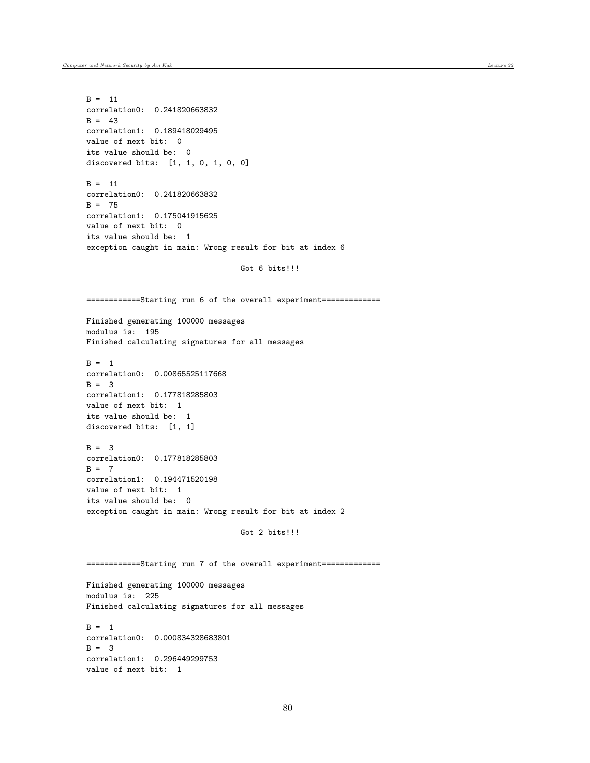```
B =  11
correlation0:  0.241820663832
B =  43
correlation1:  0.189418029495
value of next bit:  0
its value should be:  0
discovered bits:  [1, 1, 0, 1, 0, 0]

B =  11
correlation0:  0.241820663832
B =  75
correlation1:  0.175041915625
value of next bit:  0
its value should be:  1
exception caught in main: Wrong result for bit at index 6

                                Got 6 bits!!!


============Starting run 6 of the overall experiment=============

Finished generating 100000 messages
modulus is:  195
Finished calculating signatures for all messages

B =  1
correlation0:  0.00865525117668
B =  3
correlation1:  0.177818285803
value of next bit:  1
its value should be:  1
discovered bits:  [1, 1]

B =  3
correlation0:  0.177818285803
B =  7
correlation1:  0.194471520198
value of next bit:  1
its value should be:  0
exception caught in main: Wrong result for bit at index 2

                                Got 2 bits!!!


============Starting run 7 of the overall experiment=============

Finished generating 100000 messages
modulus is:  225
Finished calculating signatures for all messages

B =  1
correlation0:  0.000834328683801
B =  3
correlation1:  0.296449299753
value of next bit:  1
```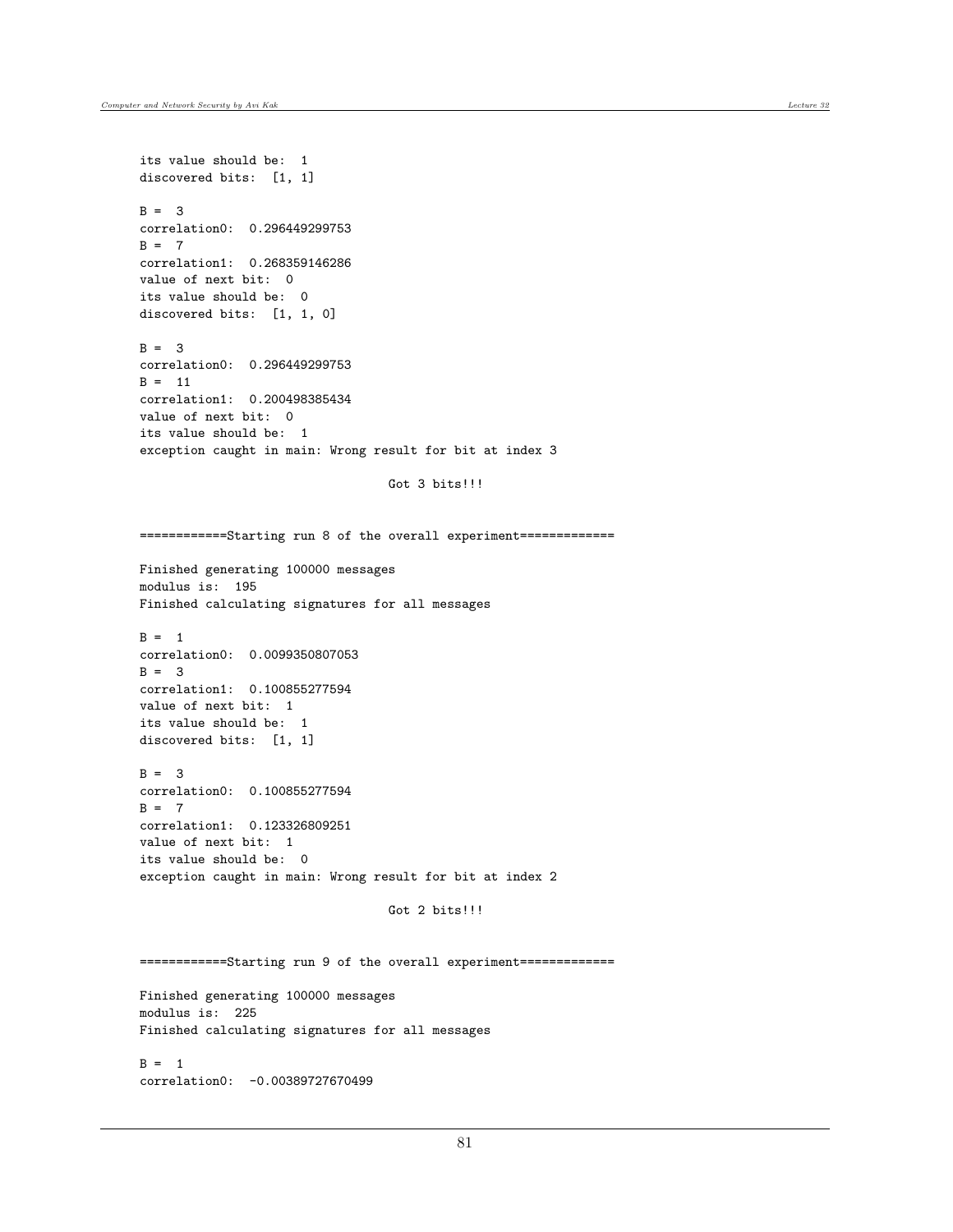```
its value should be:  1
discovered bits:  [1, 1]

B =  3
correlation0:  0.296449299753
B =  7
correlation1:  0.268359146286
value of next bit:  0
its value should be:  0
discovered bits:  [1, 1, 0]

B =  3
correlation0:  0.296449299753
B =  11
correlation1:  0.200498385434
value of next bit:  0
its value should be:  1
exception caught in main: Wrong result for bit at index 3

                                Got 3 bits!!!


============Starting run 8 of the overall experiment=============

Finished generating 100000 messages
modulus is:  195
Finished calculating signatures for all messages

B =  1
correlation0:  0.0099350807053
B =  3
correlation1:  0.100855277594
value of next bit:  1
its value should be:  1
discovered bits:  [1, 1]

B =  3
correlation0:  0.100855277594
B =  7
correlation1:  0.123326809251
value of next bit:  1
its value should be:  0
exception caught in main: Wrong result for bit at index 2

                                Got 2 bits!!!


============Starting run 9 of the overall experiment=============

Finished generating 100000 messages
modulus is:  225
Finished calculating signatures for all messages

B =  1
correlation0:  -0.00389727670499
```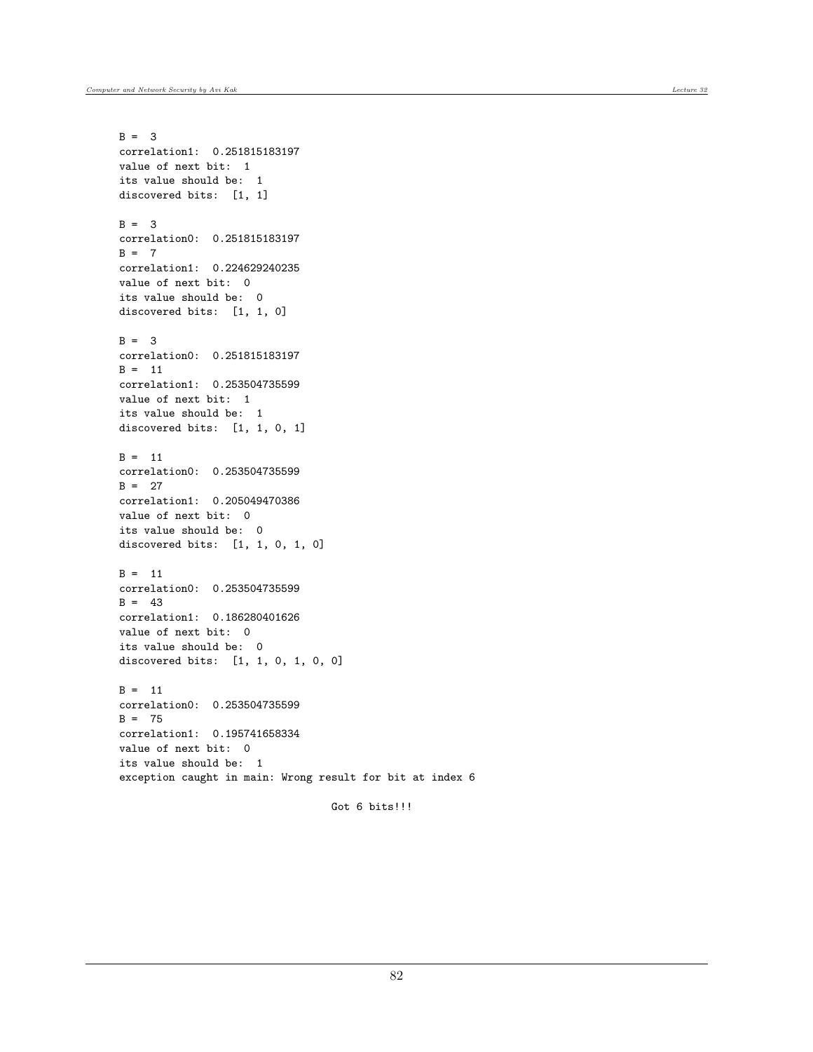```
B =  3
correlation1:  0.251815183197
value of next bit:  1
its value should be:  1
discovered bits:  [1, 1]

B =  3
correlation0:  0.251815183197
B =  7
correlation1:  0.224629240235
value of next bit:  0
its value should be:  0
discovered bits:  [1, 1, 0]

B =  3
correlation0:  0.251815183197
B =  11
correlation1:  0.253504735599
value of next bit:  1
its value should be:  1
discovered bits:  [1, 1, 0, 1]

B =  11
correlation0:  0.253504735599
B =  27
correlation1:  0.205049470386
value of next bit:  0
its value should be:  0
discovered bits:  [1, 1, 0, 1, 0]

B =  11
correlation0:  0.253504735599
B =  43
correlation1:  0.186280401626
value of next bit:  0
its value should be:  0
discovered bits:  [1, 1, 0, 1, 0, 0]

B =  11
correlation0:  0.253504735599
B =  75
correlation1:  0.195741658334
value of next bit:  0
its value should be:  1
exception caught in main: Wrong result for bit at index 6

                                     Got 6 bits!!!
```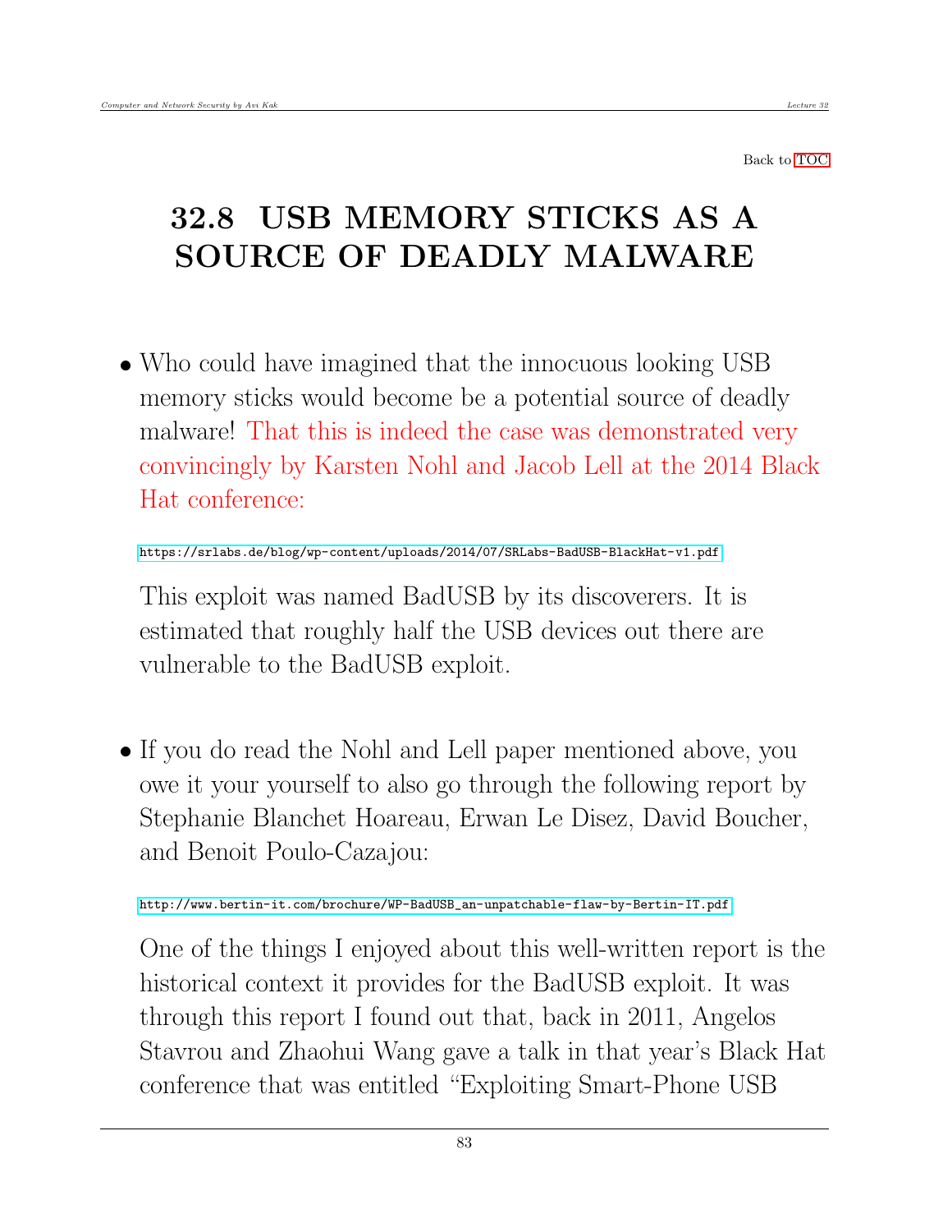Back to TOC

## 32.8 USB MEMORY STICKS AS A SOURCE OF DEADLY MALWARE

- Who could have imagined that the innocuous looking USB memory sticks would become be a potential source of deadly malware! That this is indeed the case was demonstrated very convincingly by Karsten Nohl and Jacob Lell at the 2014 Black Hat conference:

  https://srlabs.de/blog/wp-content/uploads/2014/07/SRLabs-BadUSB-BlackHat-v1.pdf

  This exploit was named BadUSB by its discoverers. It is estimated that roughly half the USB devices out there are vulnerable to the BadUSB exploit.

- If you do read the Nohl and Lell paper mentioned above, you owe it your yourself to also go through the following report by Stephanie Blanchet Hoareau, Erwan Le Disez, David Boucher, and Benoit Poulo-Cazajou:

  http://www.bertin-it.com/brochure/WP-BadUSB_an-unpatchable-flaw-by-Bertin-IT.pdf

  One of the things I enjoyed about this well-written report is the historical context it provides for the BadUSB exploit. It was through this report I found out that, back in 2011, Angelos Stavrou and Zhaohui Wang gave a talk in that year's Black Hat conference that was entitled "Exploiting Smart-Phone USB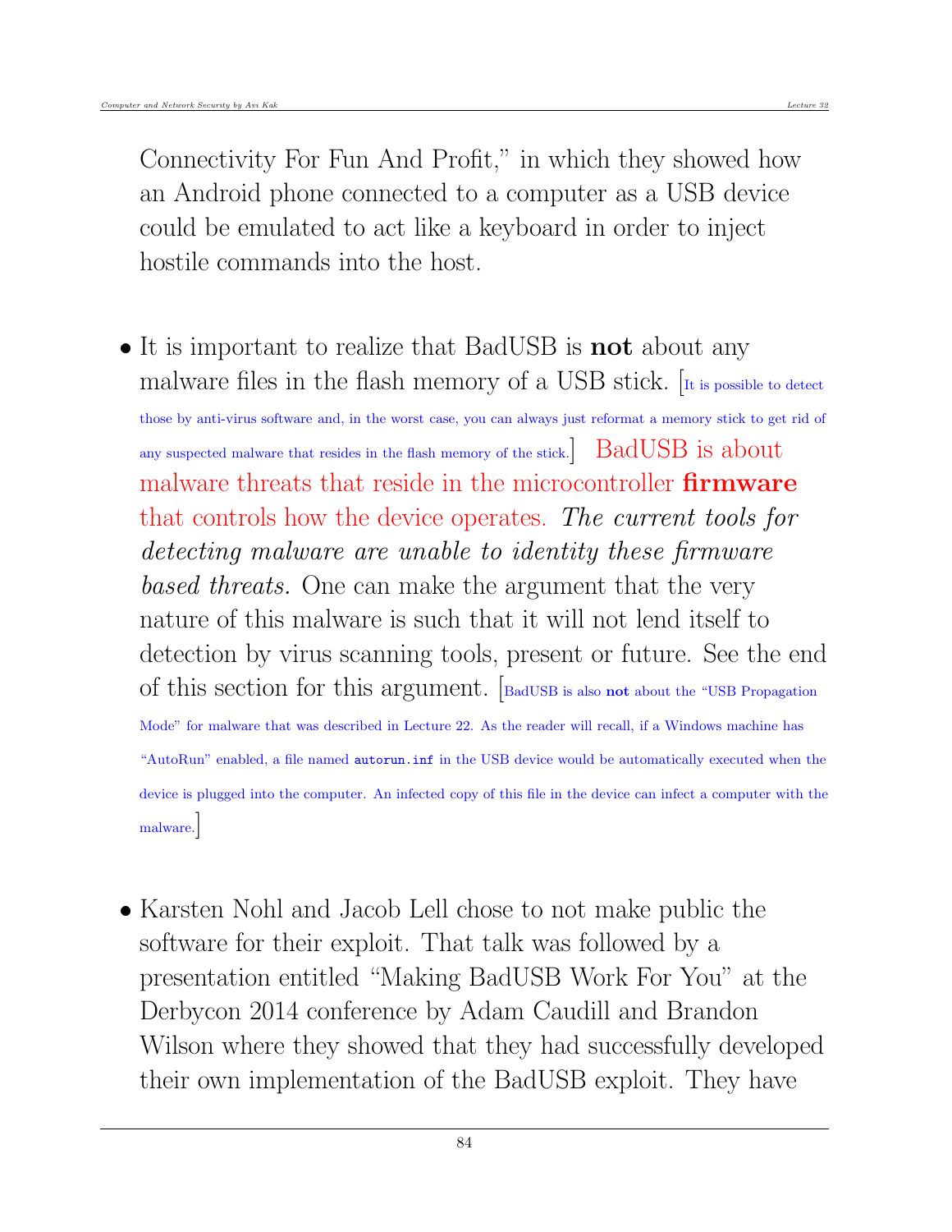Connectivity For Fun And Profit," in which they showed how an Android phone connected to a computer as a USB device could be emulated to act like a keyboard in order to inject hostile commands into the host.

- It is important to realize that BadUSB is **not** about any malware files in the flash memory of a USB stick. [It is possible to detect those by anti-virus software and, in the worst case, you can always just reformat a memory stick to get rid of any suspected malware that resides in the flash memory of the stick.] BadUSB is about malware threats that reside in the microcontroller **firmware** that controls how the device operates. *The current tools for detecting malware are unable to identity these firmware based threats.* One can make the argument that the very nature of this malware is such that it will not lend itself to detection by virus scanning tools, present or future. See the end of this section for this argument. [BadUSB is also **not** about the "USB Propagation Mode" for malware that was described in Lecture 22. As the reader will recall, if a Windows machine has "AutoRun" enabled, a file named `autorun.inf` in the USB device would be automatically executed when the device is plugged into the computer. An infected copy of this file in the device can infect a computer with the malware.]

- Karsten Nohl and Jacob Lell chose to not make public the software for their exploit. That talk was followed by a presentation entitled "Making BadUSB Work For You" at the Derbycon 2014 conference by Adam Caudill and Brandon Wilson where they showed that they had successfully developed their own implementation of the BadUSB exploit. They have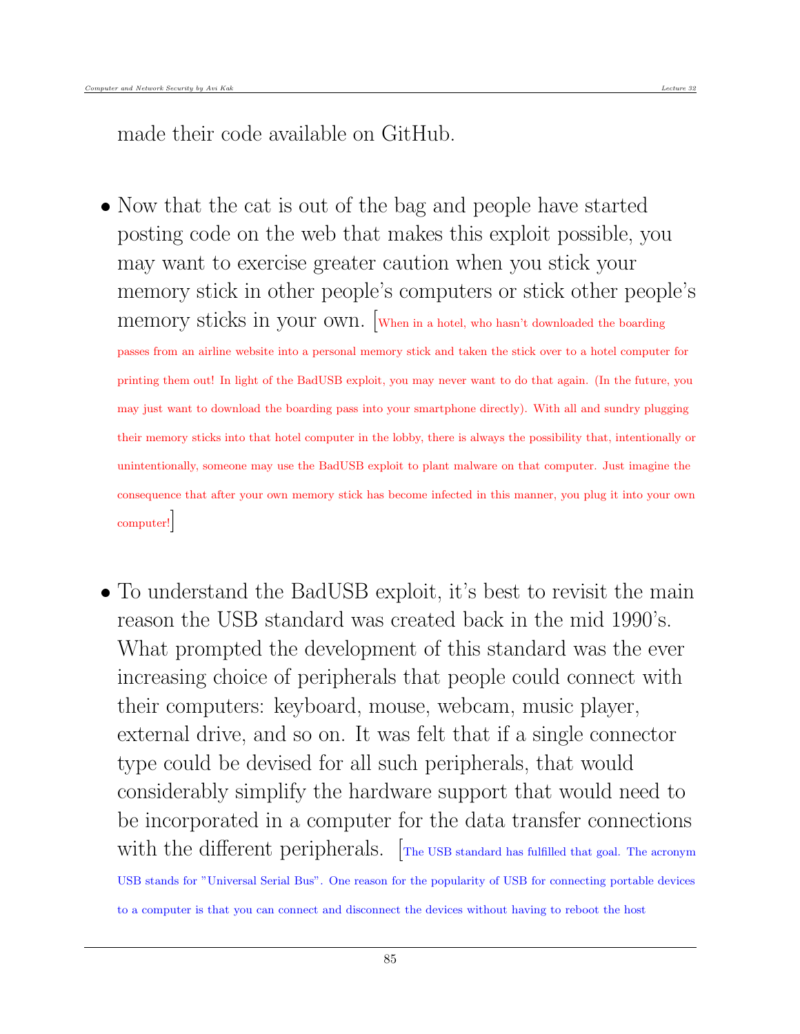made their code available on GitHub.

- Now that the cat is out of the bag and people have started posting code on the web that makes this exploit possible, you may want to exercise greater caution when you stick your memory stick in other people's computers or stick other people's memory sticks in your own. [When in a hotel, who hasn't downloaded the boarding passes from an airline website into a personal memory stick and taken the stick over to a hotel computer for printing them out! In light of the BadUSB exploit, you may never want to do that again. (In the future, you may just want to download the boarding pass into your smartphone directly). With all and sundry plugging their memory sticks into that hotel computer in the lobby, there is always the possibility that, intentionally or unintentionally, someone may use the BadUSB exploit to plant malware on that computer. Just imagine the consequence that after your own memory stick has become infected in this manner, you plug it into your own computer!]

- To understand the BadUSB exploit, it's best to revisit the main reason the USB standard was created back in the mid 1990's. What prompted the development of this standard was the ever increasing choice of peripherals that people could connect with their computers: keyboard, mouse, webcam, music player, external drive, and so on. It was felt that if a single connector type could be devised for all such peripherals, that would considerably simplify the hardware support that would need to be incorporated in a computer for the data transfer connections with the different peripherals. [The USB standard has fulfilled that goal. The acronym USB stands for "Universal Serial Bus". One reason for the popularity of USB for connecting portable devices to a computer is that you can connect and disconnect the devices without having to reboot the host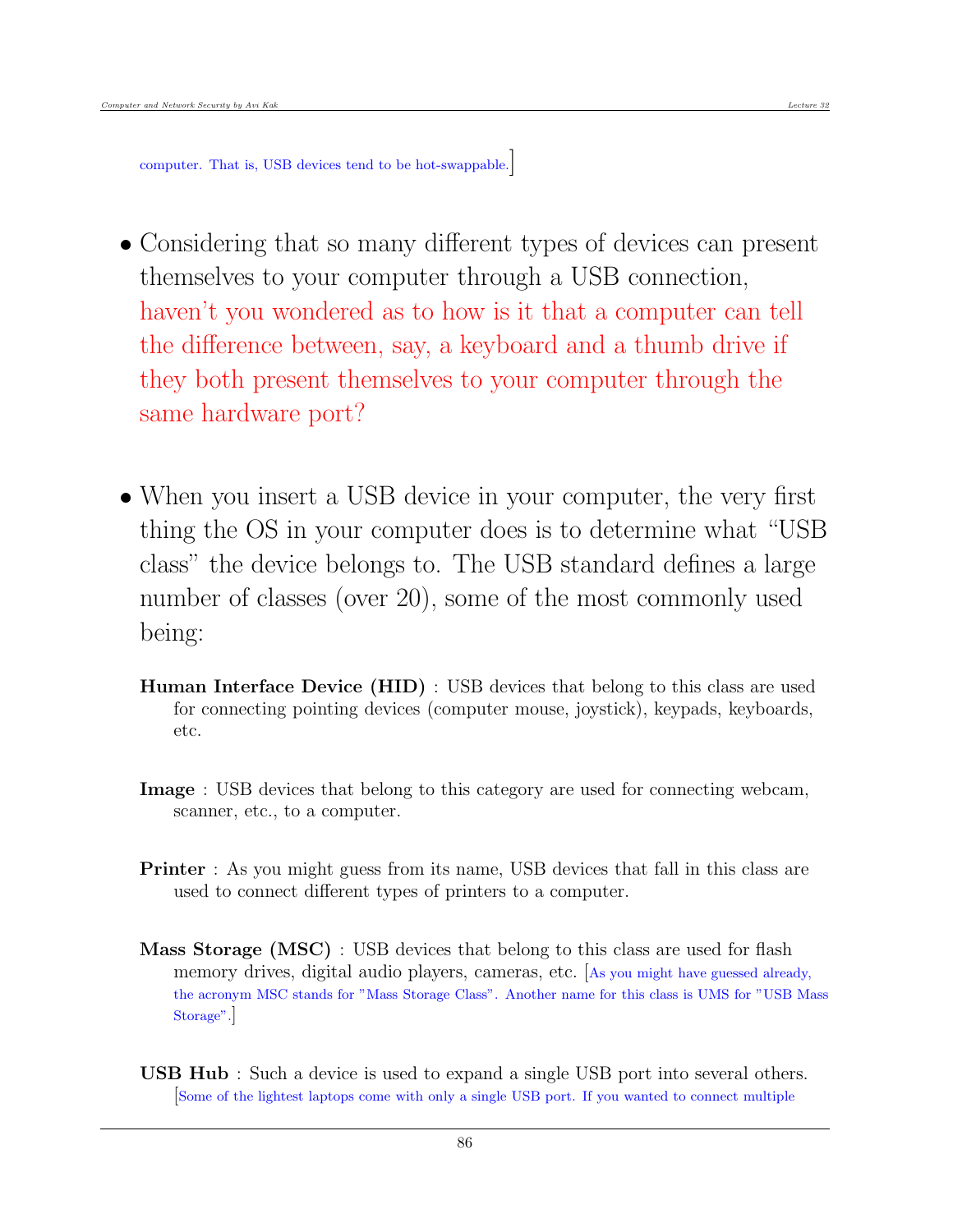computer. That is, USB devices tend to be hot-swappable.]

- Considering that so many different types of devices can present themselves to your computer through a USB connection, haven't you wondered as to how is it that a computer can tell the difference between, say, a keyboard and a thumb drive if they both present themselves to your computer through the same hardware port?

- When you insert a USB device in your computer, the very first thing the OS in your computer does is to determine what "USB class" the device belongs to. The USB standard defines a large number of classes (over 20), some of the most commonly used being:

  **Human Interface Device (HID)** : USB devices that belong to this class are used for connecting pointing devices (computer mouse, joystick), keypads, keyboards, etc.

  **Image** : USB devices that belong to this category are used for connecting webcam, scanner, etc., to a computer.

  **Printer** : As you might guess from its name, USB devices that fall in this class are used to connect different types of printers to a computer.

  **Mass Storage (MSC)** : USB devices that belong to this class are used for flash memory drives, digital audio players, cameras, etc. [As you might have guessed already, the acronym MSC stands for "Mass Storage Class". Another name for this class is UMS for "USB Mass Storage".]

  **USB Hub** : Such a device is used to expand a single USB port into several others. [Some of the lightest laptops come with only a single USB port. If you wanted to connect multiple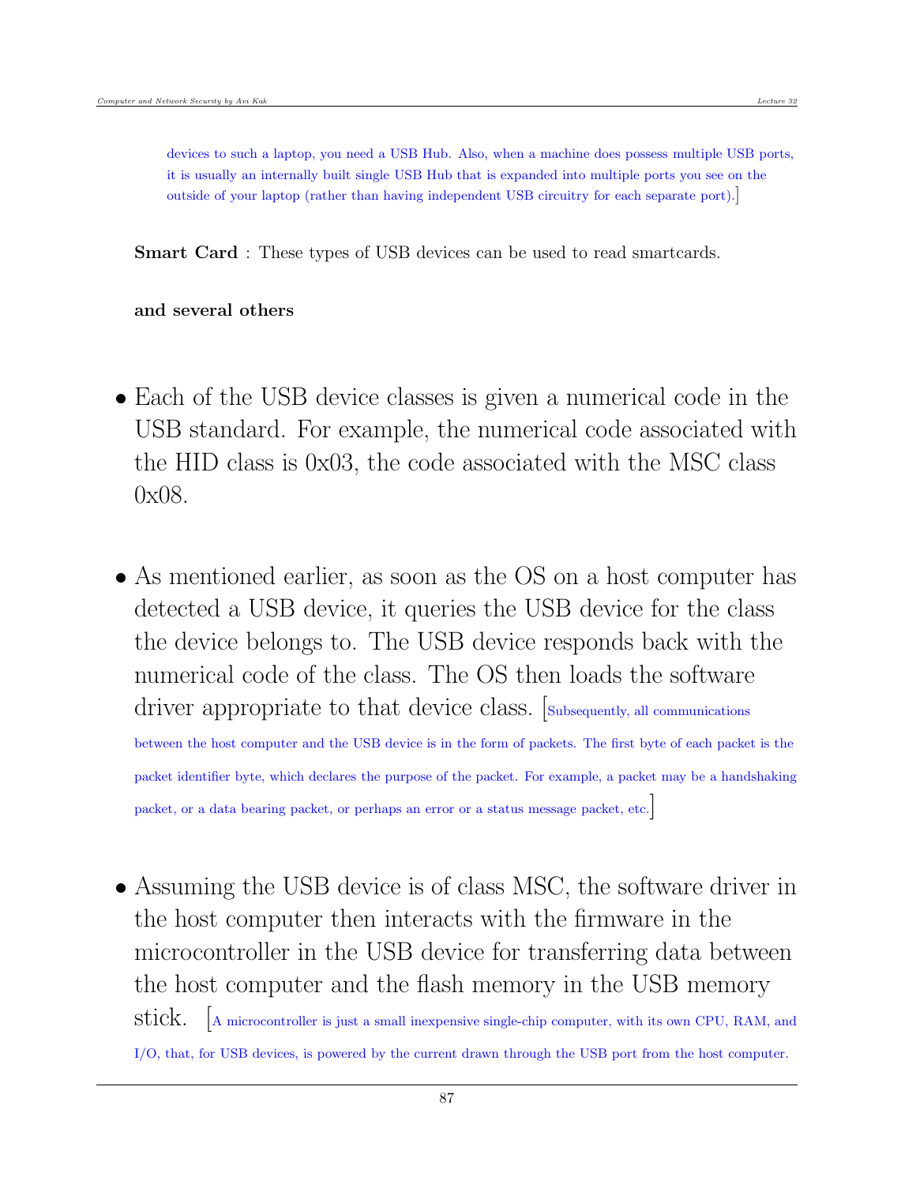devices to such a laptop, you need a USB Hub. Also, when a machine does possess multiple USB ports, it is usually an internally built single USB Hub that is expanded into multiple ports you see on the outside of your laptop (rather than having independent USB circuitry for each separate port).]

**Smart Card** : These types of USB devices can be used to read smartcards.

**and several others**

- Each of the USB device classes is given a numerical code in the USB standard. For example, the numerical code associated with the HID class is 0x03, the code associated with the MSC class 0x08.

- As mentioned earlier, as soon as the OS on a host computer has detected a USB device, it queries the USB device for the class the device belongs to. The USB device responds back with the numerical code of the class. The OS then loads the software driver appropriate to that device class. [Subsequently, all communications between the host computer and the USB device is in the form of packets. The first byte of each packet is the packet identifier byte, which declares the purpose of the packet. For example, a packet may be a handshaking packet, or a data bearing packet, or perhaps an error or a status message packet, etc.]

- Assuming the USB device is of class MSC, the software driver in the host computer then interacts with the firmware in the microcontroller in the USB device for transferring data between the host computer and the flash memory in the USB memory stick. [A microcontroller is just a small inexpensive single-chip computer, with its own CPU, RAM, and I/O, that, for USB devices, is powered by the current drawn through the USB port from the host computer.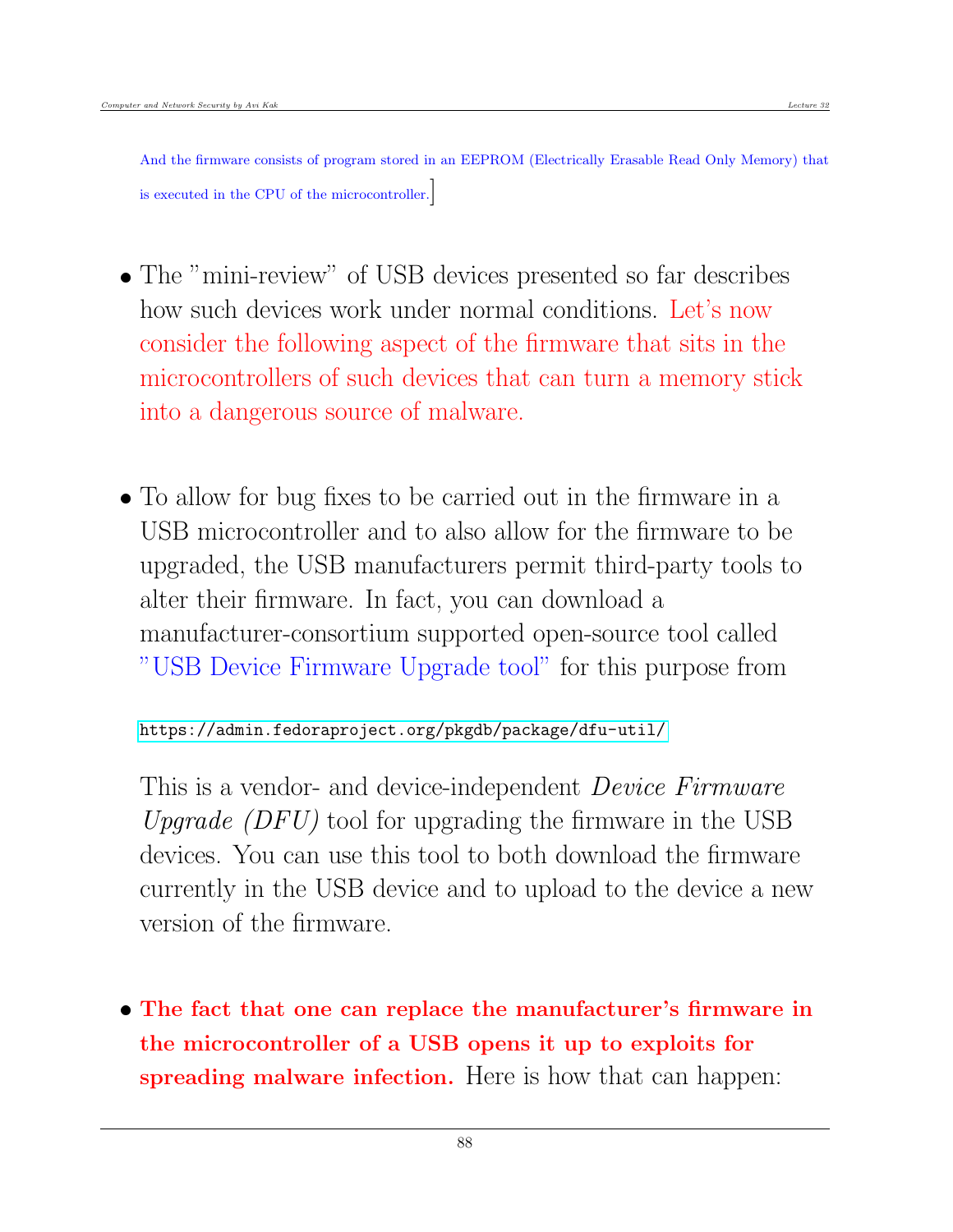And the firmware consists of program stored in an EEPROM (Electrically Erasable Read Only Memory) that is executed in the CPU of the microcontroller.]

- The "mini-review" of USB devices presented so far describes how such devices work under normal conditions. Let's now consider the following aspect of the firmware that sits in the microcontrollers of such devices that can turn a memory stick into a dangerous source of malware.

- To allow for bug fixes to be carried out in the firmware in a USB microcontroller and to also allow for the firmware to be upgraded, the USB manufacturers permit third-party tools to alter their firmware. In fact, you can download a manufacturer-consortium supported open-source tool called "USB Device Firmware Upgrade tool" for this purpose from

  https://admin.fedoraproject.org/pkgdb/package/dfu-util/

  This is a vendor- and device-independent *Device Firmware Upgrade (DFU)* tool for upgrading the firmware in the USB devices. You can use this tool to both download the firmware currently in the USB device and to upload to the device a new version of the firmware.

- **The fact that one can replace the manufacturer's firmware in the microcontroller of a USB opens it up to exploits for spreading malware infection.** Here is how that can happen: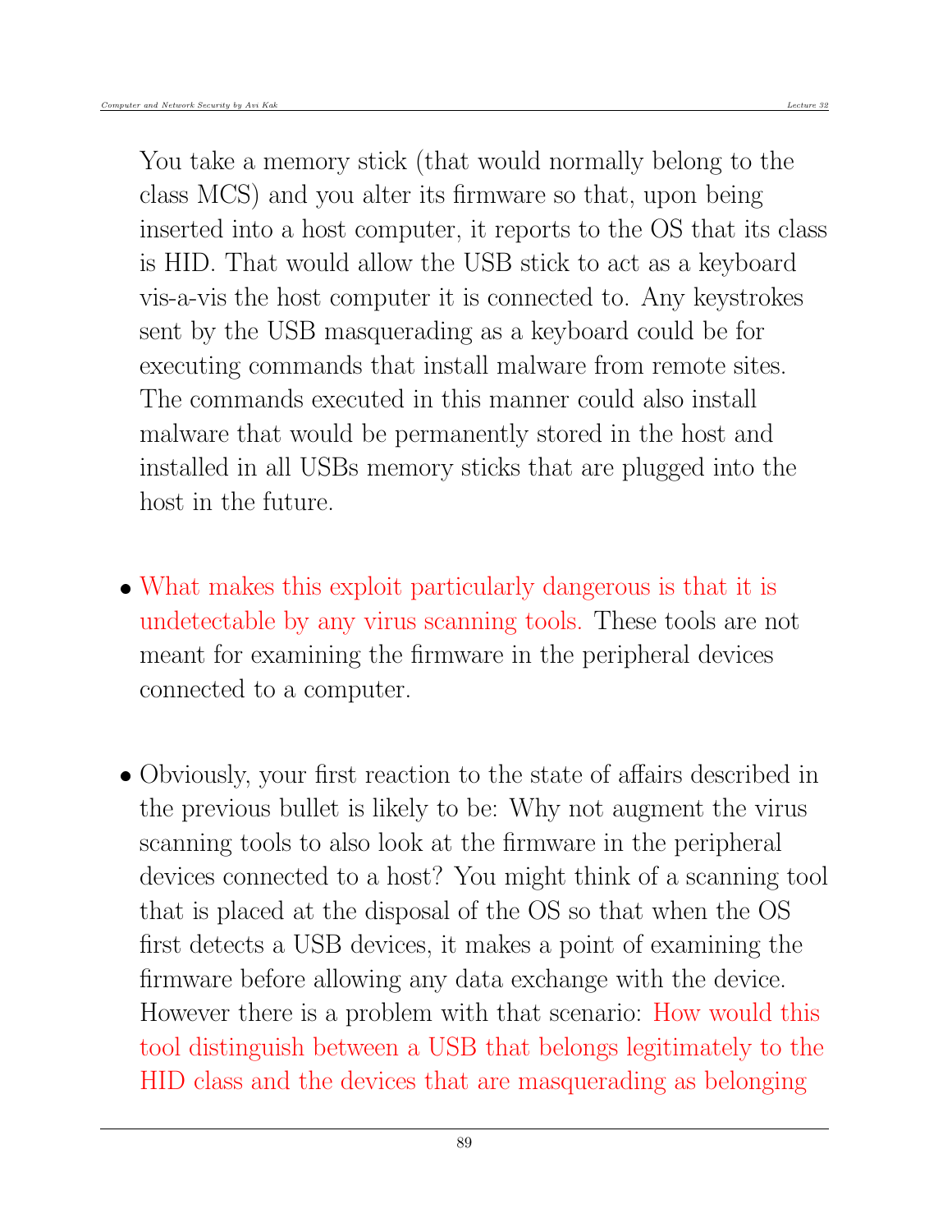You take a memory stick (that would normally belong to the class MCS) and you alter its firmware so that, upon being inserted into a host computer, it reports to the OS that its class is HID. That would allow the USB stick to act as a keyboard vis-a-vis the host computer it is connected to. Any keystrokes sent by the USB masquerading as a keyboard could be for executing commands that install malware from remote sites. The commands executed in this manner could also install malware that would be permanently stored in the host and installed in all USBs memory sticks that are plugged into the host in the future.

- What makes this exploit particularly dangerous is that it is undetectable by any virus scanning tools. These tools are not meant for examining the firmware in the peripheral devices connected to a computer.

- Obviously, your first reaction to the state of affairs described in the previous bullet is likely to be: Why not augment the virus scanning tools to also look at the firmware in the peripheral devices connected to a host? You might think of a scanning tool that is placed at the disposal of the OS so that when the OS first detects a USB devices, it makes a point of examining the firmware before allowing any data exchange with the device. However there is a problem with that scenario: How would this tool distinguish between a USB that belongs legitimately to the HID class and the devices that are masquerading as belonging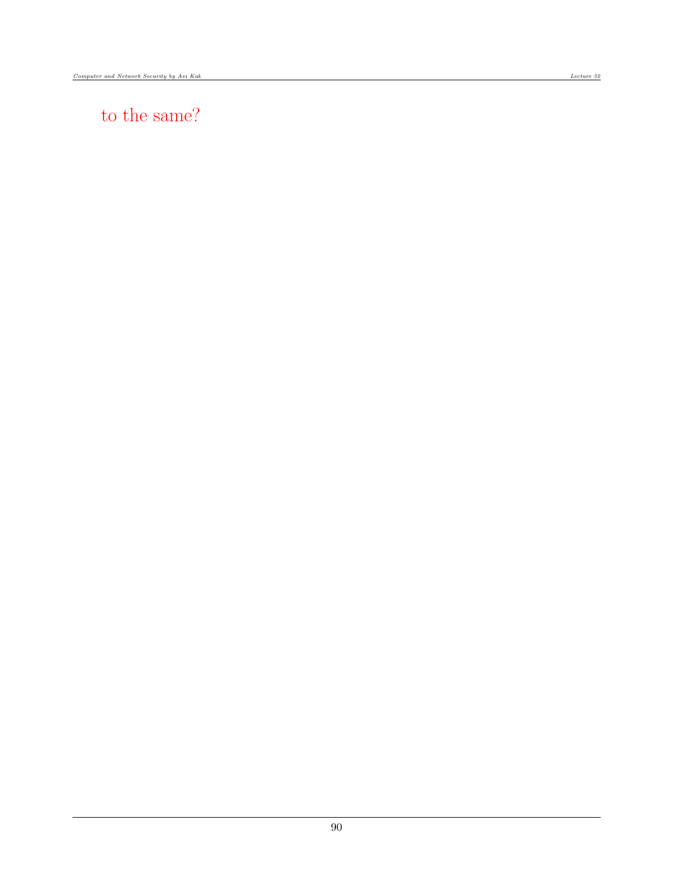to the same?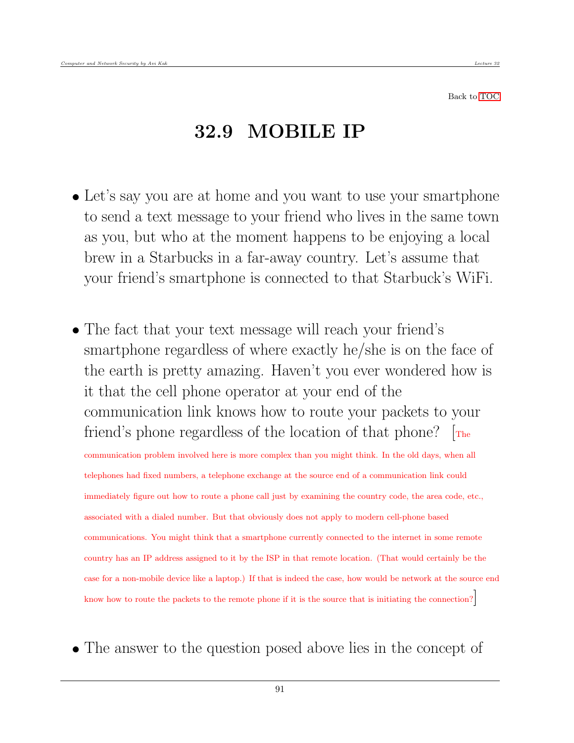Back to TOC

# 32.9 MOBILE IP

- Let's say you are at home and you want to use your smartphone to send a text message to your friend who lives in the same town as you, but who at the moment happens to be enjoying a local brew in a Starbucks in a far-away country. Let's assume that your friend's smartphone is connected to that Starbuck's WiFi.

- The fact that your text message will reach your friend's smartphone regardless of where exactly he/she is on the face of the earth is pretty amazing. Haven't you ever wondered how is it that the cell phone operator at your end of the communication link knows how to route your packets to your friend's phone regardless of the location of that phone? [The communication problem involved here is more complex than you might think. In the old days, when all telephones had fixed numbers, a telephone exchange at the source end of a communication link could immediately figure out how to route a phone call just by examining the country code, the area code, etc., associated with a dialed number. But that obviously does not apply to modern cell-phone based communications. You might think that a smartphone currently connected to the internet in some remote country has an IP address assigned to it by the ISP in that remote location. (That would certainly be the case for a non-mobile device like a laptop.) If that is indeed the case, how would be network at the source end know how to route the packets to the remote phone if it is the source that is initiating the connection?]

- The answer to the question posed above lies in the concept of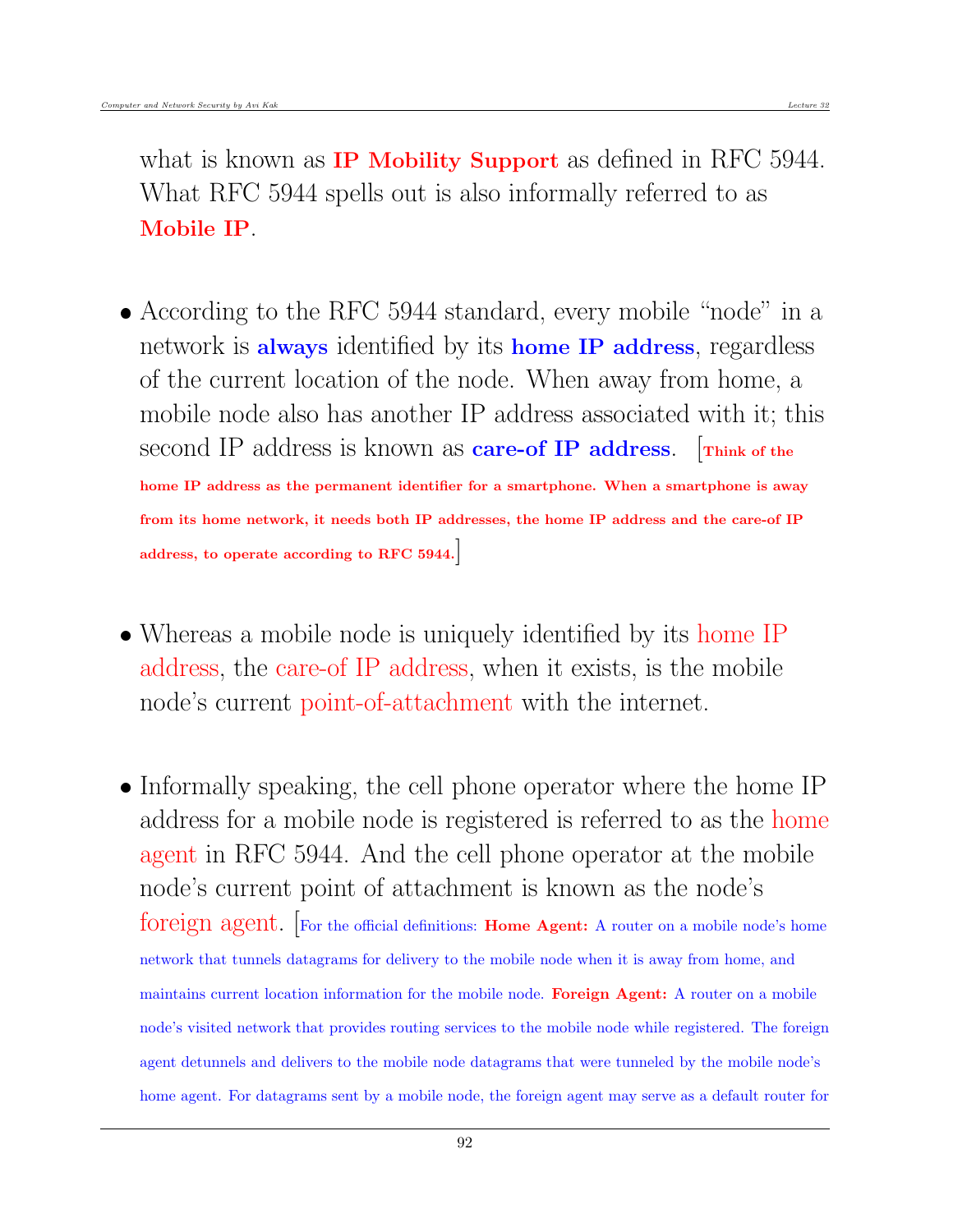what is known as **IP Mobility Support** as defined in RFC 5944. What RFC 5944 spells out is also informally referred to as **Mobile IP**.

- According to the RFC 5944 standard, every mobile "node" in a network is **always** identified by its **home IP address**, regardless of the current location of the node. When away from home, a mobile node also has another IP address associated with it; this second IP address is known as **care-of IP address**. [**Think of the home IP address as the permanent identifier for a smartphone. When a smartphone is away from its home network, it needs both IP addresses, the home IP address and the care-of IP address, to operate according to RFC 5944.**]

- Whereas a mobile node is uniquely identified by its home IP address, the care-of IP address, when it exists, is the mobile node's current point-of-attachment with the internet.

- Informally speaking, the cell phone operator where the home IP address for a mobile node is registered is referred to as the home agent in RFC 5944. And the cell phone operator at the mobile node's current point of attachment is known as the node's foreign agent. [For the official definitions: **Home Agent:** A router on a mobile node's home network that tunnels datagrams for delivery to the mobile node when it is away from home, and maintains current location information for the mobile node. **Foreign Agent:** A router on a mobile node's visited network that provides routing services to the mobile node while registered. The foreign agent detunnels and delivers to the mobile node datagrams that were tunneled by the mobile node's home agent. For datagrams sent by a mobile node, the foreign agent may serve as a default router for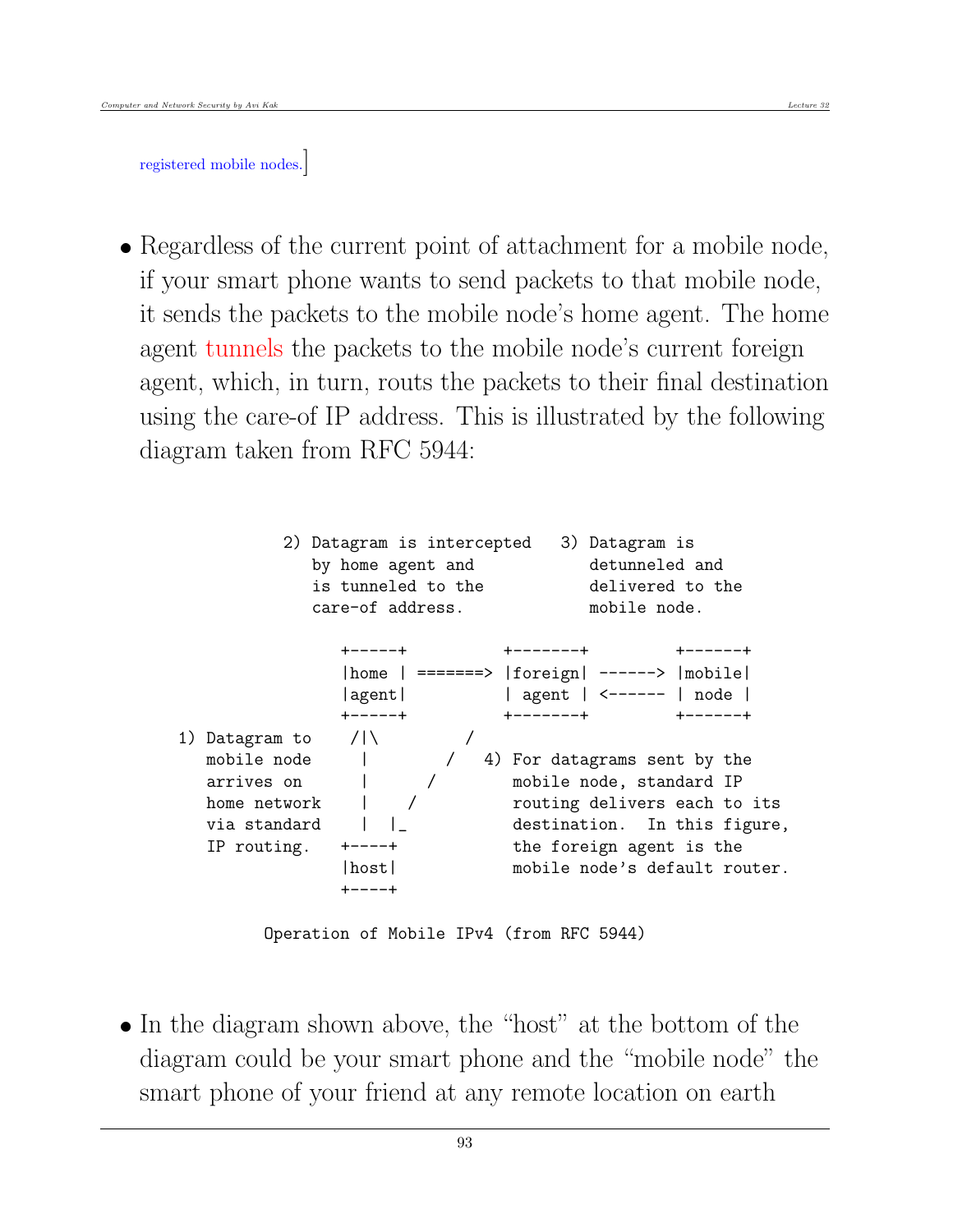registered mobile nodes.]

- Regardless of the current point of attachment for a mobile node, if your smart phone wants to send packets to that mobile node, it sends the packets to the mobile node's home agent. The home agent tunnels the packets to the mobile node's current foreign agent, which, in turn, routs the packets to their final destination using the care-of IP address. This is illustrated by the following diagram taken from RFC 5944:

```
              2) Datagram is intercepted   3) Datagram is
                 by home agent and            detunneled and
                 is tunneled to the           delivered to the
                 care-of address.             mobile node.

                    +-----+          +-------+         +------+
                    |home | =======> |foreign| ------> |mobile|
                    |agent|          | agent | <------ | node |
                    +-----+          +-------+         +------+
        1) Datagram to     /|\         /
           mobile node      |        /   4) For datagrams sent by the
           arrives on       |      /        mobile node, standard IP
           home network     |    /          routing delivers each to its
           via standard     |  |_           destination.  In this figure,
           IP routing.    +----+            the foreign agent is the
                          |host|            mobile node's default router.
                          +----+

           Operation of Mobile IPv4 (from RFC 5944)
```

- In the diagram shown above, the "host" at the bottom of the diagram could be your smart phone and the "mobile node" the smart phone of your friend at any remote location on earth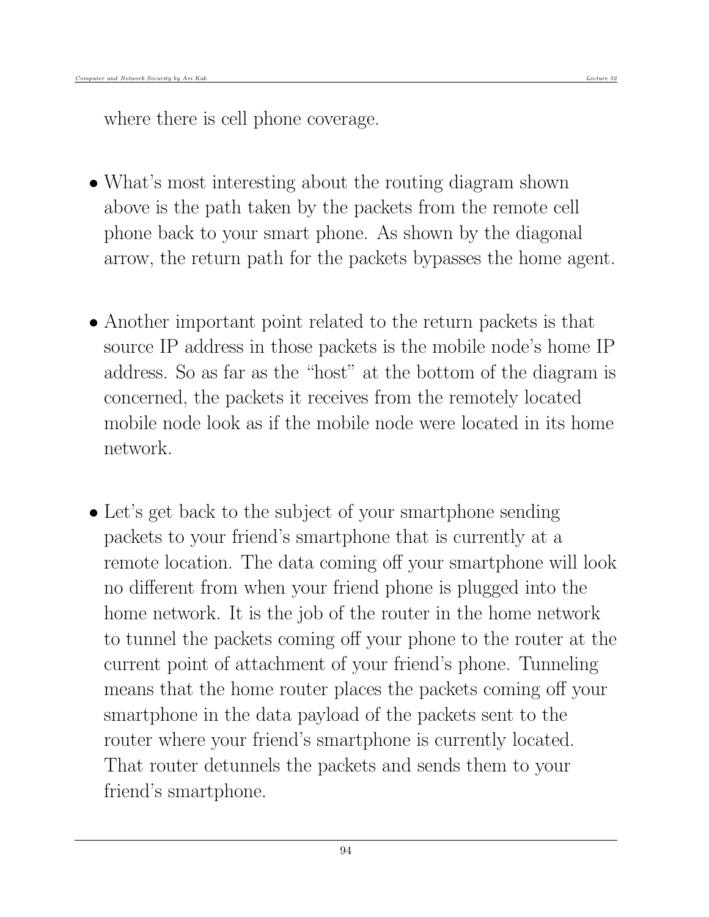where there is cell phone coverage.

- What's most interesting about the routing diagram shown above is the path taken by the packets from the remote cell phone back to your smart phone. As shown by the diagonal arrow, the return path for the packets bypasses the home agent.

- Another important point related to the return packets is that source IP address in those packets is the mobile node's home IP address. So as far as the "host" at the bottom of the diagram is concerned, the packets it receives from the remotely located mobile node look as if the mobile node were located in its home network.

- Let's get back to the subject of your smartphone sending packets to your friend's smartphone that is currently at a remote location. The data coming off your smartphone will look no different from when your friend phone is plugged into the home network. It is the job of the router in the home network to tunnel the packets coming off your phone to the router at the current point of attachment of your friend's phone. Tunneling means that the home router places the packets coming off your smartphone in the data payload of the packets sent to the router where your friend's smartphone is currently located. That router detunnels the packets and sends them to your friend's smartphone.